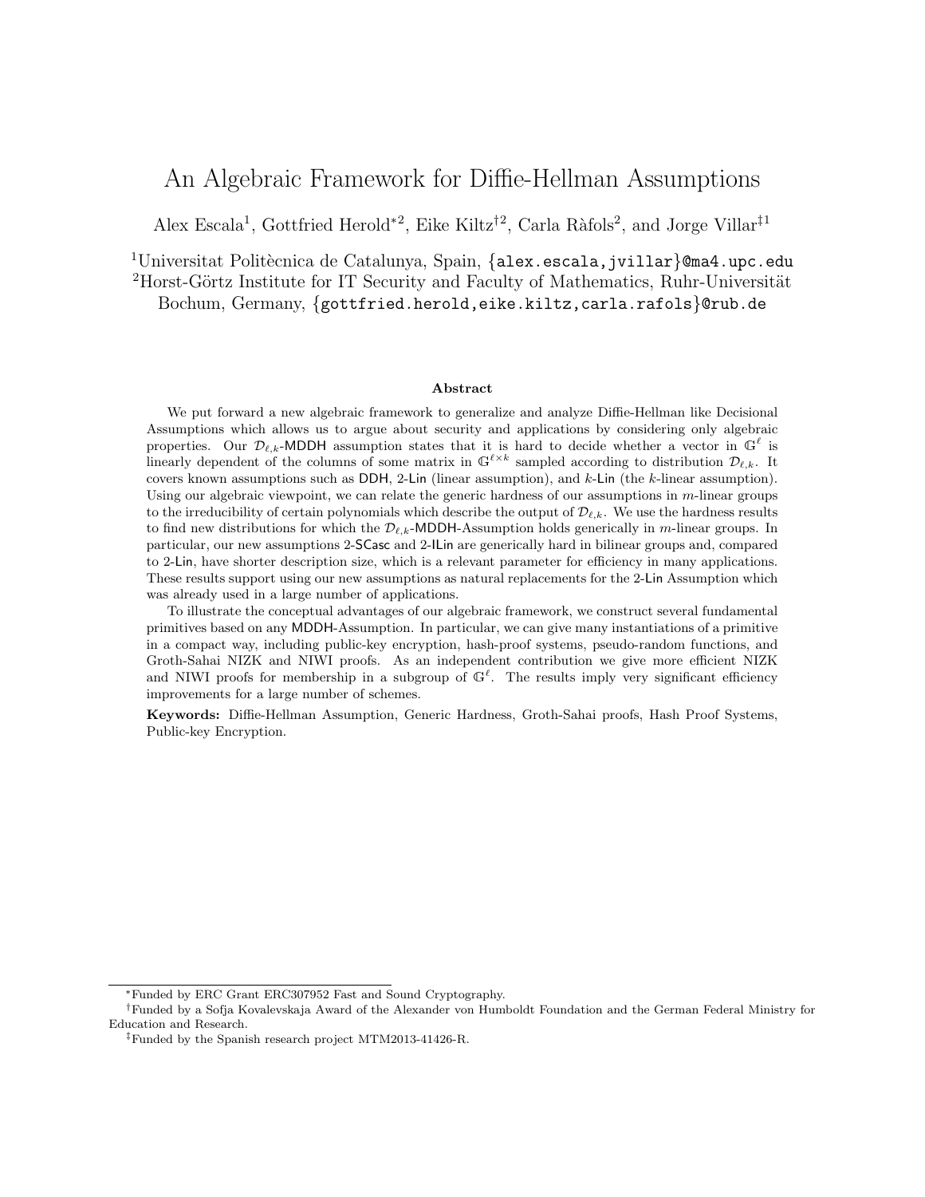# An Algebraic Framework for Diffie-Hellman Assumptions

Alex Escala[1], Gottfried Herold[*2], Eike Kiltz[†2], Carla Ràfols[2], and Jorge Villar[‡1]

[1]Universitat Politècnica de Catalunya, Spain, {alex.escala,jvillar}@ma4.upc.edu
[2]Horst-Görtz Institute for IT Security and Faculty of Mathematics, Ruhr-Universität Bochum, Germany, {gottfried.herold,eike.kiltz,carla.rafols}@rub.de

**Abstract**

We put forward a new algebraic framework to generalize and analyze Diffie-Hellman like Decisional Assumptions which allows us to argue about security and applications by considering only algebraic properties. Our $\mathcal{D}_{\ell,k}$-MDDH assumption states that it is hard to decide whether a vector in $\mathbb{G}^\ell$ is linearly dependent of the columns of some matrix in $\mathbb{G}^{\ell \times k}$ sampled according to distribution $\mathcal{D}_{\ell,k}$. It covers known assumptions such as DDH, 2-Lin (linear assumption), and $k$-Lin (the $k$-linear assumption). Using our algebraic viewpoint, we can relate the generic hardness of our assumptions in $m$-linear groups to the irreducibility of certain polynomials which describe the output of $\mathcal{D}_{\ell,k}$. We use the hardness results to find new distributions for which the $\mathcal{D}_{\ell,k}$-MDDH-Assumption holds generically in $m$-linear groups. In particular, our new assumptions 2-SCasc and 2-ILin are generically hard in bilinear groups and, compared to 2-Lin, have shorter description size, which is a relevant parameter for efficiency in many applications. These results support using our new assumptions as natural replacements for the 2-Lin Assumption which was already used in a large number of applications.

To illustrate the conceptual advantages of our algebraic framework, we construct several fundamental primitives based on any MDDH-Assumption. In particular, we can give many instantiations of a primitive in a compact way, including public-key encryption, hash-proof systems, pseudo-random functions, and Groth-Sahai NIZK and NIWI proofs. As an independent contribution we give more efficient NIZK and NIWI proofs for membership in a subgroup of $\mathbb{G}^\ell$. The results imply very significant efficiency improvements for a large number of schemes.

**Keywords:** Diffie-Hellman Assumption, Generic Hardness, Groth-Sahai proofs, Hash Proof Systems, Public-key Encryption.

---

[*] Funded by ERC Grant ERC307952 Fast and Sound Cryptography.

[†] Funded by a Sofja Kovalevskaja Award of the Alexander von Humboldt Foundation and the German Federal Ministry for Education and Research.

[‡] Funded by the Spanish research project MTM2013-41426-R.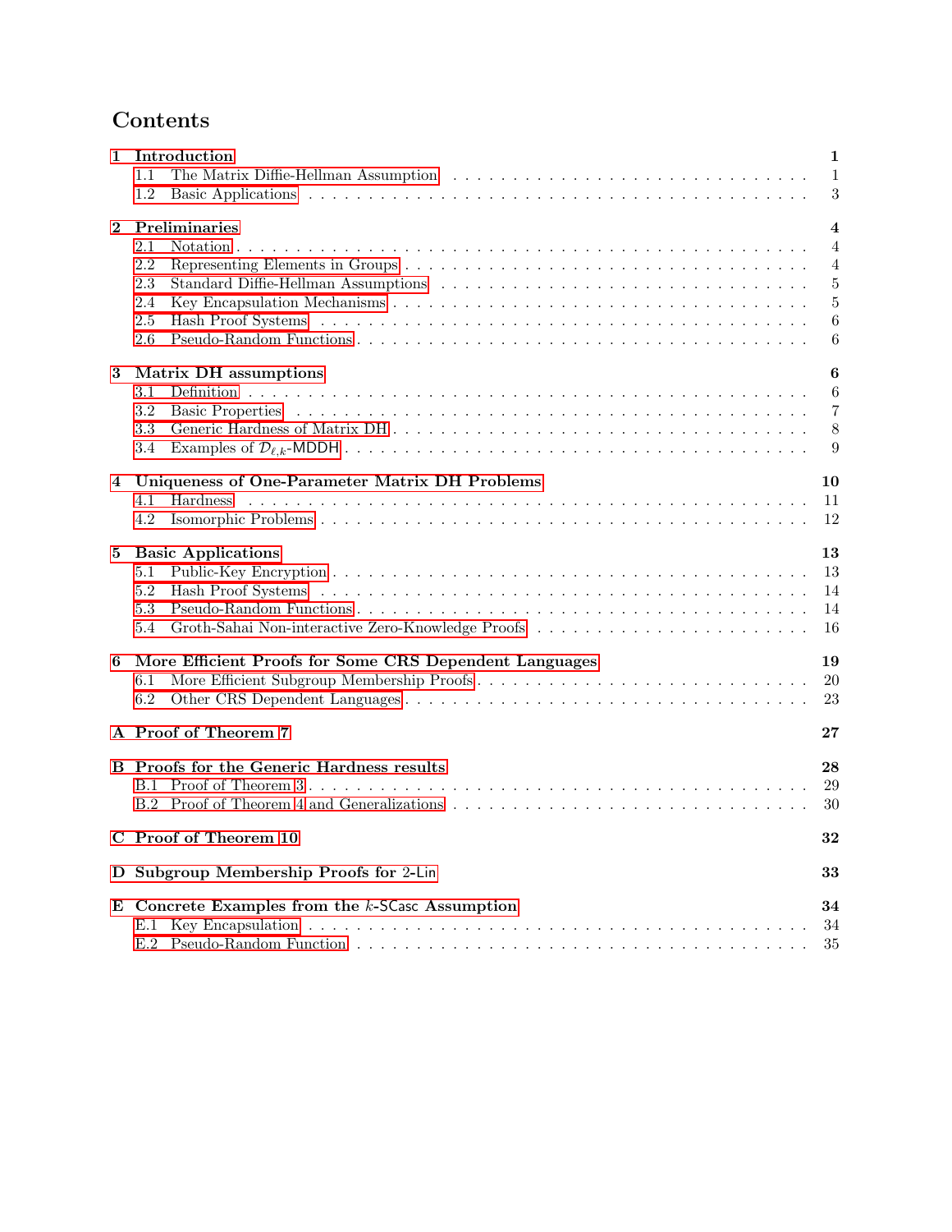# Contents

**1 Introduction** — **1**
- 1.1 The Matrix Diffie-Hellman Assumption — 1
- 1.2 Basic Applications — 3

**2 Preliminaries** — **4**
- 2.1 Notation — 4
- 2.2 Representing Elements in Groups — 4
- 2.3 Standard Diffie-Hellman Assumptions — 5
- 2.4 Key Encapsulation Mechanisms — 5
- 2.5 Hash Proof Systems — 6
- 2.6 Pseudo-Random Functions — 6

**3 Matrix DH assumptions** — **6**
- 3.1 Definition — 6
- 3.2 Basic Properties — 7
- 3.3 Generic Hardness of Matrix DH — 8
- 3.4 Examples of $\mathcal{D}_{\ell,k}$-MDDH — 9

**4 Uniqueness of One-Parameter Matrix DH Problems** — **10**
- 4.1 Hardness — 11
- 4.2 Isomorphic Problems — 12

**5 Basic Applications** — **13**
- 5.1 Public-Key Encryption — 13
- 5.2 Hash Proof Systems — 14
- 5.3 Pseudo-Random Functions — 14
- 5.4 Groth-Sahai Non-interactive Zero-Knowledge Proofs — 16

**6 More Efficient Proofs for Some CRS Dependent Languages** — **19**
- 6.1 More Efficient Subgroup Membership Proofs — 20
- 6.2 Other CRS Dependent Languages — 23

**A Proof of Theorem 7** — **27**

**B Proofs for the Generic Hardness results** — **28**
- B.1 Proof of Theorem 3 — 29
- B.2 Proof of Theorem 4 and Generalizations — 30

**C Proof of Theorem 10** — **32**

**D Subgroup Membership Proofs for 2-Lin** — **33**

**E Concrete Examples from the $k$-SCasc Assumption** — **34**
- E.1 Key Encapsulation — 34
- E.2 Pseudo-Random Function — 35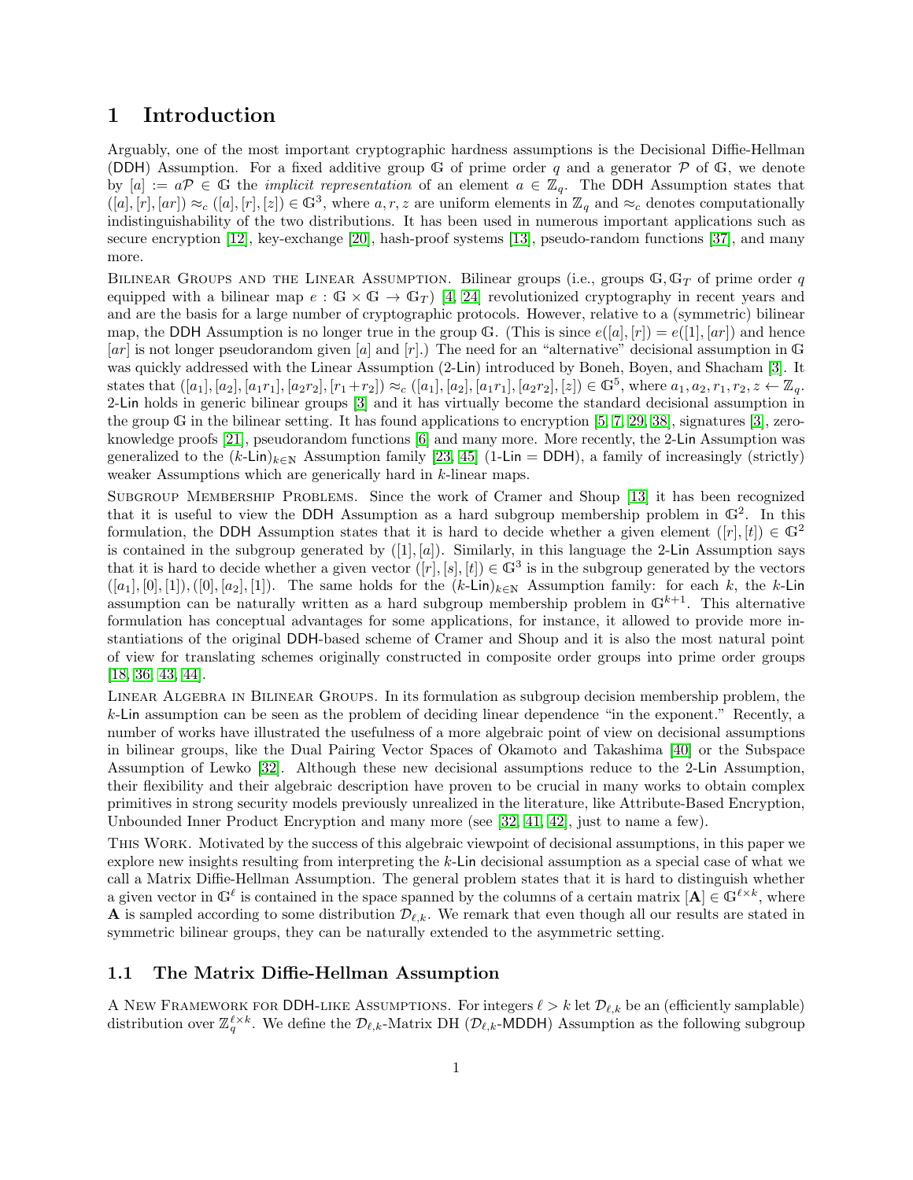# 1 Introduction

Arguably, one of the most important cryptographic hardness assumptions is the Decisional Diffie-Hellman (DDH) Assumption. For a fixed additive group $\mathbb{G}$ of prime order $q$ and a generator $\mathcal{P}$ of $\mathbb{G}$, we denote by $[a] := a\mathcal{P} \in \mathbb{G}$ the *implicit representation* of an element $a \in \mathbb{Z}_q$. The DDH Assumption states that $([a], [r], [ar]) \approx_c ([a], [r], [z]) \in \mathbb{G}^3$, where $a, r, z$ are uniform elements in $\mathbb{Z}_q$ and $\approx_c$ denotes computationally indistinguishability of the two distributions. It has been used in numerous important applications such as secure encryption [12], key-exchange [20], hash-proof systems [13], pseudo-random functions [37], and many more.

Bilinear Groups and the Linear Assumption. Bilinear groups (i.e., groups $\mathbb{G}, \mathbb{G}_T$ of prime order $q$ equipped with a bilinear map $e : \mathbb{G} \times \mathbb{G} \to \mathbb{G}_T$) [4, 24] revolutionized cryptography in recent years and and are the basis for a large number of cryptographic protocols. However, relative to a (symmetric) bilinear map, the DDH Assumption is no longer true in the group $\mathbb{G}$. (This is since $e([a], [r]) = e([1], [ar])$ and hence $[ar]$ is not longer pseudorandom given $[a]$ and $[r]$.) The need for an "alternative" decisional assumption in $\mathbb{G}$ was quickly addressed with the Linear Assumption (2-Lin) introduced by Boneh, Boyen, and Shacham [3]. It states that $([a_1], [a_2], [a_1 r_1], [a_2 r_2], [r_1 + r_2]) \approx_c ([a_1], [a_2], [a_1 r_1], [a_2 r_2], [z]) \in \mathbb{G}^5$, where $a_1, a_2, r_1, r_2, z \leftarrow \mathbb{Z}_q$. 2-Lin holds in generic bilinear groups [3] and it has virtually become the standard decisional assumption in the group $\mathbb{G}$ in the bilinear setting. It has found applications to encryption [5, 7, 29, 38], signatures [3], zero-knowledge proofs [21], pseudorandom functions [6] and many more. More recently, the 2-Lin Assumption was generalized to the $(k\text{-Lin})_{k \in \mathbb{N}}$ Assumption family [23, 45] (1-Lin = DDH), a family of increasingly (strictly) weaker Assumptions which are generically hard in $k$-linear maps.

Subgroup Membership Problems. Since the work of Cramer and Shoup [13] it has been recognized that it is useful to view the DDH Assumption as a hard subgroup membership problem in $\mathbb{G}^2$. In this formulation, the DDH Assumption states that it is hard to decide whether a given element $([r], [t]) \in \mathbb{G}^2$ is contained in the subgroup generated by $([1], [a])$. Similarly, in this language the 2-Lin Assumption says that it is hard to decide whether a given vector $([r], [s], [t]) \in \mathbb{G}^3$ is in the subgroup generated by the vectors $([a_1], [0], [1]), ([0], [a_2], [1])$. The same holds for the $(k\text{-Lin})_{k \in \mathbb{N}}$ Assumption family: for each $k$, the $k$-Lin assumption can be naturally written as a hard subgroup membership problem in $\mathbb{G}^{k+1}$. This alternative formulation has conceptual advantages for some applications, for instance, it allowed to provide more instantiations of the original DDH-based scheme of Cramer and Shoup and it is also the most natural point of view for translating schemes originally constructed in composite order groups into prime order groups [18, 36, 43, 44].

Linear Algebra in Bilinear Groups. In its formulation as subgroup decision membership problem, the $k$-Lin assumption can be seen as the problem of deciding linear dependence "in the exponent." Recently, a number of works have illustrated the usefulness of a more algebraic point of view on decisional assumptions in bilinear groups, like the Dual Pairing Vector Spaces of Okamoto and Takashima [40] or the Subspace Assumption of Lewko [32]. Although these new decisional assumptions reduce to the 2-Lin Assumption, their flexibility and their algebraic description have proven to be crucial in many works to obtain complex primitives in strong security models previously unrealized in the literature, like Attribute-Based Encryption, Unbounded Inner Product Encryption and many more (see [32, 41, 42], just to name a few).

This Work. Motivated by the success of this algebraic viewpoint of decisional assumptions, in this paper we explore new insights resulting from interpreting the $k$-Lin decisional assumption as a special case of what we call a Matrix Diffie-Hellman Assumption. The general problem states that it is hard to distinguish whether a given vector in $\mathbb{G}^\ell$ is contained in the space spanned by the columns of a certain matrix $[\mathbf{A}] \in \mathbb{G}^{\ell \times k}$, where $\mathbf{A}$ is sampled according to some distribution $\mathcal{D}_{\ell,k}$. We remark that even though all our results are stated in symmetric bilinear groups, they can be naturally extended to the asymmetric setting.

## 1.1 The Matrix Diffie-Hellman Assumption

A New Framework for DDH-like Assumptions. For integers $\ell > k$ let $\mathcal{D}_{\ell,k}$ be an (efficiently samplable) distribution over $\mathbb{Z}_q^{\ell \times k}$. We define the $\mathcal{D}_{\ell,k}$-Matrix DH ($\mathcal{D}_{\ell,k}$-MDDH) Assumption as the following subgroup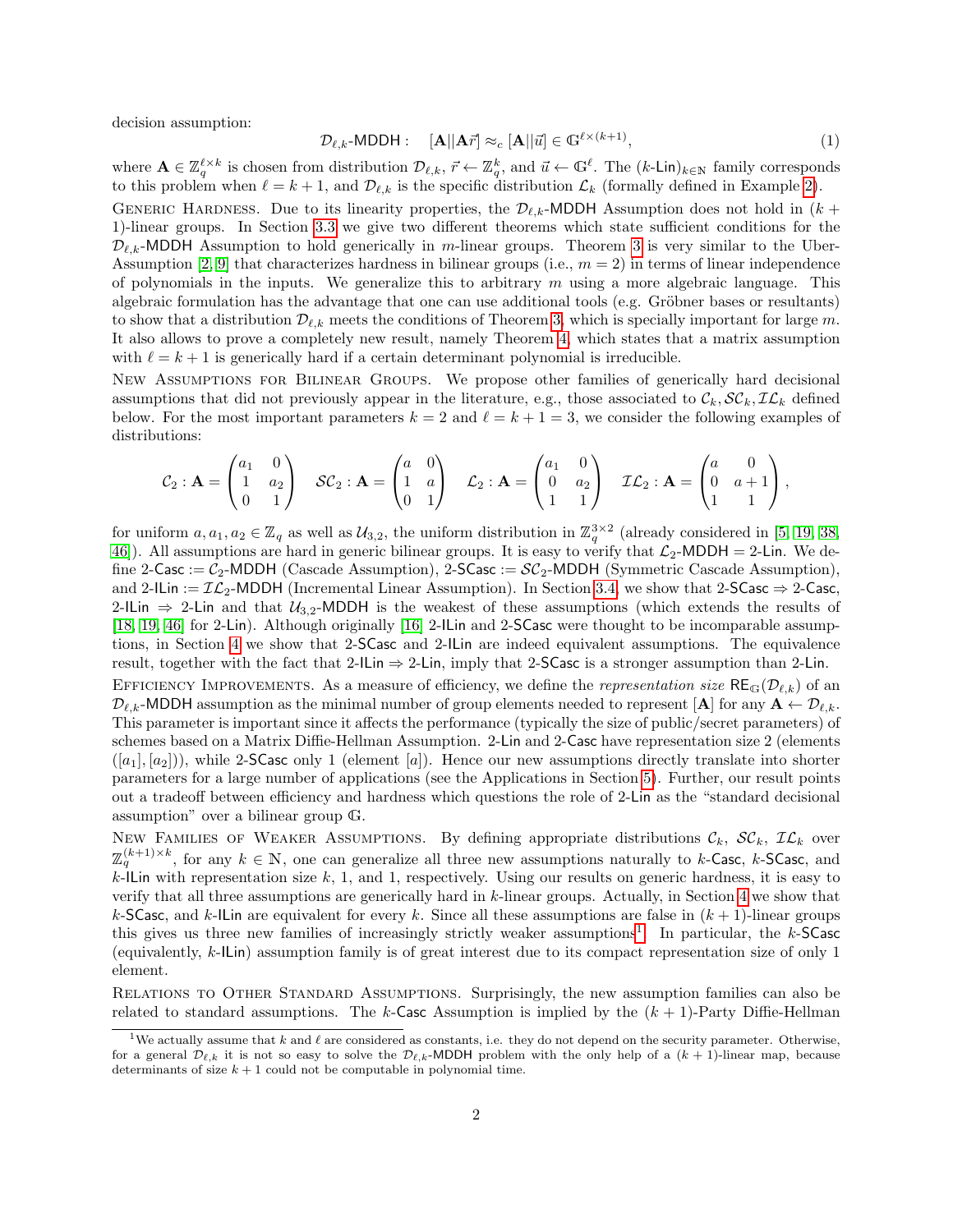decision assumption:

$$\mathcal{D}_{\ell,k}\text{-MDDH}: \quad [\mathbf{A}||\mathbf{A}\vec{r}] \approx_c [\mathbf{A}||\vec{u}] \in \mathbb{G}^{\ell \times (k+1)}, \tag{1}$$

where $\mathbf{A} \in \mathbb{Z}_q^{\ell \times k}$ is chosen from distribution $\mathcal{D}_{\ell,k}$, $\vec{r} \leftarrow \mathbb{Z}_q^k$, and $\vec{u} \leftarrow \mathbb{G}^\ell$. The $(k\text{-Lin})_{k \in \mathbb{N}}$ family corresponds to this problem when $\ell = k+1$, and $\mathcal{D}_{\ell,k}$ is the specific distribution $\mathcal{L}_k$ (formally defined in Example 2).

Generic Hardness. Due to its linearity properties, the $\mathcal{D}_{\ell,k}$-MDDH Assumption does not hold in $(k+1)$-linear groups. In Section 3.3 we give two different theorems which state sufficient conditions for the $\mathcal{D}_{\ell,k}$-MDDH Assumption to hold generically in $m$-linear groups. Theorem 3 is very similar to the Uber-Assumption [2, 9] that characterizes hardness in bilinear groups (i.e., $m = 2$) in terms of linear independence of polynomials in the inputs. We generalize this to arbitrary $m$ using a more algebraic language. This algebraic formulation has the advantage that one can use additional tools (e.g. Gröbner bases or resultants) to show that a distribution $\mathcal{D}_{\ell,k}$ meets the conditions of Theorem 3, which is specially important for large $m$. It also allows to prove a completely new result, namely Theorem 4, which states that a matrix assumption with $\ell = k+1$ is generically hard if a certain determinant polynomial is irreducible.

New Assumptions for Bilinear Groups. We propose other families of generically hard decisional assumptions that did not previously appear in the literature, e.g., those associated to $\mathcal{C}_k, \mathcal{SC}_k, \mathcal{IL}_k$ defined below. For the most important parameters $k = 2$ and $\ell = k+1 = 3$, we consider the following examples of distributions:

$$\mathcal{C}_2 : \mathbf{A} = \begin{pmatrix} a_1 & 0 \\ 1 & a_2 \\ 0 & 1 \end{pmatrix} \quad \mathcal{SC}_2 : \mathbf{A} = \begin{pmatrix} a & 0 \\ 1 & a \\ 0 & 1 \end{pmatrix} \quad \mathcal{L}_2 : \mathbf{A} = \begin{pmatrix} a_1 & 0 \\ 0 & a_2 \\ 1 & 1 \end{pmatrix} \quad \mathcal{IL}_2 : \mathbf{A} = \begin{pmatrix} a & 0 \\ 0 & a+1 \\ 1 & 1 \end{pmatrix},$$

for uniform $a, a_1, a_2 \in \mathbb{Z}_q$ as well as $\mathcal{U}_{3,2}$, the uniform distribution in $\mathbb{Z}_q^{3\times 2}$ (already considered in [5, 19, 38, 46]). All assumptions are hard in generic bilinear groups. It is easy to verify that $\mathcal{L}_2$-MDDH = 2-Lin. We define 2-Casc := $\mathcal{C}_2$-MDDH (Cascade Assumption), 2-SCasc := $\mathcal{SC}_2$-MDDH (Symmetric Cascade Assumption), and 2-ILin := $\mathcal{IL}_2$-MDDH (Incremental Linear Assumption). In Section 3.4, we show that 2-SCasc $\Rightarrow$ 2-Casc, 2-ILin $\Rightarrow$ 2-Lin and that $\mathcal{U}_{3,2}$-MDDH is the weakest of these assumptions (which extends the results of [18, 19, 46] for 2-Lin). Although originally [16] 2-ILin and 2-SCasc were thought to be incomparable assumptions, in Section 4 we show that 2-SCasc and 2-ILin are indeed equivalent assumptions. The equivalence result, together with the fact that 2-ILin $\Rightarrow$ 2-Lin, imply that 2-SCasc is a stronger assumption than 2-Lin.

Efficiency Improvements. As a measure of efficiency, we define the *representation size* $\mathsf{RE}_{\mathbb{G}}(\mathcal{D}_{\ell,k})$ of an $\mathcal{D}_{\ell,k}$-MDDH assumption as the minimal number of group elements needed to represent $[\mathbf{A}]$ for any $\mathbf{A} \leftarrow \mathcal{D}_{\ell,k}$. This parameter is important since it affects the performance (typically the size of public/secret parameters) of schemes based on a Matrix Diffie-Hellman Assumption. 2-Lin and 2-Casc have representation size 2 (elements $([a_1],[a_2])$), while 2-SCasc only 1 (element $[a]$). Hence our new assumptions directly translate into shorter parameters for a large number of applications (see the Applications in Section 5). Further, our result points out a tradeoff between efficiency and hardness which questions the role of 2-Lin as the "standard decisional assumption" over a bilinear group $\mathbb{G}$.

New Families of Weaker Assumptions. By defining appropriate distributions $\mathcal{C}_k$, $\mathcal{SC}_k$, $\mathcal{IL}_k$ over $\mathbb{Z}_q^{(k+1)\times k}$, for any $k \in \mathbb{N}$, one can generalize all three new assumptions naturally to $k$-Casc, $k$-SCasc, and $k$-ILin with representation size $k$, 1, and 1, respectively. Using our results on generic hardness, it is easy to verify that all three assumptions are generically hard in $k$-linear groups. Actually, in Section 4 we show that $k$-SCasc, and $k$-ILin are equivalent for every $k$. Since all these assumptions are false in $(k+1)$-linear groups this gives us three new families of increasingly strictly weaker assumptions[1]. In particular, the $k$-SCasc (equivalently, $k$-ILin) assumption family is of great interest due to its compact representation size of only 1 element.

Relations to Other Standard Assumptions. Surprisingly, the new assumption families can also be related to standard assumptions. The $k$-Casc Assumption is implied by the $(k+1)$-Party Diffie-Hellman

[1] We actually assume that $k$ and $\ell$ are considered as constants, i.e. they do not depend on the security parameter. Otherwise, for a general $\mathcal{D}_{\ell,k}$ it is not so easy to solve the $\mathcal{D}_{\ell,k}$-MDDH problem with the only help of a $(k+1)$-linear map, because determinants of size $k+1$ could not be computable in polynomial time.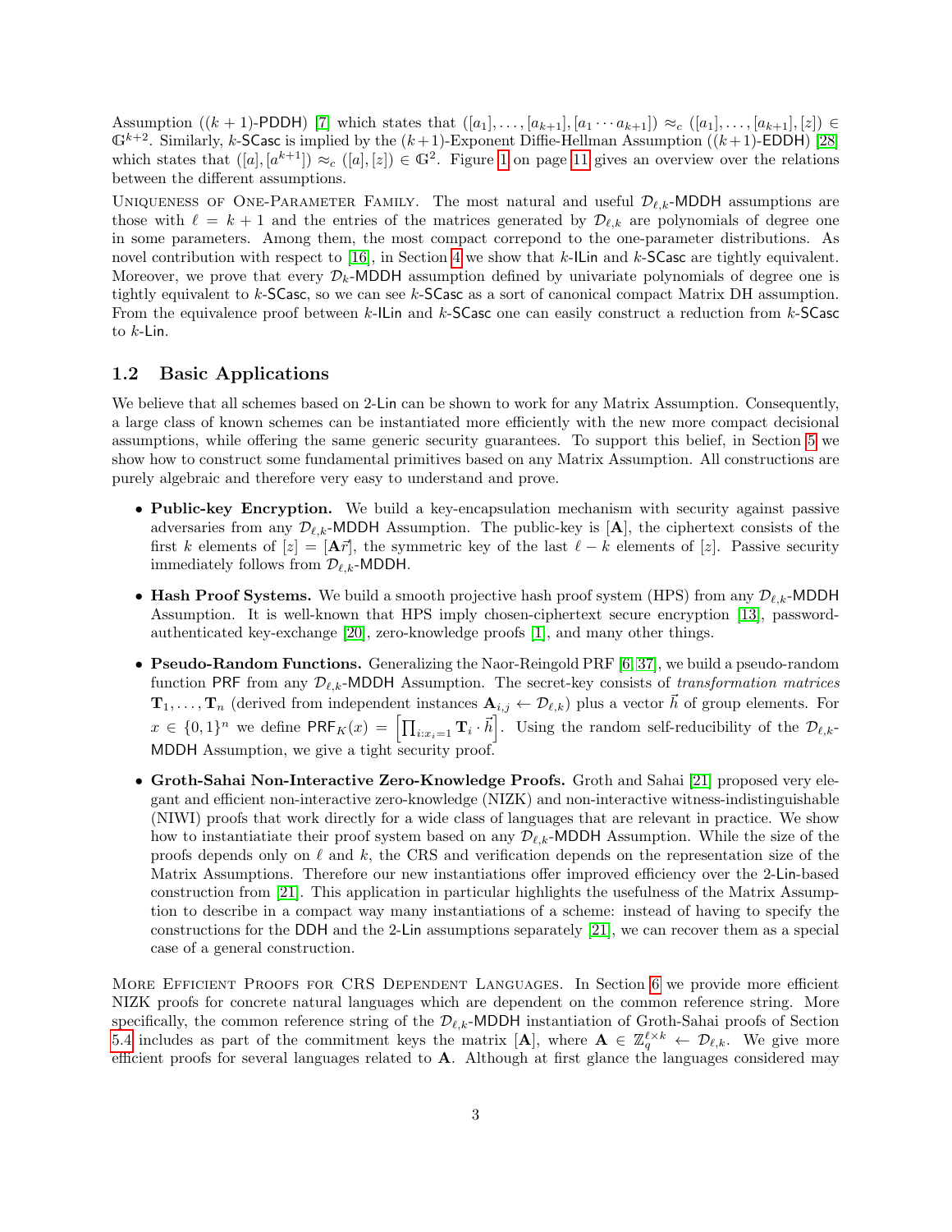Assumption ($(k+1)$-PDDH) [7] which states that $([a_1],\ldots,[a_{k+1}],[a_1\cdots a_{k+1}]) \approx_c ([a_1],\ldots,[a_{k+1}],[z]) \in \mathbb{G}^{k+2}$. Similarly, $k$-SCasc is implied by the $(k+1)$-Exponent Diffie-Hellman Assumption ($(k+1)$-EDDH) [28] which states that $([a],[a^{k+1}]) \approx_c ([a],[z]) \in \mathbb{G}^2$. Figure 1 on page 11 gives an overview over the relations between the different assumptions.

Uniqueness of One-Parameter Family. The most natural and useful $\mathcal{D}_{\ell,k}$-MDDH assumptions are those with $\ell = k+1$ and the entries of the matrices generated by $\mathcal{D}_{\ell,k}$ are polynomials of degree one in some parameters. Among them, the most compact correpond to the one-parameter distributions. As novel contribution with respect to [16], in Section 4 we show that $k$-ILin and $k$-SCasc are tightly equivalent. Moreover, we prove that every $\mathcal{D}_k$-MDDH assumption defined by univariate polynomials of degree one is tightly equivalent to $k$-SCasc, so we can see $k$-SCasc as a sort of canonical compact Matrix DH assumption. From the equivalence proof between $k$-ILin and $k$-SCasc one can easily construct a reduction from $k$-SCasc to $k$-Lin.

## 1.2 Basic Applications

We believe that all schemes based on 2-Lin can be shown to work for any Matrix Assumption. Consequently, a large class of known schemes can be instantiated more efficiently with the new more compact decisional assumptions, while offering the same generic security guarantees. To support this belief, in Section 5 we show how to construct some fundamental primitives based on any Matrix Assumption. All constructions are purely algebraic and therefore very easy to understand and prove.

- **Public-key Encryption.** We build a key-encapsulation mechanism with security against passive adversaries from any $\mathcal{D}_{\ell,k}$-MDDH Assumption. The public-key is $[\mathbf{A}]$, the ciphertext consists of the first $k$ elements of $[z] = [\mathbf{A}\vec{r}]$, the symmetric key of the last $\ell - k$ elements of $[z]$. Passive security immediately follows from $\mathcal{D}_{\ell,k}$-MDDH.

- **Hash Proof Systems.** We build a smooth projective hash proof system (HPS) from any $\mathcal{D}_{\ell,k}$-MDDH Assumption. It is well-known that HPS imply chosen-ciphertext secure encryption [13], password-authenticated key-exchange [20], zero-knowledge proofs [1], and many other things.

- **Pseudo-Random Functions.** Generalizing the Naor-Reingold PRF [6, 37], we build a pseudo-random function PRF from any $\mathcal{D}_{\ell,k}$-MDDH Assumption. The secret-key consists of *transformation matrices* $\mathbf{T}_1,\ldots,\mathbf{T}_n$ (derived from independent instances $\mathbf{A}_{i,j} \leftarrow \mathcal{D}_{\ell,k}$) plus a vector $\vec{h}$ of group elements. For $x \in \{0,1\}^n$ we define $\mathsf{PRF}_K(x) = \left[\prod_{i:x_i=1} \mathbf{T}_i \cdot \vec{h}\right]$. Using the random self-reducibility of the $\mathcal{D}_{\ell,k}$-MDDH Assumption, we give a tight security proof.

- **Groth-Sahai Non-Interactive Zero-Knowledge Proofs.** Groth and Sahai [21] proposed very elegant and efficient non-interactive zero-knowledge (NIZK) and non-interactive witness-indistinguishable (NIWI) proofs that work directly for a wide class of languages that are relevant in practice. We show how to instantiatiate their proof system based on any $\mathcal{D}_{\ell,k}$-MDDH Assumption. While the size of the proofs depends only on $\ell$ and $k$, the CRS and verification depends on the representation size of the Matrix Assumptions. Therefore our new instantiations offer improved efficiency over the 2-Lin-based construction from [21]. This application in particular highlights the usefulness of the Matrix Assumption to describe in a compact way many instantiations of a scheme: instead of having to specify the constructions for the DDH and the 2-Lin assumptions separately [21], we can recover them as a special case of a general construction.

More Efficient Proofs for CRS Dependent Languages. In Section 6 we provide more efficient NIZK proofs for concrete natural languages which are dependent on the common reference string. More specifically, the common reference string of the $\mathcal{D}_{\ell,k}$-MDDH instantiation of Groth-Sahai proofs of Section 5.4 includes as part of the commitment keys the matrix $[\mathbf{A}]$, where $\mathbf{A} \in \mathbb{Z}_q^{\ell\times k} \leftarrow \mathcal{D}_{\ell,k}$. We give more efficient proofs for several languages related to $\mathbf{A}$. Although at first glance the languages considered may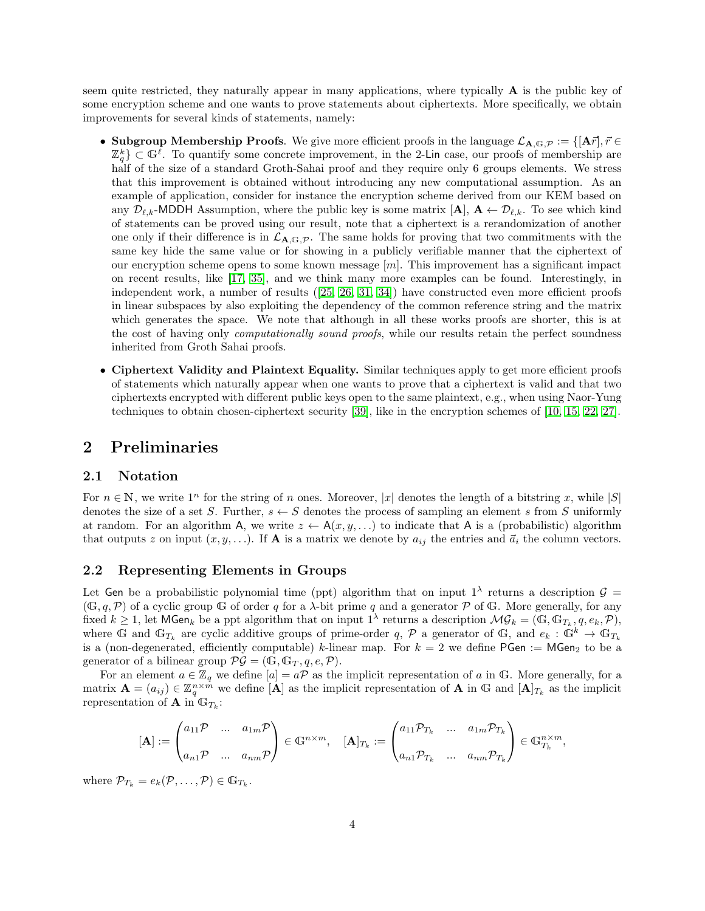seem quite restricted, they naturally appear in many applications, where typically $\mathbf{A}$ is the public key of some encryption scheme and one wants to prove statements about ciphertexts. More specifically, we obtain improvements for several kinds of statements, namely:

- **Subgroup Membership Proofs**. We give more efficient proofs in the language $\mathcal{L}_{\mathbf{A},\mathbb{G},\mathcal{P}} := \{[\mathbf{A}\vec{r}], \vec{r} \in \mathbb{Z}_q^k\} \subset \mathbb{G}^\ell$. To quantify some concrete improvement, in the 2-Lin case, our proofs of membership are half of the size of a standard Groth-Sahai proof and they require only 6 groups elements. We stress that this improvement is obtained without introducing any new computational assumption. As an example of application, consider for instance the encryption scheme derived from our KEM based on any $\mathcal{D}_{\ell,k}$-MDDH Assumption, where the public key is some matrix $[\mathbf{A}]$, $\mathbf{A} \leftarrow \mathcal{D}_{\ell,k}$. To see which kind of statements can be proved using our result, note that a ciphertext is a rerandomization of another one only if their difference is in $\mathcal{L}_{\mathbf{A},\mathbb{G},\mathcal{P}}$. The same holds for proving that two commitments with the same key hide the same value or for showing in a publicly verifiable manner that the ciphertext of our encryption scheme opens to some known message $[m]$. This improvement has a significant impact on recent results, like [17, 35], and we think many more examples can be found. Interestingly, in independent work, a number of results ([25, 26, 31, 34]) have constructed even more efficient proofs in linear subspaces by also exploiting the dependency of the common reference string and the matrix which generates the space. We note that although in all these works proofs are shorter, this is at the cost of having only *computationally sound proofs*, while our results retain the perfect soundness inherited from Groth Sahai proofs.
- **Ciphertext Validity and Plaintext Equality.** Similar techniques apply to get more efficient proofs of statements which naturally appear when one wants to prove that a ciphertext is valid and that two ciphertexts encrypted with different public keys open to the same plaintext, e.g., when using Naor-Yung techniques to obtain chosen-ciphertext security [39], like in the encryption schemes of [10, 15, 22, 27].

## 2 Preliminaries

### 2.1 Notation

For $n \in \mathbb{N}$, we write $1^n$ for the string of $n$ ones. Moreover, $|x|$ denotes the length of a bitstring $x$, while $|S|$ denotes the size of a set $S$. Further, $s \leftarrow S$ denotes the process of sampling an element $s$ from $S$ uniformly at random. For an algorithm $\mathsf{A}$, we write $z \leftarrow \mathsf{A}(x, y, \ldots)$ to indicate that $\mathsf{A}$ is a (probabilistic) algorithm that outputs $z$ on input $(x, y, \ldots)$. If $\mathbf{A}$ is a matrix we denote by $a_{ij}$ the entries and $\vec{a}_i$ the column vectors.

### 2.2 Representing Elements in Groups

Let $\mathsf{Gen}$ be a probabilistic polynomial time (ppt) algorithm that on input $1^\lambda$ returns a description $\mathcal{G} = (\mathbb{G}, q, \mathcal{P})$ of a cyclic group $\mathbb{G}$ of order $q$ for a $\lambda$-bit prime $q$ and a generator $\mathcal{P}$ of $\mathbb{G}$. More generally, for any fixed $k \geq 1$, let $\mathsf{MGen}_k$ be a ppt algorithm that on input $1^\lambda$ returns a description $\mathcal{MG}_k = (\mathbb{G}, \mathbb{G}_{T_k}, q, e_k, \mathcal{P})$, where $\mathbb{G}$ and $\mathbb{G}_{T_k}$ are cyclic additive groups of prime-order $q$, $\mathcal{P}$ a generator of $\mathbb{G}$, and $e_k : \mathbb{G}^k \to \mathbb{G}_{T_k}$ is a (non-degenerated, efficiently computable) $k$-linear map. For $k = 2$ we define $\mathsf{PGen} := \mathsf{MGen}_2$ to be a generator of a bilinear group $\mathcal{PG} = (\mathbb{G}, \mathbb{G}_T, q, e, \mathcal{P})$.

For an element $a \in \mathbb{Z}_q$ we define $[a] = a\mathcal{P}$ as the implicit representation of $a$ in $\mathbb{G}$. More generally, for a matrix $\mathbf{A} = (a_{ij}) \in \mathbb{Z}_q^{n \times m}$ we define $[\mathbf{A}]$ as the implicit representation of $\mathbf{A}$ in $\mathbb{G}$ and $[\mathbf{A}]_{T_k}$ as the implicit representation of $\mathbf{A}$ in $\mathbb{G}_{T_k}$:

$$[\mathbf{A}] := \begin{pmatrix} a_{11}\mathcal{P} & \ldots & a_{1m}\mathcal{P} \\ \\ a_{n1}\mathcal{P} & \ldots & a_{nm}\mathcal{P} \end{pmatrix} \in \mathbb{G}^{n \times m}, \quad [\mathbf{A}]_{T_k} := \begin{pmatrix} a_{11}\mathcal{P}_{T_k} & \ldots & a_{1m}\mathcal{P}_{T_k} \\ \\ a_{n1}\mathcal{P}_{T_k} & \ldots & a_{nm}\mathcal{P}_{T_k} \end{pmatrix} \in \mathbb{G}_{T_k}^{n \times m},$$

where $\mathcal{P}_{T_k} = e_k(\mathcal{P}, \ldots, \mathcal{P}) \in \mathbb{G}_{T_k}$.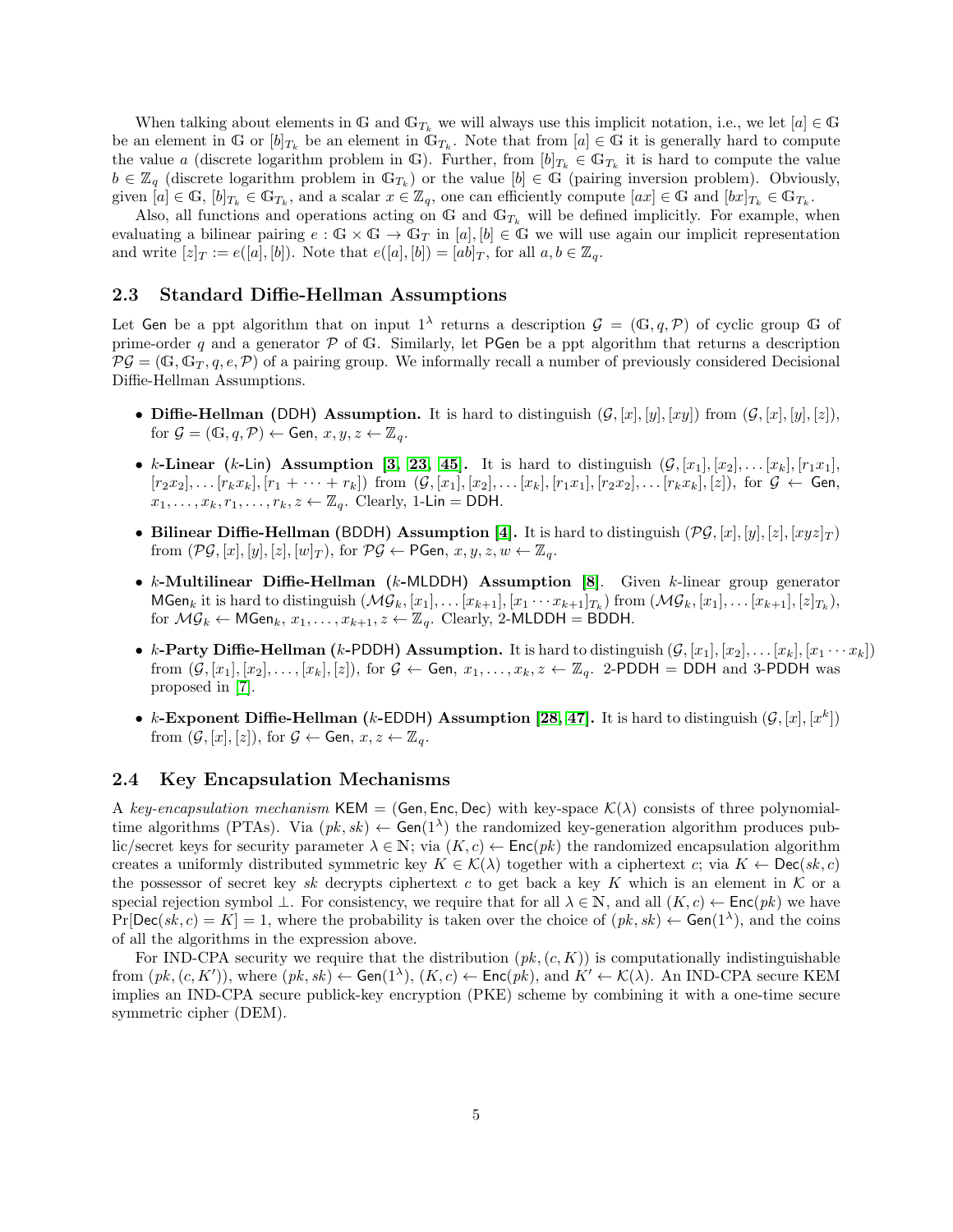When talking about elements in $\mathbb{G}$ and $\mathbb{G}_{T_k}$ we will always use this implicit notation, i.e., we let $[a] \in \mathbb{G}$ be an element in $\mathbb{G}$ or $[b]_{T_k}$ be an element in $\mathbb{G}_{T_k}$. Note that from $[a] \in \mathbb{G}$ it is generally hard to compute the value $a$ (discrete logarithm problem in $\mathbb{G}$). Further, from $[b]_{T_k} \in \mathbb{G}_{T_k}$ it is hard to compute the value $b \in \mathbb{Z}_q$ (discrete logarithm problem in $\mathbb{G}_{T_k}$) or the value $[b] \in \mathbb{G}$ (pairing inversion problem). Obviously, given $[a] \in \mathbb{G}$, $[b]_{T_k} \in \mathbb{G}_{T_k}$, and a scalar $x \in \mathbb{Z}_q$, one can efficiently compute $[ax] \in \mathbb{G}$ and $[bx]_{T_k} \in \mathbb{G}_{T_k}$.

Also, all functions and operations acting on $\mathbb{G}$ and $\mathbb{G}_{T_k}$ will be defined implicitly. For example, when evaluating a bilinear pairing $e : \mathbb{G} \times \mathbb{G} \to \mathbb{G}_T$ in $[a], [b] \in \mathbb{G}$ we will use again our implicit representation and write $[z]_T := e([a], [b])$. Note that $e([a], [b]) = [ab]_T$, for all $a, b \in \mathbb{Z}_q$.

## 2.3 Standard Diffie-Hellman Assumptions

Let Gen be a ppt algorithm that on input $1^\lambda$ returns a description $\mathcal{G} = (\mathbb{G}, q, \mathcal{P})$ of cyclic group $\mathbb{G}$ of prime-order $q$ and a generator $\mathcal{P}$ of $\mathbb{G}$. Similarly, let PGen be a ppt algorithm that returns a description $\mathcal{PG} = (\mathbb{G}, \mathbb{G}_T, q, e, \mathcal{P})$ of a pairing group. We informally recall a number of previously considered Decisional Diffie-Hellman Assumptions.

- **Diffie-Hellman (DDH) Assumption.** It is hard to distinguish $(\mathcal{G}, [x], [y], [xy])$ from $(\mathcal{G}, [x], [y], [z])$, for $\mathcal{G} = (\mathbb{G}, q, \mathcal{P}) \leftarrow \mathsf{Gen}$, $x, y, z \leftarrow \mathbb{Z}_q$.
- **$k$-Linear ($k$-Lin) Assumption [3, 23, 45].** It is hard to distinguish $(\mathcal{G}, [x_1], [x_2], \dots [x_k], [r_1 x_1], [r_2 x_2], \dots [r_k x_k], [r_1 + \cdots + r_k])$ from $(\mathcal{G}, [x_1], [x_2], \dots [x_k], [r_1 x_1], [r_2 x_2], \dots [r_k x_k], [z])$, for $\mathcal{G} \leftarrow \mathsf{Gen}$, $x_1, \dots, x_k, r_1, \dots, r_k, z \leftarrow \mathbb{Z}_q$. Clearly, 1-Lin = DDH.
- **Bilinear Diffie-Hellman (BDDH) Assumption [4].** It is hard to distinguish $(\mathcal{PG}, [x], [y], [z], [xyz]_T)$ from $(\mathcal{PG}, [x], [y], [z], [w]_T)$, for $\mathcal{PG} \leftarrow \mathsf{PGen}$, $x, y, z, w \leftarrow \mathbb{Z}_q$.
- **$k$-Multilinear Diffie-Hellman ($k$-MLDDH) Assumption [8].** Given $k$-linear group generator $\mathsf{MGen}_k$ it is hard to distinguish $(\mathcal{MG}_k, [x_1], \dots [x_{k+1}], [x_1 \cdots x_{k+1}]_{T_k})$ from $(\mathcal{MG}_k, [x_1], \dots [x_{k+1}], [z]_{T_k})$, for $\mathcal{MG}_k \leftarrow \mathsf{MGen}_k$, $x_1, \dots, x_{k+1}, z \leftarrow \mathbb{Z}_q$. Clearly, 2-MLDDH = BDDH.
- **$k$-Party Diffie-Hellman ($k$-PDDH) Assumption.** It is hard to distinguish $(\mathcal{G}, [x_1], [x_2], \dots [x_k], [x_1 \cdots x_k])$ from $(\mathcal{G}, [x_1], [x_2], \dots, [x_k], [z])$, for $\mathcal{G} \leftarrow \mathsf{Gen}$, $x_1, \dots, x_k, z \leftarrow \mathbb{Z}_q$. 2-PDDH = DDH and 3-PDDH was proposed in [7].
- **$k$-Exponent Diffie-Hellman ($k$-EDDH) Assumption [28, 47].** It is hard to distinguish $(\mathcal{G}, [x], [x^k])$ from $(\mathcal{G}, [x], [z])$, for $\mathcal{G} \leftarrow \mathsf{Gen}$, $x, z \leftarrow \mathbb{Z}_q$.

## 2.4 Key Encapsulation Mechanisms

A *key-encapsulation mechanism* $\mathsf{KEM} = (\mathsf{Gen}, \mathsf{Enc}, \mathsf{Dec})$ with key-space $\mathcal{K}(\lambda)$ consists of three polynomial-time algorithms (PTAs). Via $(pk, sk) \leftarrow \mathsf{Gen}(1^\lambda)$ the randomized key-generation algorithm produces public/secret keys for security parameter $\lambda \in \mathbb{N}$; via $(K, c) \leftarrow \mathsf{Enc}(pk)$ the randomized encapsulation algorithm creates a uniformly distributed symmetric key $K \in \mathcal{K}(\lambda)$ together with a ciphertext $c$; via $K \leftarrow \mathsf{Dec}(sk, c)$ the possessor of secret key $sk$ decrypts ciphertext $c$ to get back a key $K$ which is an element in $\mathcal{K}$ or a special rejection symbol $\perp$. For consistency, we require that for all $\lambda \in \mathbb{N}$, and all $(K, c) \leftarrow \mathsf{Enc}(pk)$ we have $\Pr[\mathsf{Dec}(sk, c) = K] = 1$, where the probability is taken over the choice of $(pk, sk) \leftarrow \mathsf{Gen}(1^\lambda)$, and the coins of all the algorithms in the expression above.

For IND-CPA security we require that the distribution $(pk, (c, K))$ is computationally indistinguishable from $(pk, (c, K'))$, where $(pk, sk) \leftarrow \mathsf{Gen}(1^\lambda)$, $(K, c) \leftarrow \mathsf{Enc}(pk)$, and $K' \leftarrow \mathcal{K}(\lambda)$. An IND-CPA secure KEM implies an IND-CPA secure publick-key encryption (PKE) scheme by combining it with a one-time secure symmetric cipher (DEM).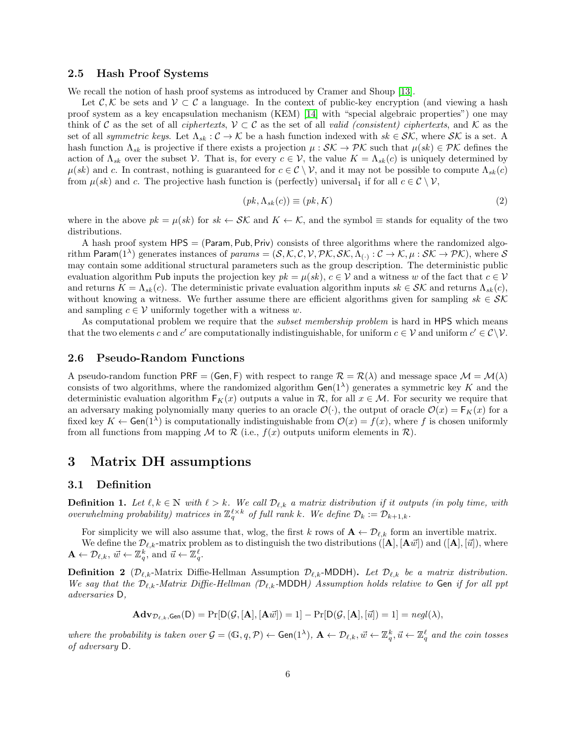### 2.5 Hash Proof Systems

We recall the notion of hash proof systems as introduced by Cramer and Shoup [13].

Let $\mathcal{C}, \mathcal{K}$ be sets and $\mathcal{V} \subset \mathcal{C}$ a language. In the context of public-key encryption (and viewing a hash proof system as a key encapsulation mechanism (KEM) [14] with "special algebraic properties") one may think of $\mathcal{C}$ as the set of all *ciphertexts*, $\mathcal{V} \subset \mathcal{C}$ as the set of all *valid (consistent) ciphertexts*, and $\mathcal{K}$ as the set of all *symmetric keys*. Let $\Lambda_{sk} : \mathcal{C} \to \mathcal{K}$ be a hash function indexed with $sk \in \mathcal{SK}$, where $\mathcal{SK}$ is a set. A hash function $\Lambda_{sk}$ is projective if there exists a projection $\mu : \mathcal{SK} \to \mathcal{PK}$ such that $\mu(sk) \in \mathcal{PK}$ defines the action of $\Lambda_{sk}$ over the subset $\mathcal{V}$. That is, for every $c \in \mathcal{V}$, the value $K = \Lambda_{sk}(c)$ is uniquely determined by $\mu(sk)$ and $c$. In contrast, nothing is guaranteed for $c \in \mathcal{C} \setminus \mathcal{V}$, and it may not be possible to compute $\Lambda_{sk}(c)$ from $\mu(sk)$ and $c$. The projective hash function is (perfectly) universal$_1$ if for all $c \in \mathcal{C} \setminus \mathcal{V}$,

$$(pk, \Lambda_{sk}(c)) \equiv (pk, K) \tag{2}$$

where in the above $pk = \mu(sk)$ for $sk \leftarrow \mathcal{SK}$ and $K \leftarrow \mathcal{K}$, and the symbol $\equiv$ stands for equality of the two distributions.

A hash proof system $\mathsf{HPS} = (\mathsf{Param}, \mathsf{Pub}, \mathsf{Priv})$ consists of three algorithms where the randomized algorithm $\mathsf{Param}(1^\lambda)$ generates instances of $params = (\mathcal{S}, \mathcal{K}, \mathcal{C}, \mathcal{V}, \mathcal{PK}, \mathcal{SK}, \Lambda_{(\cdot)} : \mathcal{C} \to \mathcal{K}, \mu : \mathcal{SK} \to \mathcal{PK})$, where $\mathcal{S}$ may contain some additional structural parameters such as the group description. The deterministic public evaluation algorithm $\mathsf{Pub}$ inputs the projection key $pk = \mu(sk)$, $c \in \mathcal{V}$ and a witness $w$ of the fact that $c \in \mathcal{V}$ and returns $K = \Lambda_{sk}(c)$. The deterministic private evaluation algorithm inputs $sk \in \mathcal{SK}$ and returns $\Lambda_{sk}(c)$, without knowing a witness. We further assume there are efficient algorithms given for sampling $sk \in \mathcal{SK}$ and sampling $c \in \mathcal{V}$ uniformly together with a witness $w$.

As computational problem we require that the *subset membership problem* is hard in $\mathsf{HPS}$ which means that the two elements $c$ and $c'$ are computationally indistinguishable, for uniform $c \in \mathcal{V}$ and uniform $c' \in \mathcal{C} \setminus \mathcal{V}$.

### 2.6 Pseudo-Random Functions

A pseudo-random function $\mathsf{PRF} = (\mathsf{Gen}, \mathsf{F})$ with respect to range $\mathcal{R} = \mathcal{R}(\lambda)$ and message space $\mathcal{M} = \mathcal{M}(\lambda)$ consists of two algorithms, where the randomized algorithm $\mathsf{Gen}(1^\lambda)$ generates a symmetric key $K$ and the deterministic evaluation algorithm $\mathsf{F}_K(x)$ outputs a value in $\mathcal{R}$, for all $x \in \mathcal{M}$. For security we require that an adversary making polynomially many queries to an oracle $\mathcal{O}(\cdot)$, the output of oracle $\mathcal{O}(x) = \mathsf{F}_K(x)$ for a fixed key $K \leftarrow \mathsf{Gen}(1^\lambda)$ is computationally indistinguishable from $\mathcal{O}(x) = f(x)$, where $f$ is chosen uniformly from all functions from mapping $\mathcal{M}$ to $\mathcal{R}$ (i.e., $f(x)$ outputs uniform elements in $\mathcal{R}$).

## 3 Matrix DH assumptions

### 3.1 Definition

**Definition 1.** *Let $\ell, k \in \mathbb{N}$ with $\ell > k$. We call $\mathcal{D}_{\ell,k}$ a matrix distribution if it outputs (in poly time, with overwhelming probability) matrices in $\mathbb{Z}_q^{\ell \times k}$ of full rank $k$. We define $\mathcal{D}_k := \mathcal{D}_{k+1,k}$.*

For simplicity we will also assume that, wlog, the first $k$ rows of $\mathbf{A} \leftarrow \mathcal{D}_{\ell,k}$ form an invertible matrix.

We define the $\mathcal{D}_{\ell,k}$-matrix problem as to distinguish the two distributions $([\mathbf{A}], [\mathbf{A}\vec{w}])$ and $([\mathbf{A}], [\vec{u}])$, where $\mathbf{A} \leftarrow \mathcal{D}_{\ell,k}$, $\vec{w} \leftarrow \mathbb{Z}_q^k$, and $\vec{u} \leftarrow \mathbb{Z}_q^\ell$.

**Definition 2** ($\mathcal{D}_{\ell,k}$-Matrix Diffie-Hellman Assumption $\mathcal{D}_{\ell,k}$-$\mathsf{MDDH}$)**.** *Let $\mathcal{D}_{\ell,k}$ be a matrix distribution. We say that the $\mathcal{D}_{\ell,k}$-Matrix Diffie-Hellman ($\mathcal{D}_{\ell,k}$-$\mathsf{MDDH}$) Assumption holds relative to $\mathsf{Gen}$ if for all ppt adversaries $\mathsf{D}$,*

$$\mathbf{Adv}_{\mathcal{D}_{\ell,k},\mathsf{Gen}}(\mathsf{D}) = \Pr[\mathsf{D}(\mathcal{G}, [\mathbf{A}], [\mathbf{A}\vec{w}]) = 1] - \Pr[\mathsf{D}(\mathcal{G}, [\mathbf{A}], [\vec{u}]) = 1] = negl(\lambda),$$

*where the probability is taken over $\mathcal{G} = (\mathbb{G}, q, \mathcal{P}) \leftarrow \mathsf{Gen}(1^\lambda)$, $\mathbf{A} \leftarrow \mathcal{D}_{\ell,k}, \vec{w} \leftarrow \mathbb{Z}_q^k, \vec{u} \leftarrow \mathbb{Z}_q^\ell$ and the coin tosses of adversary $\mathsf{D}$.*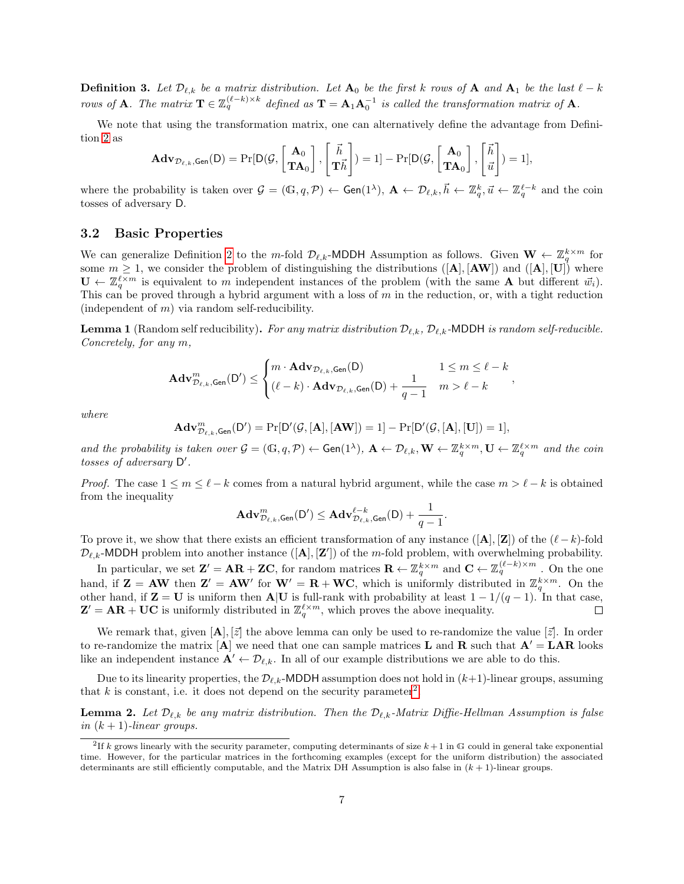**Definition 3.** *Let $\mathcal{D}_{\ell,k}$ be a matrix distribution. Let $\mathbf{A}_0$ be the first $k$ rows of $\mathbf{A}$ and $\mathbf{A}_1$ be the last $\ell - k$ rows of $\mathbf{A}$. The matrix $\mathbf{T} \in \mathbb{Z}_q^{(\ell-k)\times k}$ defined as $\mathbf{T} = \mathbf{A}_1\mathbf{A}_0^{-1}$ is called the transformation matrix of $\mathbf{A}$.*

We note that using the transformation matrix, one can alternatively define the advantage from Definition 2 as

$$\mathbf{Adv}_{\mathcal{D}_{\ell,k},\mathsf{Gen}}(\mathsf{D}) = \Pr[\mathsf{D}(\mathcal{G}, \begin{bmatrix} \mathbf{A}_0 \\ \mathbf{T}\mathbf{A}_0 \end{bmatrix}, \begin{bmatrix} \vec{h} \\ \mathbf{T}\vec{h} \end{bmatrix}) = 1] - \Pr[\mathsf{D}(\mathcal{G}, \begin{bmatrix} \mathbf{A}_0 \\ \mathbf{T}\mathbf{A}_0 \end{bmatrix}, \begin{bmatrix} \vec{h} \\ \vec{u} \end{bmatrix}) = 1],$$

where the probability is taken over $\mathcal{G} = (\mathbb{G}, q, \mathcal{P}) \leftarrow \mathsf{Gen}(1^\lambda)$, $\mathbf{A} \leftarrow \mathcal{D}_{\ell,k}, \vec{h} \leftarrow \mathbb{Z}_q^k, \vec{u} \leftarrow \mathbb{Z}_q^{\ell-k}$ and the coin tosses of adversary $\mathsf{D}$.

### 3.2 Basic Properties

We can generalize Definition 2 to the $m$-fold $\mathcal{D}_{\ell,k}$-$\mathsf{MDDH}$ Assumption as follows. Given $\mathbf{W} \leftarrow \mathbb{Z}_q^{k\times m}$ for some $m \geq 1$, we consider the problem of distinguishing the distributions $([\mathbf{A}], [\mathbf{A}\mathbf{W}])$ and $([\mathbf{A}], [\mathbf{U}])$ where $\mathbf{U} \leftarrow \mathbb{Z}_q^{\ell\times m}$ is equivalent to $m$ independent instances of the problem (with the same $\mathbf{A}$ but different $\vec{w}_i$). This can be proved through a hybrid argument with a loss of $m$ in the reduction, or, with a tight reduction (independent of $m$) via random self-reducibility.

**Lemma 1** (Random self reducibility)**.** *For any matrix distribution $\mathcal{D}_{\ell,k}$, $\mathcal{D}_{\ell,k}$-$\mathsf{MDDH}$ is random self-reducible. Concretely, for any $m$,*

$$\mathbf{Adv}^m_{\mathcal{D}_{\ell,k},\mathsf{Gen}}(\mathsf{D}') \leq \begin{cases} m \cdot \mathbf{Adv}_{\mathcal{D}_{\ell,k},\mathsf{Gen}}(\mathsf{D}) & 1 \leq m \leq \ell - k \\ (\ell - k) \cdot \mathbf{Adv}_{\mathcal{D}_{\ell,k},\mathsf{Gen}}(\mathsf{D}) + \dfrac{1}{q-1} & m > \ell - k \end{cases},$$

*where*

$$\mathbf{Adv}^m_{\mathcal{D}_{\ell,k},\mathsf{Gen}}(\mathsf{D}') = \Pr[\mathsf{D}'(\mathcal{G}, [\mathbf{A}], [\mathbf{A}\mathbf{W}]) = 1] - \Pr[\mathsf{D}'(\mathcal{G}, [\mathbf{A}], [\mathbf{U}]) = 1],$$

*and the probability is taken over $\mathcal{G} = (\mathbb{G}, q, \mathcal{P}) \leftarrow \mathsf{Gen}(1^\lambda)$, $\mathbf{A} \leftarrow \mathcal{D}_{\ell,k}, \mathbf{W} \leftarrow \mathbb{Z}_q^{k\times m}, \mathbf{U} \leftarrow \mathbb{Z}_q^{\ell\times m}$ and the coin tosses of adversary $\mathsf{D}'$.*

*Proof.* The case $1 \leq m \leq \ell - k$ comes from a natural hybrid argument, while the case $m > \ell - k$ is obtained from the inequality

$$\mathbf{Adv}^m_{\mathcal{D}_{\ell,k},\mathsf{Gen}}(\mathsf{D}') \leq \mathbf{Adv}^{\ell-k}_{\mathcal{D}_{\ell,k},\mathsf{Gen}}(\mathsf{D}) + \frac{1}{q-1}.$$

To prove it, we show that there exists an efficient transformation of any instance $([\mathbf{A}], [\mathbf{Z}])$ of the $(\ell - k)$-fold $\mathcal{D}_{\ell,k}$-$\mathsf{MDDH}$ problem into another instance $([\mathbf{A}], [\mathbf{Z}'])$ of the $m$-fold problem, with overwhelming probability.

In particular, we set $\mathbf{Z}' = \mathbf{A}\mathbf{R} + \mathbf{Z}\mathbf{C}$, for random matrices $\mathbf{R} \leftarrow \mathbb{Z}_q^{k\times m}$ and $\mathbf{C} \leftarrow \mathbb{Z}_q^{(\ell-k)\times m}$. On the one hand, if $\mathbf{Z} = \mathbf{A}\mathbf{W}$ then $\mathbf{Z}' = \mathbf{A}\mathbf{W}'$ for $\mathbf{W}' = \mathbf{R} + \mathbf{W}\mathbf{C}$, which is uniformly distributed in $\mathbb{Z}_q^{k\times m}$. On the other hand, if $\mathbf{Z} = \mathbf{U}$ is uniform then $\mathbf{A}|\mathbf{U}$ is full-rank with probability at least $1 - 1/(q-1)$. In that case, $\mathbf{Z}' = \mathbf{A}\mathbf{R} + \mathbf{U}\mathbf{C}$ is uniformly distributed in $\mathbb{Z}_q^{\ell\times m}$, which proves the above inequality. ◻

We remark that, given $[\mathbf{A}], [\vec{z}]$ the above lemma can only be used to re-randomize the value $[\vec{z}]$. In order to re-randomize the matrix $[\mathbf{A}]$ we need that one can sample matrices $\mathbf{L}$ and $\mathbf{R}$ such that $\mathbf{A}' = \mathbf{L}\mathbf{A}\mathbf{R}$ looks like an independent instance $\mathbf{A}' \leftarrow \mathcal{D}_{\ell,k}$. In all of our example distributions we are able to do this.

Due to its linearity properties, the $\mathcal{D}_{\ell,k}$-$\mathsf{MDDH}$ assumption does not hold in $(k+1)$-linear groups, assuming that $k$ is constant, i.e. it does not depend on the security parameter[2].

**Lemma 2.** *Let $\mathcal{D}_{\ell,k}$ be any matrix distribution. Then the $\mathcal{D}_{\ell,k}$-Matrix Diffie-Hellman Assumption is false in $(k+1)$-linear groups.*

---

[2] If $k$ grows linearly with the security parameter, computing determinants of size $k+1$ in $\mathbb{G}$ could in general take exponential time. However, for the particular matrices in the forthcoming examples (except for the uniform distribution) the associated determinants are still efficiently computable, and the Matrix DH Assumption is also false in $(k+1)$-linear groups.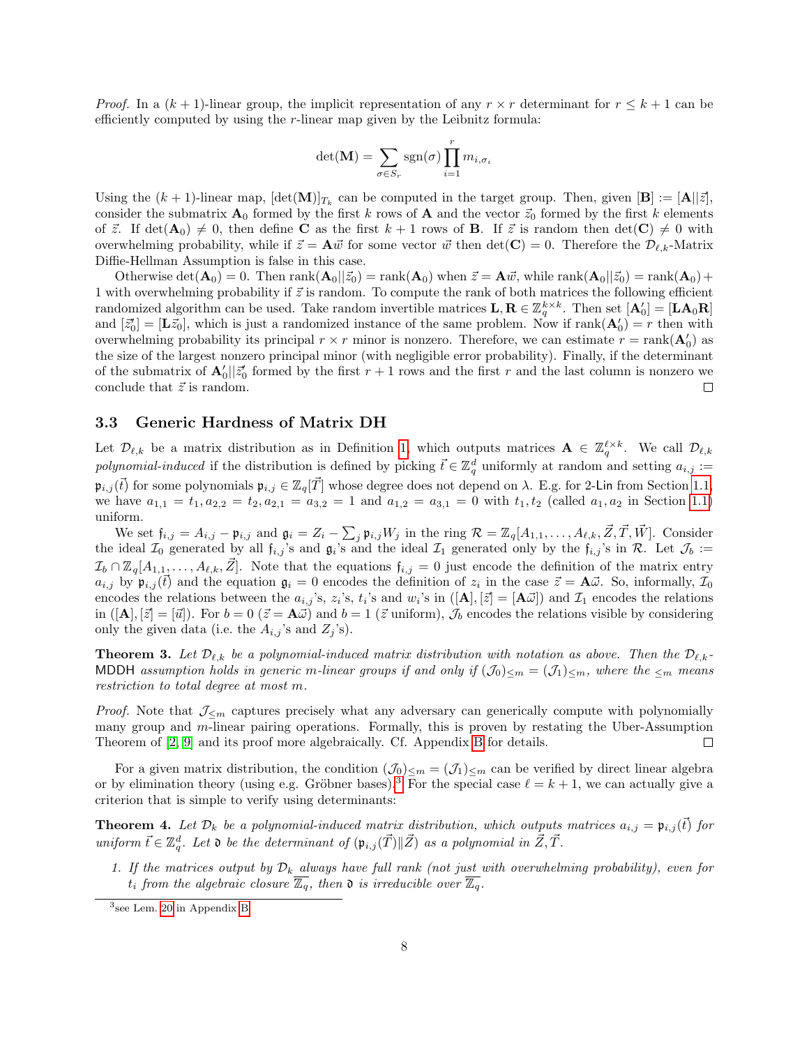*Proof.* In a $(k+1)$-linear group, the implicit representation of any $r \times r$ determinant for $r \leq k+1$ can be efficiently computed by using the $r$-linear map given by the Leibnitz formula:

$$\det(\mathbf{M}) = \sum_{\sigma \in S_r} \operatorname{sgn}(\sigma) \prod_{i=1}^{r} m_{i,\sigma_i}$$

Using the $(k+1)$-linear map, $[\det(\mathbf{M})]_{T_k}$ can be computed in the target group. Then, given $[\mathbf{B}] := [\mathbf{A}||\vec{z}]$, consider the submatrix $\mathbf{A}_0$ formed by the first $k$ rows of $\mathbf{A}$ and the vector $\vec{z}_0$ formed by the first $k$ elements of $\vec{z}$. If $\det(\mathbf{A}_0) \neq 0$, then define $\mathbf{C}$ as the first $k+1$ rows of $\mathbf{B}$. If $\vec{z}$ is random then $\det(\mathbf{C}) \neq 0$ with overwhelming probability, while if $\vec{z} = \mathbf{A}\vec{w}$ for some vector $\vec{w}$ then $\det(\mathbf{C}) = 0$. Therefore the $\mathcal{D}_{\ell,k}$-Matrix Diffie-Hellman Assumption is false in this case.

Otherwise $\det(\mathbf{A}_0) = 0$. Then $\operatorname{rank}(\mathbf{A}_0||\vec{z}_0) = \operatorname{rank}(\mathbf{A}_0)$ when $\vec{z} = \mathbf{A}\vec{w}$, while $\operatorname{rank}(\mathbf{A}_0||\vec{z}_0) = \operatorname{rank}(\mathbf{A}_0) + 1$ with overwhelming probability if $\vec{z}$ is random. To compute the rank of both matrices the following efficient randomized algorithm can be used. Take random invertible matrices $\mathbf{L}, \mathbf{R} \in \mathbb{Z}_q^{k\times k}$. Then set $[\mathbf{A}'_0] = [\mathbf{L}\mathbf{A}_0\mathbf{R}]$ and $[\vec{z}'_0] = [\mathbf{L}\vec{z}_0]$, which is just a randomized instance of the same problem. Now if $\operatorname{rank}(\mathbf{A}'_0) = r$ then with overwhelming probability its principal $r \times r$ minor is nonzero. Therefore, we can estimate $r = \operatorname{rank}(\mathbf{A}'_0)$ as the size of the largest nonzero principal minor (with negligible error probability). Finally, if the determinant of the submatrix of $\mathbf{A}'_0||\vec{z}'_0$ formed by the first $r+1$ rows and the first $r$ and the last column is nonzero we conclude that $\vec{z}$ is random. ∎

### 3.3 Generic Hardness of Matrix DH

Let $\mathcal{D}_{\ell,k}$ be a matrix distribution as in Definition 1, which outputs matrices $\mathbf{A} \in \mathbb{Z}_q^{\ell\times k}$. We call $\mathcal{D}_{\ell,k}$ *polynomial-induced* if the distribution is defined by picking $\vec{t} \in \mathbb{Z}_q^d$ uniformly at random and setting $a_{i,j} := \mathfrak{p}_{i,j}(\vec{t})$ for some polynomials $\mathfrak{p}_{i,j} \in \mathbb{Z}_q[\vec{T}]$ whose degree does not depend on $\lambda$. E.g. for 2-Lin from Section 1.1, we have $a_{1,1} = t_1, a_{2,2} = t_2, a_{2,1} = a_{3,2} = 1$ and $a_{1,2} = a_{3,1} = 0$ with $t_1, t_2$ (called $a_1, a_2$ in Section 1.1) uniform.

We set $\mathfrak{f}_{i,j} = A_{i,j} - \mathfrak{p}_{i,j}$ and $\mathfrak{g}_i = Z_i - \sum_j \mathfrak{p}_{i,j} W_j$ in the ring $\mathcal{R} = \mathbb{Z}_q[A_{1,1}, \ldots, A_{\ell,k}, \vec{Z}, \vec{T}, \vec{W}]$. Consider the ideal $\mathcal{I}_0$ generated by all $\mathfrak{f}_{i,j}$'s and $\mathfrak{g}_i$'s and the ideal $\mathcal{I}_1$ generated only by the $\mathfrak{f}_{i,j}$'s in $\mathcal{R}$. Let $\mathcal{J}_b := \mathcal{I}_b \cap \mathbb{Z}_q[A_{1,1}, \ldots, A_{\ell,k}, \vec{Z}]$. Note that the equations $\mathfrak{f}_{i,j} = 0$ just encode the definition of the matrix entry $a_{i,j}$ by $\mathfrak{p}_{i,j}(\vec{t})$ and the equation $\mathfrak{g}_i = 0$ encodes the definition of $z_i$ in the case $\vec{z} = \mathbf{A}\vec{\omega}$. So, informally, $\mathcal{I}_0$ encodes the relations between the $a_{i,j}$'s, $z_i$'s, $t_i$'s and $w_i$'s in $([\mathbf{A}], [\vec{z}] = [\mathbf{A}\vec{\omega}])$ and $\mathcal{I}_1$ encodes the relations in $([\mathbf{A}], [\vec{z}] = [\vec{u}])$. For $b = 0$ ($\vec{z} = \mathbf{A}\vec{\omega}$) and $b = 1$ ($\vec{z}$ uniform), $\mathcal{J}_b$ encodes the relations visible by considering only the given data (i.e. the $A_{i,j}$'s and $Z_j$'s).

**Theorem 3.** *Let $\mathcal{D}_{\ell,k}$ be a polynomial-induced matrix distribution with notation as above. Then the $\mathcal{D}_{\ell,k}$-*$\mathsf{MDDH}$ *assumption holds in generic $m$-linear groups if and only if $(\mathcal{J}_0)_{\leq m} = (\mathcal{J}_1)_{\leq m}$, where the $_{\leq m}$ means restriction to total degree at most $m$.*

*Proof.* Note that $\mathcal{J}_{\leq m}$ captures precisely what any adversary can generically compute with polynomially many group and $m$-linear pairing operations. Formally, this is proven by restating the Uber-Assumption Theorem of [2, 9] and its proof more algebraically. Cf. Appendix B for details. ∎

For a given matrix distribution, the condition $(\mathcal{J}_0)_{\leq m} = (\mathcal{J}_1)_{\leq m}$ can be verified by direct linear algebra or by elimination theory (using e.g. Gröbner bases).[3] For the special case $\ell = k+1$, we can actually give a criterion that is simple to verify using determinants:

**Theorem 4.** *Let $\mathcal{D}_k$ be a polynomial-induced matrix distribution, which outputs matrices $a_{i,j} = \mathfrak{p}_{i,j}(\vec{t})$ for uniform $\vec{t} \in \mathbb{Z}_q^d$. Let $\mathfrak{d}$ be the determinant of $(\mathfrak{p}_{i,j}(\vec{T})\|\vec{Z})$ as a polynomial in $\vec{Z}, \vec{T}$.*

1. *If the matrices output by $\mathcal{D}_k$ always have full rank (not just with overwhelming probability), even for $t_i$ from the algebraic closure $\overline{\mathbb{Z}_q}$, then $\mathfrak{d}$ is irreducible over $\overline{\mathbb{Z}_q}$.*

[3] see Lem. 20 in Appendix B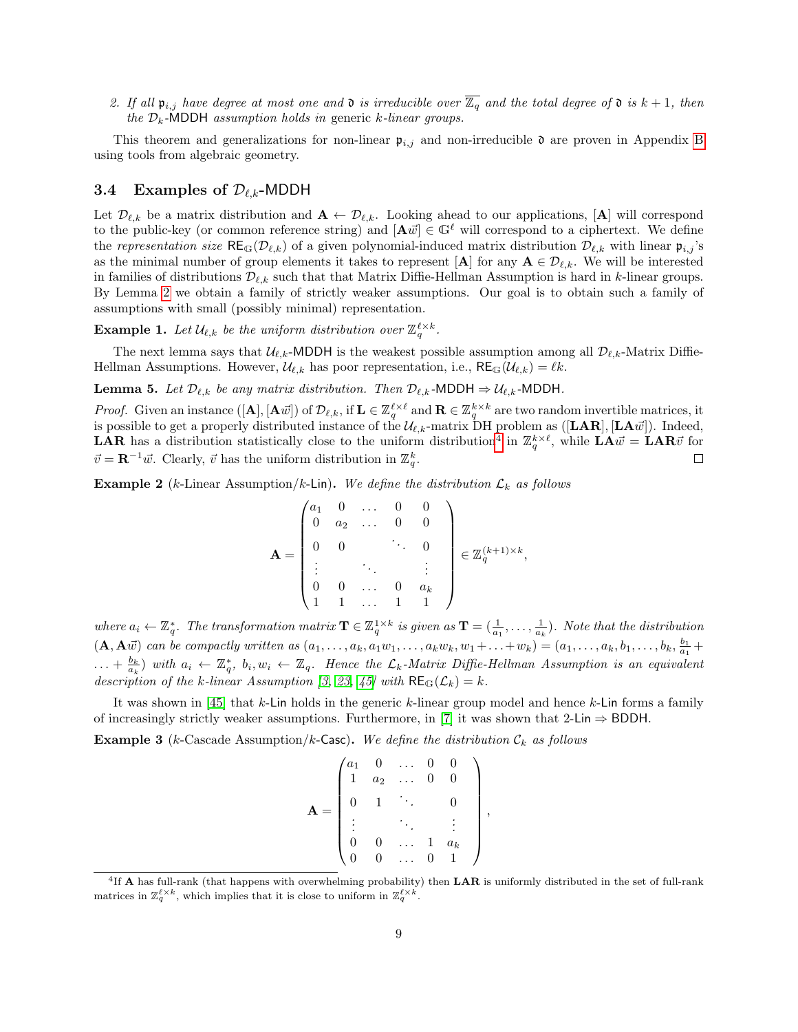2. *If all $\mathfrak{p}_{i,j}$ have degree at most one and $\mathfrak{d}$ is irreducible over $\overline{\mathbb{Z}_q}$ and the total degree of $\mathfrak{d}$ is $k+1$, then the $\mathcal{D}_k$-MDDH assumption holds in* generic *$k$-linear groups.*

This theorem and generalizations for non-linear $\mathfrak{p}_{i,j}$ and non-irreducible $\mathfrak{d}$ are proven in Appendix B using tools from algebraic geometry.

### 3.4 Examples of $\mathcal{D}_{\ell,k}$-MDDH

Let $\mathcal{D}_{\ell,k}$ be a matrix distribution and $\mathbf{A} \leftarrow \mathcal{D}_{\ell,k}$. Looking ahead to our applications, $[\mathbf{A}]$ will correspond to the public-key (or common reference string) and $[\mathbf{A}\vec{w}] \in \mathbb{G}^\ell$ will correspond to a ciphertext. We define the *representation size* $\mathsf{RE}_{\mathbb{G}}(\mathcal{D}_{\ell,k})$ of a given polynomial-induced matrix distribution $\mathcal{D}_{\ell,k}$ with linear $\mathfrak{p}_{i,j}$'s as the minimal number of group elements it takes to represent $[\mathbf{A}]$ for any $\mathbf{A} \in \mathcal{D}_{\ell,k}$. We will be interested in families of distributions $\mathcal{D}_{\ell,k}$ such that that Matrix Diffie-Hellman Assumption is hard in $k$-linear groups. By Lemma 2 we obtain a family of strictly weaker assumptions. Our goal is to obtain such a family of assumptions with small (possibly minimal) representation.

**Example 1.** *Let $\mathcal{U}_{\ell,k}$ be the uniform distribution over $\mathbb{Z}_q^{\ell\times k}$.*

The next lemma says that $\mathcal{U}_{\ell,k}$-MDDH is the weakest possible assumption among all $\mathcal{D}_{\ell,k}$-Matrix Diffie-Hellman Assumptions. However, $\mathcal{U}_{\ell,k}$ has poor representation, i.e., $\mathsf{RE}_{\mathbb{G}}(\mathcal{U}_{\ell,k}) = \ell k$.

**Lemma 5.** *Let $\mathcal{D}_{\ell,k}$ be any matrix distribution. Then $\mathcal{D}_{\ell,k}$-MDDH $\Rightarrow \mathcal{U}_{\ell,k}$-MDDH.*

*Proof.* Given an instance $([\mathbf{A}], [\mathbf{A}\vec{w}])$ of $\mathcal{D}_{\ell,k}$, if $\mathbf{L} \in \mathbb{Z}_q^{\ell\times\ell}$ and $\mathbf{R} \in \mathbb{Z}_q^{k\times k}$ are two random invertible matrices, it is possible to get a properly distributed instance of the $\mathcal{U}_{\ell,k}$-matrix DH problem as $([\mathbf{LAR}], [\mathbf{LA}\vec{w}])$. Indeed, $\mathbf{LAR}$ has a distribution statistically close to the uniform distribution[4] in $\mathbb{Z}_q^{k\times\ell}$, while $\mathbf{LA}\vec{w} = \mathbf{LAR}\vec{v}$ for $\vec{v} = \mathbf{R}^{-1}\vec{w}$. Clearly, $\vec{v}$ has the uniform distribution in $\mathbb{Z}_q^k$. □

**Example 2** (k-Linear Assumption/$k$-Lin)**.** *We define the distribution $\mathcal{L}_k$ as follows*

$$\mathbf{A} = \begin{pmatrix} a_1 & 0 & \dots & 0 & 0 \\ 0 & a_2 & \dots & 0 & 0 \\ 0 & 0 & & \ddots & 0 \\ \vdots & & \ddots & & \vdots \\ 0 & 0 & \dots & 0 & a_k \\ 1 & 1 & \dots & 1 & 1 \end{pmatrix} \in \mathbb{Z}_q^{(k+1)\times k},$$

*where $a_i \leftarrow \mathbb{Z}_q^*$. The transformation matrix $\mathbf{T} \in \mathbb{Z}_q^{1\times k}$ is given as $\mathbf{T} = (\frac{1}{a_1}, \dots, \frac{1}{a_k})$. Note that the distribution $(\mathbf{A}, \mathbf{A}\vec{w})$ can be compactly written as $(a_1, \dots, a_k, a_1w_1, \dots, a_kw_k, w_1 + \dots + w_k) = (a_1, \dots, a_k, b_1, \dots, b_k, \frac{b_1}{a_1} + \dots + \frac{b_k}{a_k})$ with $a_i \leftarrow \mathbb{Z}_q^*$, $b_i, w_i \leftarrow \mathbb{Z}_q$. Hence the $\mathcal{L}_k$-Matrix Diffie-Hellman Assumption is an equivalent description of the $k$-linear Assumption [3, 23, 45] with $\mathsf{RE}_{\mathbb{G}}(\mathcal{L}_k) = k$.*

It was shown in [45] that $k$-Lin holds in the generic $k$-linear group model and hence $k$-Lin forms a family of increasingly strictly weaker assumptions. Furthermore, in [7] it was shown that 2-Lin $\Rightarrow$ BDDH.

**Example 3** (k-Cascade Assumption/$k$-Casc)**.** *We define the distribution $\mathcal{C}_k$ as follows*

$$\mathbf{A} = \begin{pmatrix} a_1 & 0 & \dots & 0 & 0 \\ 1 & a_2 & \dots & 0 & 0 \\ 0 & 1 & \ddots & & 0 \\ \vdots & & \ddots & & \vdots \\ 0 & 0 & \dots & 1 & a_k \\ 0 & 0 & \dots & 0 & 1 \end{pmatrix},$$

[4] If $\mathbf{A}$ has full-rank (that happens with overwhelming probability) then $\mathbf{LAR}$ is uniformly distributed in the set of full-rank matrices in $\mathbb{Z}_q^{\ell\times k}$, which implies that it is close to uniform in $\mathbb{Z}_q^{\ell\times k}$.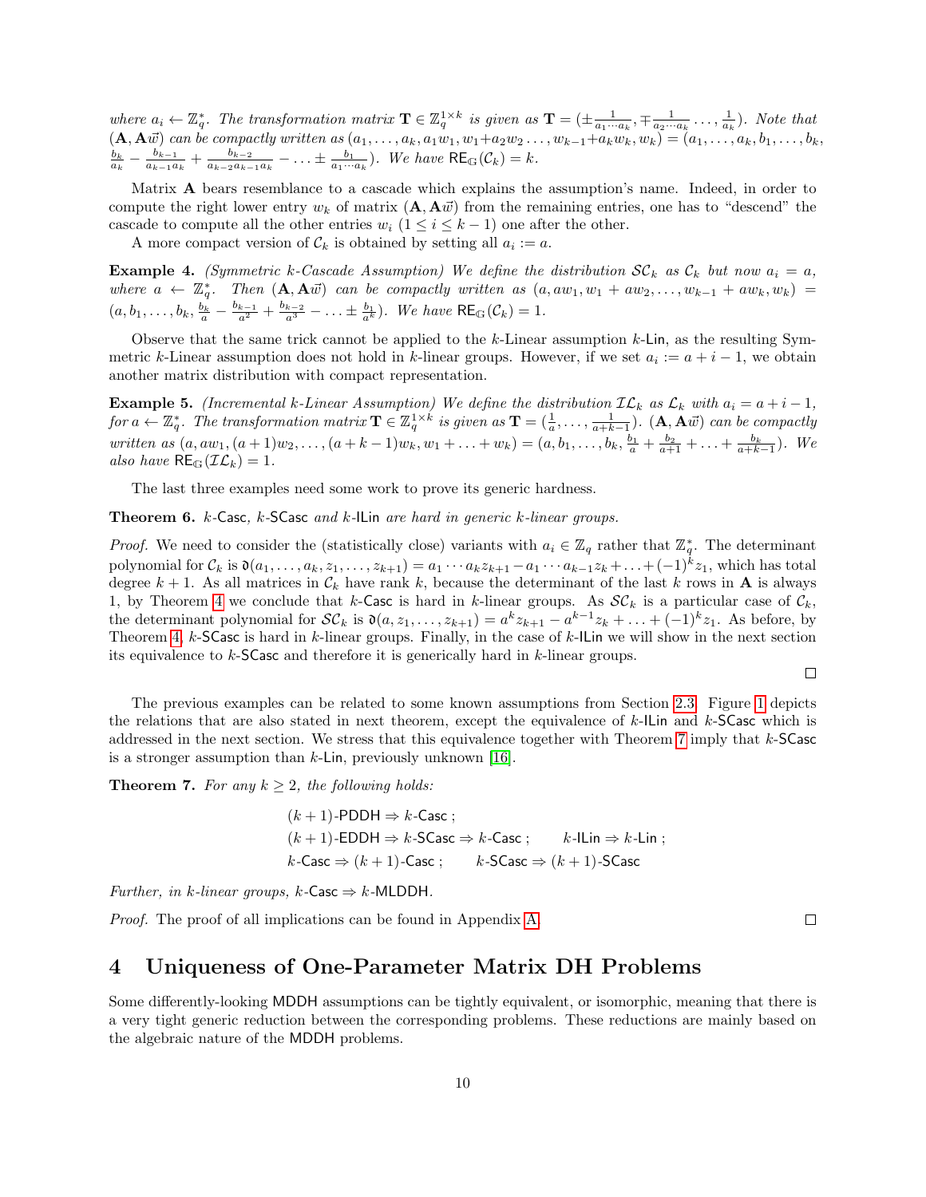*where* $a_i \leftarrow \mathbb{Z}_q^*$*. The transformation matrix* $\mathbf{T} \in \mathbb{Z}_q^{1\times k}$ *is given as* $\mathbf{T} = (\pm\frac{1}{a_1\cdots a_k}, \mp\frac{1}{a_2\cdots a_k}\dots, \frac{1}{a_k})$*. Note that* $(\mathbf{A}, \mathbf{A}\vec{w})$ *can be compactly written as* $(a_1, \dots, a_k, a_1w_1, w_1{+}a_2w_2 \dots, w_{k-1}{+}a_kw_k, w_k) = (a_1, \dots, a_k, b_1, \dots, b_k, \frac{b_k}{a_k} - \frac{b_{k-1}}{a_{k-1}a_k} + \frac{b_{k-2}}{a_{k-2}a_{k-1}a_k} - \dots \pm \frac{b_1}{a_1\cdots a_k})$*. We have* $\mathsf{RE}_{\mathbb{G}}(\mathcal{C}_k) = k$*.*

Matrix $\mathbf{A}$ bears resemblance to a cascade which explains the assumption's name. Indeed, in order to compute the right lower entry $w_k$ of matrix $(\mathbf{A}, \mathbf{A}\vec{w})$ from the remaining entries, one has to "descend" the cascade to compute all the other entries $w_i$ $(1 \le i \le k-1)$ one after the other.

A more compact version of $\mathcal{C}_k$ is obtained by setting all $a_i := a$.

**Example 4.** *(Symmetric k-Cascade Assumption) We define the distribution* $\mathcal{SC}_k$ *as* $\mathcal{C}_k$ *but now* $a_i = a$*, where* $a \leftarrow \mathbb{Z}_q^*$*. Then* $(\mathbf{A}, \mathbf{A}\vec{w})$ *can be compactly written as* $(a, aw_1, w_1 + aw_2, \dots, w_{k-1} + aw_k, w_k) = (a, b_1, \dots, b_k, \frac{b_k}{a} - \frac{b_{k-1}}{a^2} + \frac{b_{k-2}}{a^3} - \dots \pm \frac{b_1}{a^k})$*. We have* $\mathsf{RE}_{\mathbb{G}}(\mathcal{C}_k) = 1$*.*

Observe that the same trick cannot be applied to the $k$-Linear assumption $k$-$\mathsf{Lin}$, as the resulting Symmetric $k$-Linear assumption does not hold in $k$-linear groups. However, if we set $a_i := a + i - 1$, we obtain another matrix distribution with compact representation.

**Example 5.** *(Incremental k-Linear Assumption) We define the distribution* $\mathcal{IL}_k$ *as* $\mathcal{L}_k$ *with* $a_i = a + i - 1$*, for* $a \leftarrow \mathbb{Z}_q^*$*. The transformation matrix* $\mathbf{T} \in \mathbb{Z}_q^{1\times k}$ *is given as* $\mathbf{T} = (\frac{1}{a}, \dots, \frac{1}{a+k-1})$*.* $(\mathbf{A}, \mathbf{A}\vec{w})$ *can be compactly written as* $(a, aw_1, (a+1)w_2, \dots, (a+k-1)w_k, w_1 + \dots + w_k) = (a, b_1, \dots, b_k, \frac{b_1}{a} + \frac{b_2}{a+1} + \dots + \frac{b_k}{a+k-1})$*. We also have* $\mathsf{RE}_{\mathbb{G}}(\mathcal{IL}_k) = 1$*.*

The last three examples need some work to prove its generic hardness.

**Theorem 6.** *$k$-$\mathsf{Casc}$, $k$-$\mathsf{SCasc}$ and $k$-$\mathsf{ILin}$ are hard in generic $k$-linear groups.*

*Proof.* We need to consider the (statistically close) variants with $a_i \in \mathbb{Z}_q$ rather that $\mathbb{Z}_q^*$. The determinant polynomial for $\mathcal{C}_k$ is $\mathfrak{d}(a_1, \dots, a_k, z_1, \dots, z_{k+1}) = a_1 \cdots a_k z_{k+1} - a_1 \cdots a_{k-1} z_k + \dots + (-1)^k z_1$, which has total degree $k + 1$. As all matrices in $\mathcal{C}_k$ have rank $k$, because the determinant of the last $k$ rows in $\mathbf{A}$ is always 1, by Theorem 4 we conclude that $k$-$\mathsf{Casc}$ is hard in $k$-linear groups. As $\mathcal{SC}_k$ is a particular case of $\mathcal{C}_k$, the determinant polynomial for $\mathcal{SC}_k$ is $\mathfrak{d}(a, z_1, \dots, z_{k+1}) = a^k z_{k+1} - a^{k-1} z_k + \dots + (-1)^k z_1$. As before, by Theorem 4, $k$-$\mathsf{SCasc}$ is hard in $k$-linear groups. Finally, in the case of $k$-$\mathsf{ILin}$ we will show in the next section its equivalence to $k$-$\mathsf{SCasc}$ and therefore it is generically hard in $k$-linear groups. □

The previous examples can be related to some known assumptions from Section 2.3. Figure 1 depicts the relations that are also stated in next theorem, except the equivalence of $k$-$\mathsf{ILin}$ and $k$-$\mathsf{SCasc}$ which is addressed in the next section. We stress that this equivalence together with Theorem 7 imply that $k$-$\mathsf{SCasc}$ is a stronger assumption than $k$-$\mathsf{Lin}$, previously unknown [16].

**Theorem 7.** *For any $k \ge 2$, the following holds:*

$$
\begin{aligned}
&(k+1)\text{-}\mathsf{PDDH} \Rightarrow k\text{-}\mathsf{Casc}\,; \\
&(k+1)\text{-}\mathsf{EDDH} \Rightarrow k\text{-}\mathsf{SCasc} \Rightarrow k\text{-}\mathsf{Casc}\,; \qquad k\text{-}\mathsf{ILin} \Rightarrow k\text{-}\mathsf{Lin}\,; \\
&k\text{-}\mathsf{Casc} \Rightarrow (k+1)\text{-}\mathsf{Casc}\,; \qquad k\text{-}\mathsf{SCasc} \Rightarrow (k+1)\text{-}\mathsf{SCasc}
\end{aligned}
$$

*Further, in $k$-linear groups, $k$-$\mathsf{Casc} \Rightarrow k$-$\mathsf{MLDDH}$.*

*Proof.* The proof of all implications can be found in Appendix A. □

## 4 Uniqueness of One-Parameter Matrix DH Problems

Some differently-looking $\mathsf{MDDH}$ assumptions can be tightly equivalent, or isomorphic, meaning that there is a very tight generic reduction between the corresponding problems. These reductions are mainly based on the algebraic nature of the $\mathsf{MDDH}$ problems.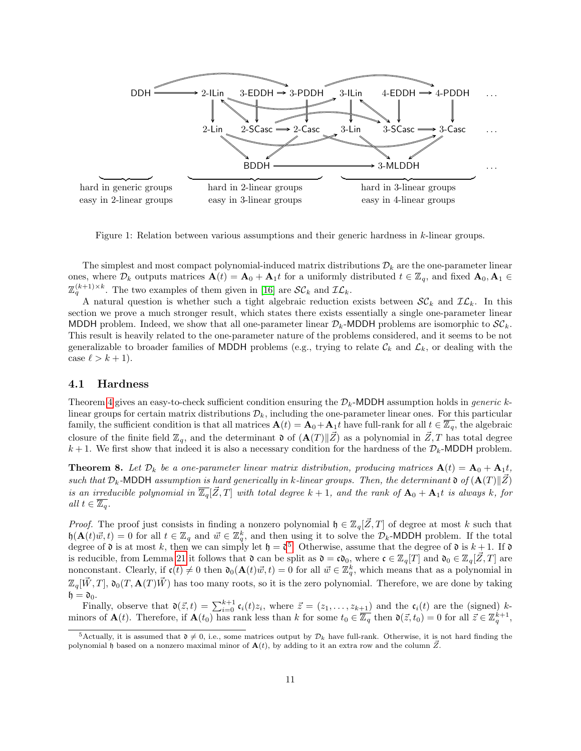Figure 1: Relation between various assumptions and their generic hardness in $k$-linear groups.

The simplest and most compact polynomial-induced matrix distributions $\mathcal{D}_k$ are the one-parameter linear ones, where $\mathcal{D}_k$ outputs matrices $\mathbf{A}(t) = \mathbf{A}_0 + \mathbf{A}_1 t$ for a uniformly distributed $t \in \mathbb{Z}_q$, and fixed $\mathbf{A}_0, \mathbf{A}_1 \in \mathbb{Z}_q^{(k+1)\times k}$. The two examples of them given in [16] are $\mathcal{SC}_k$ and $\mathcal{IL}_k$.

A natural question is whether such a tight algebraic reduction exists between $\mathcal{SC}_k$ and $\mathcal{IL}_k$. In this section we prove a much stronger result, which states there exists essentially a single one-parameter linear MDDH problem. Indeed, we show that all one-parameter linear $\mathcal{D}_k$-MDDH problems are isomorphic to $\mathcal{SC}_k$. This result is heavily related to the one-parameter nature of the problems considered, and it seems to be not generalizable to broader families of MDDH problems (e.g., trying to relate $\mathcal{C}_k$ and $\mathcal{L}_k$, or dealing with the case $\ell > k+1$).

## 4.1 Hardness

Theorem 4 gives an easy-to-check sufficient condition ensuring the $\mathcal{D}_k$-MDDH assumption holds in *generic* $k$-linear groups for certain matrix distributions $\mathcal{D}_k$, including the one-parameter linear ones. For this particular family, the sufficient condition is that all matrices $\mathbf{A}(t) = \mathbf{A}_0 + \mathbf{A}_1 t$ have full-rank for all $t \in \overline{\mathbb{Z}_q}$, the algebraic closure of the finite field $\mathbb{Z}_q$, and the determinant $\mathfrak{d}$ of $(\mathbf{A}(T)\|\vec{Z})$ as a polynomial in $\vec{Z}, T$ has total degree $k+1$. We first show that indeed it is also a necessary condition for the hardness of the $\mathcal{D}_k$-MDDH problem.

**Theorem 8.** *Let $\mathcal{D}_k$ be a one-parameter linear matrix distribution, producing matrices $\mathbf{A}(t) = \mathbf{A}_0 + \mathbf{A}_1 t$, such that $\mathcal{D}_k$-MDDH assumption is hard generically in $k$-linear groups. Then, the determinant $\mathfrak{d}$ of $(\mathbf{A}(T)\|\vec{Z})$ is an irreducible polynomial in $\overline{\mathbb{Z}_q}[\vec{Z}, T]$ with total degree $k+1$, and the rank of $\mathbf{A}_0 + \mathbf{A}_1 t$ is always $k$, for all $t \in \overline{\mathbb{Z}_q}$.*

*Proof.* The proof just consists in finding a nonzero polynomial $\mathfrak{h} \in \mathbb{Z}_q[\vec{Z}, T]$ of degree at most $k$ such that $\mathfrak{h}(\mathbf{A}(t)\vec{w}, t) = 0$ for all $t \in \mathbb{Z}_q$ and $\vec{w} \in \mathbb{Z}_q^k$, and then using it to solve the $\mathcal{D}_k$-MDDH problem. If the total degree of $\mathfrak{d}$ is at most $k$, then we can simply let $\mathfrak{h} = \mathfrak{d}$[5]. Otherwise, assume that the degree of $\mathfrak{d}$ is $k+1$. If $\mathfrak{d}$ is reducible, from Lemma 21 it follows that $\mathfrak{d}$ can be split as $\mathfrak{d} = \mathfrak{c}\mathfrak{d}_0$, where $\mathfrak{c} \in \mathbb{Z}_q[T]$ and $\mathfrak{d}_0 \in \mathbb{Z}_q[\vec{Z}, T]$ are nonconstant. Clearly, if $\mathfrak{c}(t) \neq 0$ then $\mathfrak{d}_0(\mathbf{A}(t)\vec{w}, t) = 0$ for all $\vec{w} \in \mathbb{Z}_q^k$, which means that as a polynomial in $\mathbb{Z}_q[\vec{W}, T]$, $\mathfrak{d}_0(T, \mathbf{A}(T)\vec{W})$ has too many roots, so it is the zero polynomial. Therefore, we are done by taking $\mathfrak{h} = \mathfrak{d}_0$.

Finally, observe that $\mathfrak{d}(\vec{z}, t) = \sum_{i=0}^{k+1} \mathfrak{c}_i(t) z_i$, where $\vec{z} = (z_1, \ldots, z_{k+1})$ and the $\mathfrak{c}_i(t)$ are the (signed) $k$-minors of $\mathbf{A}(t)$. Therefore, if $\mathbf{A}(t_0)$ has rank less than $k$ for some $t_0 \in \overline{\mathbb{Z}_q}$ then $\mathfrak{d}(\vec{z}, t_0) = 0$ for all $\vec{z} \in \mathbb{Z}_q^{k+1}$,

[5] Actually, it is assumed that $\mathfrak{d} \neq 0$, i.e., some matrices output by $\mathcal{D}_k$ have full-rank. Otherwise, it is not hard finding the polynomial $\mathfrak{h}$ based on a nonzero maximal minor of $\mathbf{A}(t)$, by adding to it an extra row and the column $\vec{Z}$.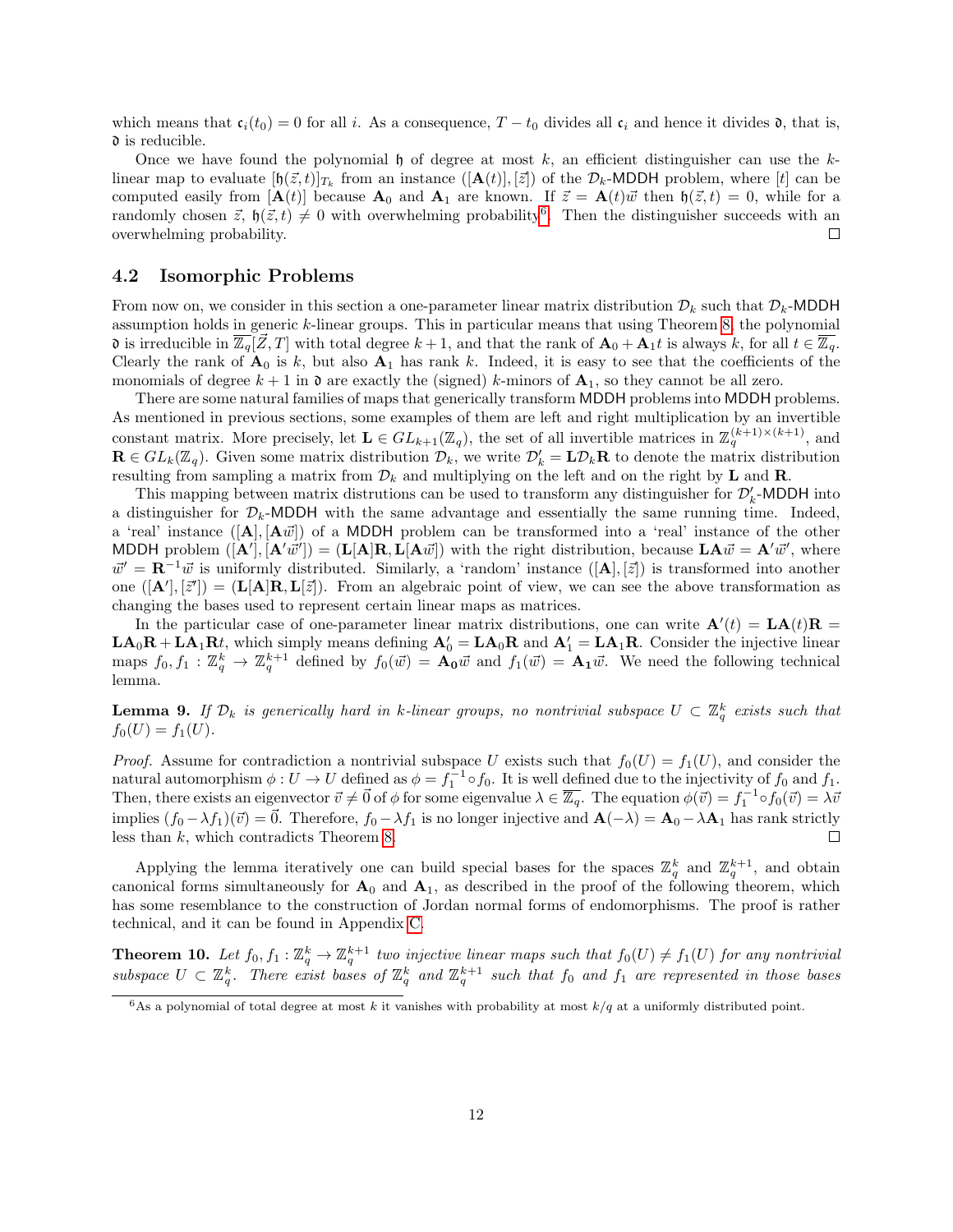which means that $\mathfrak{c}_i(t_0) = 0$ for all $i$. As a consequence, $T - t_0$ divides all $\mathfrak{c}_i$ and hence it divides $\mathfrak{d}$, that is, $\mathfrak{d}$ is reducible.

Once we have found the polynomial $\mathfrak{h}$ of degree at most $k$, an efficient distinguisher can use the $k$-linear map to evaluate $[\mathfrak{h}(\vec{z}, t)]_{T_k}$ from an instance $([\mathbf{A}(t)], [\vec{z}])$ of the $\mathcal{D}_k$-MDDH problem, where $[t]$ can be computed easily from $[\mathbf{A}(t)]$ because $\mathbf{A}_0$ and $\mathbf{A}_1$ are known. If $\vec{z} = \mathbf{A}(t)\vec{w}$ then $\mathfrak{h}(\vec{z}, t) = 0$, while for a randomly chosen $\vec{z}$, $\mathfrak{h}(\vec{z}, t) \neq 0$ with overwhelming probability[6]. Then the distinguisher succeeds with an overwhelming probability. □

### 4.2 Isomorphic Problems

From now on, we consider in this section a one-parameter linear matrix distribution $\mathcal{D}_k$ such that $\mathcal{D}_k$-MDDH assumption holds in generic $k$-linear groups. This in particular means that using Theorem 8, the polynomial $\mathfrak{d}$ is irreducible in $\overline{\mathbb{Z}_q}[\vec{Z}, T]$ with total degree $k+1$, and that the rank of $\mathbf{A}_0 + \mathbf{A}_1 t$ is always $k$, for all $t \in \overline{\mathbb{Z}_q}$. Clearly the rank of $\mathbf{A}_0$ is $k$, but also $\mathbf{A}_1$ has rank $k$. Indeed, it is easy to see that the coefficients of the monomials of degree $k+1$ in $\mathfrak{d}$ are exactly the (signed) $k$-minors of $\mathbf{A}_1$, so they cannot be all zero.

There are some natural families of maps that generically transform MDDH problems into MDDH problems. As mentioned in previous sections, some examples of them are left and right multiplication by an invertible constant matrix. More precisely, let $\mathbf{L} \in GL_{k+1}(\mathbb{Z}_q)$, the set of all invertible matrices in $\mathbb{Z}_q^{(k+1)\times(k+1)}$, and $\mathbf{R} \in GL_k(\mathbb{Z}_q)$. Given some matrix distribution $\mathcal{D}_k$, we write $\mathcal{D}'_k = \mathbf{L}\mathcal{D}_k\mathbf{R}$ to denote the matrix distribution resulting from sampling a matrix from $\mathcal{D}_k$ and multiplying on the left and on the right by $\mathbf{L}$ and $\mathbf{R}$.

This mapping between matrix distrutions can be used to transform any distinguisher for $\mathcal{D}'_k$-MDDH into a distinguisher for $\mathcal{D}_k$-MDDH with the same advantage and essentially the same running time. Indeed, a 'real' instance $([\mathbf{A}], [\mathbf{A}\vec{w}])$ of a MDDH problem can be transformed into a 'real' instance of the other MDDH problem $([\mathbf{A}'], [\mathbf{A}'\vec{w}']) = (\mathbf{L}[\mathbf{A}]\mathbf{R}, \mathbf{L}[\mathbf{A}\vec{w}])$ with the right distribution, because $\mathbf{L}\mathbf{A}\vec{w} = \mathbf{A}'\vec{w}'$, where $\vec{w}' = \mathbf{R}^{-1}\vec{w}$ is uniformly distributed. Similarly, a 'random' instance $([\mathbf{A}], [\vec{z}])$ is transformed into another one $([\mathbf{A}'], [\vec{z}']) = (\mathbf{L}[\mathbf{A}]\mathbf{R}, \mathbf{L}[\vec{z}])$. From an algebraic point of view, we can see the above transformation as changing the bases used to represent certain linear maps as matrices.

In the particular case of one-parameter linear matrix distributions, one can write $\mathbf{A}'(t) = \mathbf{L}\mathbf{A}(t)\mathbf{R} = \mathbf{L}\mathbf{A}_0\mathbf{R} + \mathbf{L}\mathbf{A}_1\mathbf{R}t$, which simply means defining $\mathbf{A}'_0 = \mathbf{L}\mathbf{A}_0\mathbf{R}$ and $\mathbf{A}'_1 = \mathbf{L}\mathbf{A}_1\mathbf{R}$. Consider the injective linear maps $f_0, f_1 : \mathbb{Z}_q^k \to \mathbb{Z}_q^{k+1}$ defined by $f_0(\vec{w}) = \mathbf{A_0}\vec{w}$ and $f_1(\vec{w}) = \mathbf{A_1}\vec{w}$. We need the following technical lemma.

**Lemma 9.** *If $\mathcal{D}_k$ is generically hard in $k$-linear groups, no nontrivial subspace $U \subset \mathbb{Z}_q^k$ exists such that $f_0(U) = f_1(U)$.*

*Proof.* Assume for contradiction a nontrivial subspace $U$ exists such that $f_0(U) = f_1(U)$, and consider the natural automorphism $\phi : U \to U$ defined as $\phi = f_1^{-1} \circ f_0$. It is well defined due to the injectivity of $f_0$ and $f_1$. Then, there exists an eigenvector $\vec{v} \neq \vec{0}$ of $\phi$ for some eigenvalue $\lambda \in \overline{\mathbb{Z}_q}$. The equation $\phi(\vec{v}) = f_1^{-1} \circ f_0(\vec{v}) = \lambda\vec{v}$ implies $(f_0 - \lambda f_1)(\vec{v}) = \vec{0}$. Therefore, $f_0 - \lambda f_1$ is no longer injective and $\mathbf{A}(-\lambda) = \mathbf{A}_0 - \lambda\mathbf{A}_1$ has rank strictly less than $k$, which contradicts Theorem 8. □

Applying the lemma iteratively one can build special bases for the spaces $\mathbb{Z}_q^k$ and $\mathbb{Z}_q^{k+1}$, and obtain canonical forms simultaneously for $\mathbf{A}_0$ and $\mathbf{A}_1$, as described in the proof of the following theorem, which has some resemblance to the construction of Jordan normal forms of endomorphisms. The proof is rather technical, and it can be found in Appendix C.

**Theorem 10.** *Let $f_0, f_1 : \mathbb{Z}_q^k \to \mathbb{Z}_q^{k+1}$ two injective linear maps such that $f_0(U) \neq f_1(U)$ for any nontrivial subspace $U \subset \mathbb{Z}_q^k$. There exist bases of $\mathbb{Z}_q^k$ and $\mathbb{Z}_q^{k+1}$ such that $f_0$ and $f_1$ are represented in those bases*

---

[6] As a polynomial of total degree at most $k$ it vanishes with probability at most $k/q$ at a uniformly distributed point.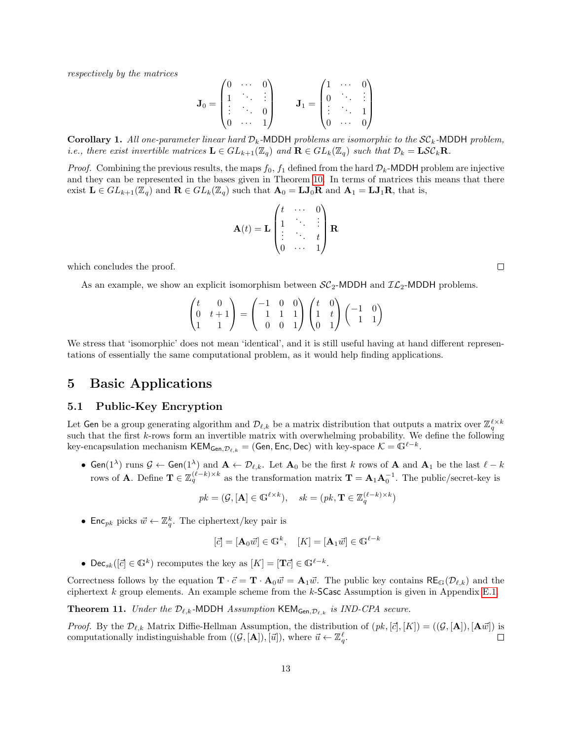*respectively by the matrices*

$$\mathbf{J}_0 = \begin{pmatrix} 0 & \cdots & 0 \\ 1 & \ddots & \vdots \\ \vdots & \ddots & 0 \\ 0 & \cdots & 1 \end{pmatrix} \qquad \mathbf{J}_1 = \begin{pmatrix} 1 & \cdots & 0 \\ 0 & \ddots & \vdots \\ \vdots & \ddots & 1 \\ 0 & \cdots & 0 \end{pmatrix}$$

**Corollary 1.** *All one-parameter linear hard $\mathcal{D}_k$-MDDH problems are isomorphic to the $\mathcal{SC}_k$-MDDH problem, i.e., there exist invertible matrices $\mathbf{L} \in GL_{k+1}(\mathbb{Z}_q)$ and $\mathbf{R} \in GL_k(\mathbb{Z}_q)$ such that $\mathcal{D}_k = \mathbf{L}\mathcal{SC}_k\mathbf{R}$.*

*Proof.* Combining the previous results, the maps $f_0$, $f_1$ defined from the hard $\mathcal{D}_k$-MDDH problem are injective and they can be represented in the bases given in Theorem 10. In terms of matrices this means that there exist $\mathbf{L} \in GL_{k+1}(\mathbb{Z}_q)$ and $\mathbf{R} \in GL_k(\mathbb{Z}_q)$ such that $\mathbf{A}_0 = \mathbf{L}\mathbf{J}_0\mathbf{R}$ and $\mathbf{A}_1 = \mathbf{L}\mathbf{J}_1\mathbf{R}$, that is,

$$\mathbf{A}(t) = \mathbf{L} \begin{pmatrix} t & \cdots & 0 \\ 1 & \ddots & \vdots \\ \vdots & \ddots & t \\ 0 & \cdots & 1 \end{pmatrix} \mathbf{R}$$

which concludes the proof. □

As an example, we show an explicit isomorphism between $\mathcal{SC}_2$-MDDH and $\mathcal{IL}_2$-MDDH problems.

$$\begin{pmatrix} t & 0 \\ 0 & t+1 \\ 1 & 1 \end{pmatrix} = \begin{pmatrix} -1 & 0 & 0 \\ 1 & 1 & 1 \\ 0 & 0 & 1 \end{pmatrix} \begin{pmatrix} t & 0 \\ 1 & t \\ 0 & 1 \end{pmatrix} \begin{pmatrix} -1 & 0 \\ 1 & 1 \end{pmatrix}$$

We stress that 'isomorphic' does not mean 'identical', and it is still useful having at hand different representations of essentially the same computational problem, as it would help finding applications.

# 5 Basic Applications

## 5.1 Public-Key Encryption

Let Gen be a group generating algorithm and $\mathcal{D}_{\ell,k}$ be a matrix distribution that outputs a matrix over $\mathbb{Z}_q^{\ell \times k}$ such that the first $k$-rows form an invertible matrix with overwhelming probability. We define the following key-encapsulation mechanism $\mathsf{KEM}_{\mathsf{Gen},\mathcal{D}_{\ell,k}} = (\mathsf{Gen}, \mathsf{Enc}, \mathsf{Dec})$ with key-space $\mathcal{K} = \mathbb{G}^{\ell-k}$.

- $\mathsf{Gen}(1^\lambda)$ runs $\mathcal{G} \leftarrow \mathsf{Gen}(1^\lambda)$ and $\mathbf{A} \leftarrow \mathcal{D}_{\ell,k}$. Let $\mathbf{A}_0$ be the first $k$ rows of $\mathbf{A}$ and $\mathbf{A}_1$ be the last $\ell - k$ rows of $\mathbf{A}$. Define $\mathbf{T} \in \mathbb{Z}_q^{(\ell-k)\times k}$ as the transformation matrix $\mathbf{T} = \mathbf{A}_1\mathbf{A}_0^{-1}$. The public/secret-key is

$$pk = (\mathcal{G}, [\mathbf{A}] \in \mathbb{G}^{\ell \times k}), \quad sk = (pk, \mathbf{T} \in \mathbb{Z}_q^{(\ell-k)\times k})$$

- $\mathsf{Enc}_{pk}$ picks $\vec{w} \leftarrow \mathbb{Z}_q^k$. The ciphertext/key pair is

$$[\vec{c}] = [\mathbf{A}_0\vec{w}] \in \mathbb{G}^k, \quad [K] = [\mathbf{A}_1\vec{w}] \in \mathbb{G}^{\ell-k}$$

- $\mathsf{Dec}_{sk}([\vec{c}] \in \mathbb{G}^k)$ recomputes the key as $[K] = [\mathbf{T}\vec{c}] \in \mathbb{G}^{\ell-k}$.

Correctness follows by the equation $\mathbf{T} \cdot \vec{c} = \mathbf{T} \cdot \mathbf{A}_0\vec{w} = \mathbf{A}_1\vec{w}$. The public key contains $\mathsf{RE}_{\mathbb{G}}(\mathcal{D}_{\ell,k})$ and the ciphertext $k$ group elements. An example scheme from the $k$-SCasc Assumption is given in Appendix E.1.

**Theorem 11.** *Under the $\mathcal{D}_{\ell,k}$-MDDH Assumption $\mathsf{KEM}_{\mathsf{Gen},\mathcal{D}_{\ell,k}}$ is IND-CPA secure.*

*Proof.* By the $\mathcal{D}_{\ell,k}$ Matrix Diffie-Hellman Assumption, the distribution of $(pk, [\vec{c}], [K]) = ((\mathcal{G}, [\mathbf{A}]), [\mathbf{A}\vec{w}])$ is computationally indistinguishable from $((\mathcal{G}, [\mathbf{A}]), [\vec{u}])$, where $\vec{u} \leftarrow \mathbb{Z}_q^\ell$. □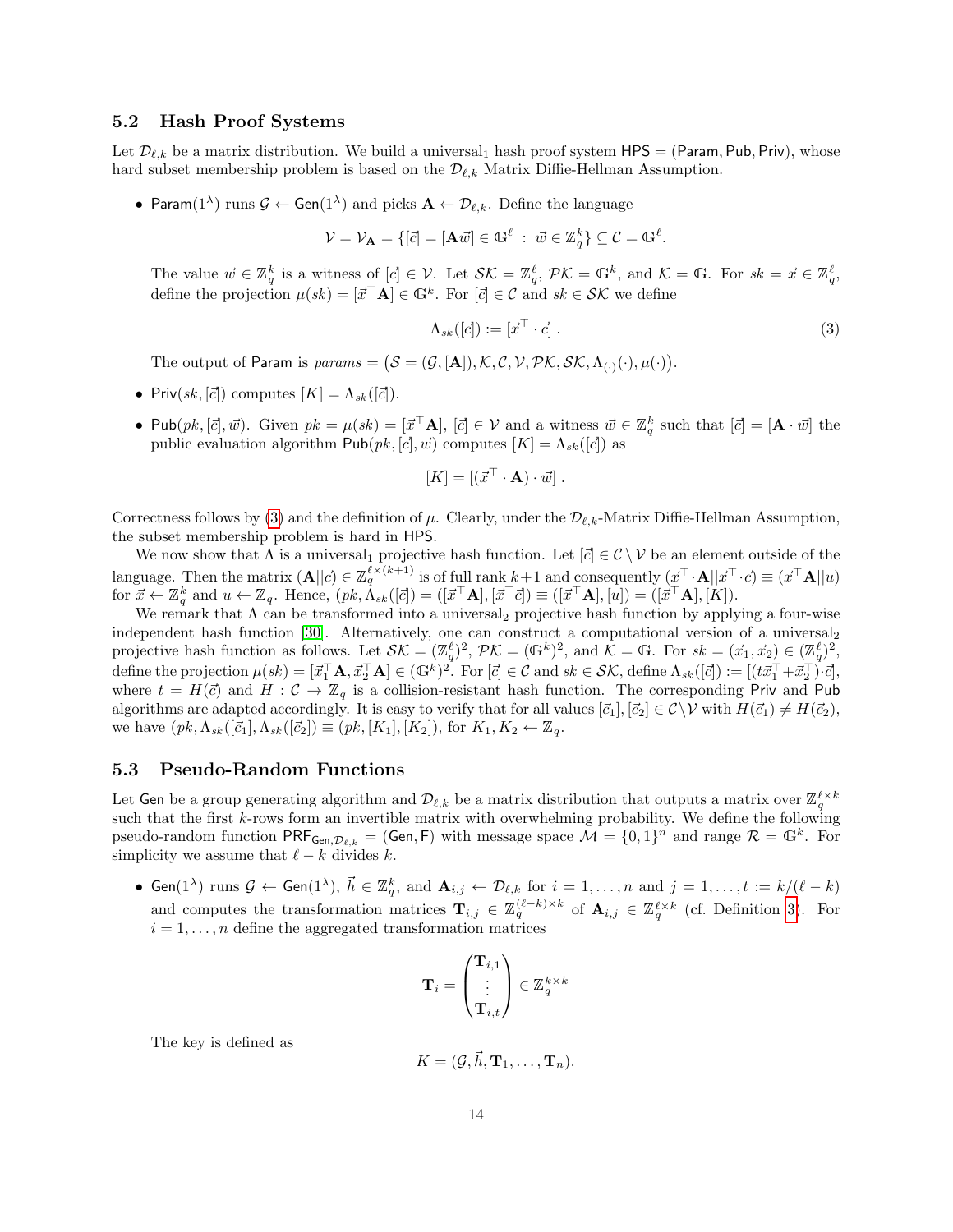### 5.2 Hash Proof Systems

Let $\mathcal{D}_{\ell,k}$ be a matrix distribution. We build a universal$_1$ hash proof system $\mathsf{HPS} = (\mathsf{Param}, \mathsf{Pub}, \mathsf{Priv})$, whose hard subset membership problem is based on the $\mathcal{D}_{\ell,k}$ Matrix Diffie-Hellman Assumption.

- $\mathsf{Param}(1^\lambda)$ runs $\mathcal{G} \leftarrow \mathsf{Gen}(1^\lambda)$ and picks $\mathbf{A} \leftarrow \mathcal{D}_{\ell,k}$. Define the language

$$\mathcal{V} = \mathcal{V}_{\mathbf{A}} = \{[\vec{c}] = [\mathbf{A}\vec{w}] \in \mathbb{G}^\ell \ : \ \vec{w} \in \mathbb{Z}_q^k\} \subseteq \mathcal{C} = \mathbb{G}^\ell.$$

  The value $\vec{w} \in \mathbb{Z}_q^k$ is a witness of $[\vec{c}] \in \mathcal{V}$. Let $\mathcal{SK} = \mathbb{Z}_q^\ell$, $\mathcal{PK} = \mathbb{G}^k$, and $\mathcal{K} = \mathbb{G}$. For $sk = \vec{x} \in \mathbb{Z}_q^\ell$, define the projection $\mu(sk) = [\vec{x}^\top \mathbf{A}] \in \mathbb{G}^k$. For $[\vec{c}] \in \mathcal{C}$ and $sk \in \mathcal{SK}$ we define

$$\Lambda_{sk}([\vec{c}]) := [\vec{x}^\top \cdot \vec{c}] \ . \tag{3}$$

  The output of $\mathsf{Param}$ is $params = \big(\mathcal{S} = (\mathcal{G}, [\mathbf{A}]), \mathcal{K}, \mathcal{C}, \mathcal{V}, \mathcal{PK}, \mathcal{SK}, \Lambda_{(\cdot)}(\cdot), \mu(\cdot)\big)$.

- $\mathsf{Priv}(sk, [\vec{c}])$ computes $[K] = \Lambda_{sk}([\vec{c}])$.
- $\mathsf{Pub}(pk, [\vec{c}], \vec{w})$. Given $pk = \mu(sk) = [\vec{x}^\top \mathbf{A}]$, $[\vec{c}] \in \mathcal{V}$ and a witness $\vec{w} \in \mathbb{Z}_q^k$ such that $[\vec{c}] = [\mathbf{A} \cdot \vec{w}]$ the public evaluation algorithm $\mathsf{Pub}(pk, [\vec{c}], \vec{w})$ computes $[K] = \Lambda_{sk}([\vec{c}])$ as

$$[K] = [(\vec{x}^\top \cdot \mathbf{A}) \cdot \vec{w}] \ .$$

Correctness follows by (3) and the definition of $\mu$. Clearly, under the $\mathcal{D}_{\ell,k}$-Matrix Diffie-Hellman Assumption, the subset membership problem is hard in $\mathsf{HPS}$.

We now show that $\Lambda$ is a universal$_1$ projective hash function. Let $[\vec{c}] \in \mathcal{C} \setminus \mathcal{V}$ be an element outside of the language. Then the matrix $(\mathbf{A}||\vec{c}) \in \mathbb{Z}_q^{\ell \times (k+1)}$ is of full rank $k+1$ and consequently $(\vec{x}^\top \cdot \mathbf{A}||\vec{x}^\top \cdot \vec{c}) \equiv (\vec{x}^\top \mathbf{A}||u)$ for $\vec{x} \leftarrow \mathbb{Z}_q^k$ and $u \leftarrow \mathbb{Z}_q$. Hence, $(pk, \Lambda_{sk}([\vec{c}]) = ([\vec{x}^\top \mathbf{A}], [\vec{x}^\top \vec{c}]) \equiv ([\vec{x}^\top \mathbf{A}], [u]) = ([\vec{x}^\top \mathbf{A}], [K])$.

We remark that $\Lambda$ can be transformed into a universal$_2$ projective hash function by applying a four-wise independent hash function [30]. Alternatively, one can construct a computational version of a universal$_2$ projective hash function as follows. Let $\mathcal{SK} = (\mathbb{Z}_q^\ell)^2$, $\mathcal{PK} = (\mathbb{G}^k)^2$, and $\mathcal{K} = \mathbb{G}$. For $sk = (\vec{x}_1, \vec{x}_2) \in (\mathbb{Z}_q^\ell)^2$, define the projection $\mu(sk) = [\vec{x}_1^\top \mathbf{A}, \vec{x}_2^\top \mathbf{A}] \in (\mathbb{G}^k)^2$. For $[\vec{c}] \in \mathcal{C}$ and $sk \in \mathcal{SK}$, define $\Lambda_{sk}([\vec{c}]) := [(t\vec{x}_1^\top + \vec{x}_2^\top) \cdot \vec{c}]$, where $t = H(\vec{c})$ and $H : \mathcal{C} \to \mathbb{Z}_q$ is a collision-resistant hash function. The corresponding $\mathsf{Priv}$ and $\mathsf{Pub}$ algorithms are adapted accordingly. It is easy to verify that for all values $[\vec{c}_1], [\vec{c}_2] \in \mathcal{C} \setminus \mathcal{V}$ with $H(\vec{c}_1) \neq H(\vec{c}_2)$, we have $(pk, \Lambda_{sk}([\vec{c}_1], \Lambda_{sk}([\vec{c}_2]) \equiv (pk, [K_1], [K_2])$, for $K_1, K_2 \leftarrow \mathbb{Z}_q$.

### 5.3 Pseudo-Random Functions

Let $\mathsf{Gen}$ be a group generating algorithm and $\mathcal{D}_{\ell,k}$ be a matrix distribution that outputs a matrix over $\mathbb{Z}_q^{\ell \times k}$ such that the first $k$-rows form an invertible matrix with overwhelming probability. We define the following pseudo-random function $\mathsf{PRF}_{\mathsf{Gen}, \mathcal{D}_{\ell,k}} = (\mathsf{Gen}, \mathsf{F})$ with message space $\mathcal{M} = \{0,1\}^n$ and range $\mathcal{R} = \mathbb{G}^k$. For simplicity we assume that $\ell - k$ divides $k$.

- $\mathsf{Gen}(1^\lambda)$ runs $\mathcal{G} \leftarrow \mathsf{Gen}(1^\lambda)$, $\vec{h} \in \mathbb{Z}_q^k$, and $\mathbf{A}_{i,j} \leftarrow \mathcal{D}_{\ell,k}$ for $i = 1, \ldots, n$ and $j = 1, \ldots, t := k/(\ell - k)$ and computes the transformation matrices $\mathbf{T}_{i,j} \in \mathbb{Z}_q^{(\ell-k) \times k}$ of $\mathbf{A}_{i,j} \in \mathbb{Z}_q^{\ell \times k}$ (cf. Definition 3). For $i = 1, \ldots, n$ define the aggregated transformation matrices

$$\mathbf{T}_i = \begin{pmatrix} \mathbf{T}_{i,1} \\ \vdots \\ \mathbf{T}_{i,t} \end{pmatrix} \in \mathbb{Z}_q^{k \times k}$$

  The key is defined as

$$K = (\mathcal{G}, \vec{h}, \mathbf{T}_1, \ldots, \mathbf{T}_n).$$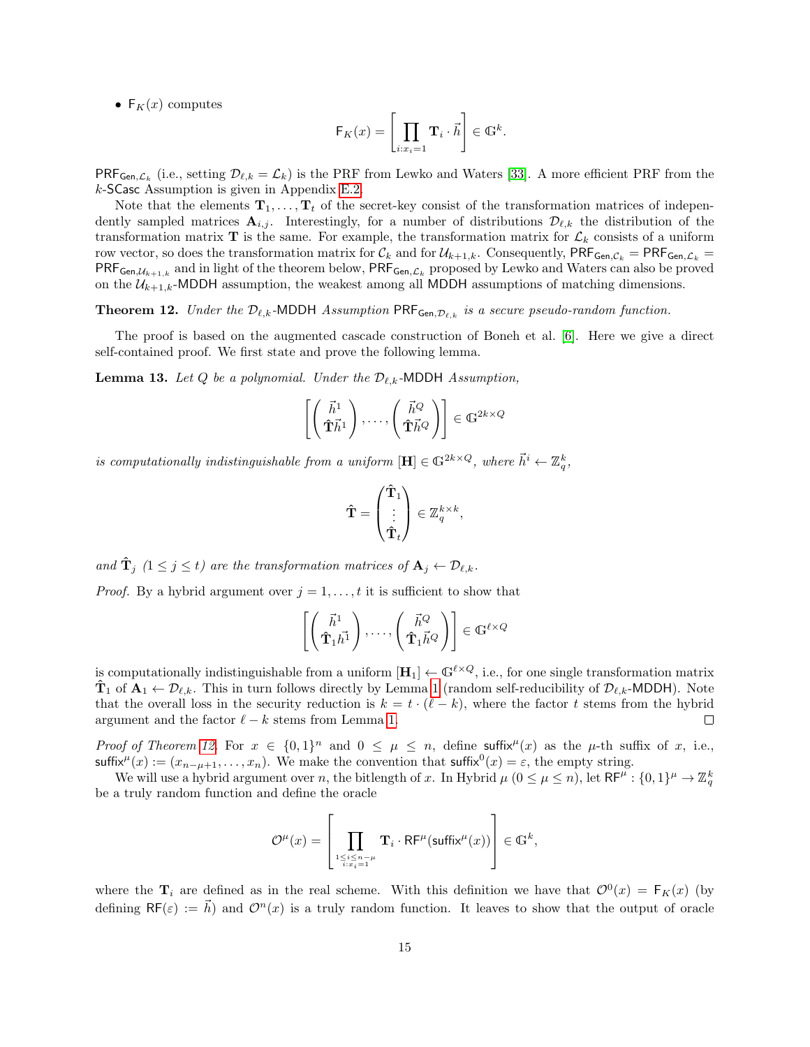- $\mathsf{F}_K(x)$ computes

$$\mathsf{F}_K(x) = \left[ \prod_{i:x_i=1} \mathbf{T}_i \cdot \vec{h} \right] \in \mathbb{G}^k.$$

$\mathsf{PRF}_{\mathsf{Gen},\mathcal{L}_k}$ (i.e., setting $\mathcal{D}_{\ell,k} = \mathcal{L}_k$) is the PRF from Lewko and Waters [33]. A more efficient PRF from the $k$-$\mathsf{SCasc}$ Assumption is given in Appendix E.2.

Note that the elements $\mathbf{T}_1, \ldots, \mathbf{T}_t$ of the secret-key consist of the transformation matrices of independently sampled matrices $\mathbf{A}_{i,j}$. Interestingly, for a number of distributions $\mathcal{D}_{\ell,k}$ the distribution of the transformation matrix $\mathbf{T}$ is the same. For example, the transformation matrix for $\mathcal{L}_k$ consists of a uniform row vector, so does the transformation matrix for $\mathcal{C}_k$ and for $\mathcal{U}_{k+1,k}$. Consequently, $\mathsf{PRF}_{\mathsf{Gen},\mathcal{C}_k} = \mathsf{PRF}_{\mathsf{Gen},\mathcal{L}_k} = \mathsf{PRF}_{\mathsf{Gen},\mathcal{U}_{k+1,k}}$ and in light of the theorem below, $\mathsf{PRF}_{\mathsf{Gen},\mathcal{L}_k}$ proposed by Lewko and Waters can also be proved on the $\mathcal{U}_{k+1,k}$-$\mathsf{MDDH}$ assumption, the weakest among all $\mathsf{MDDH}$ assumptions of matching dimensions.

**Theorem 12.** *Under the $\mathcal{D}_{\ell,k}$-$\mathsf{MDDH}$ Assumption $\mathsf{PRF}_{\mathsf{Gen},\mathcal{D}_{\ell,k}}$ is a secure pseudo-random function.*

The proof is based on the augmented cascade construction of Boneh et al. [6]. Here we give a direct self-contained proof. We first state and prove the following lemma.

**Lemma 13.** *Let $Q$ be a polynomial. Under the $\mathcal{D}_{\ell,k}$-$\mathsf{MDDH}$ Assumption,*

$$\left[ \begin{pmatrix} \vec{h}^1 \\ \hat{\mathbf{T}}\vec{h}^1 \end{pmatrix}, \ldots, \begin{pmatrix} \vec{h}^Q \\ \hat{\mathbf{T}}\vec{h}^Q \end{pmatrix} \right] \in \mathbb{G}^{2k \times Q}$$

*is computationally indistinguishable from a uniform $[\mathbf{H}] \in \mathbb{G}^{2k \times Q}$, where $\vec{h}^i \leftarrow \mathbb{Z}_q^k$,*

$$\hat{\mathbf{T}} = \begin{pmatrix} \hat{\mathbf{T}}_1 \\ \vdots \\ \hat{\mathbf{T}}_t \end{pmatrix} \in \mathbb{Z}_q^{k \times k},$$

*and $\hat{\mathbf{T}}_j$ $(1 \leq j \leq t)$ are the transformation matrices of $\mathbf{A}_j \leftarrow \mathcal{D}_{\ell,k}$.*

*Proof.* By a hybrid argument over $j = 1, \ldots, t$ it is sufficient to show that

$$\left[ \begin{pmatrix} \vec{h}^1 \\ \hat{\mathbf{T}}_1 h^1 \end{pmatrix}, \ldots, \begin{pmatrix} \vec{h}^Q \\ \hat{\mathbf{T}}_1 \vec{h}^Q \end{pmatrix} \right] \in \mathbb{G}^{\ell \times Q}$$

is computationally indistinguishable from a uniform $[\mathbf{H}_1] \leftarrow \mathbb{G}^{\ell \times Q}$, i.e., for one single transformation matrix $\hat{\mathbf{T}}_1$ of $\mathbf{A}_1 \leftarrow \mathcal{D}_{\ell,k}$. This in turn follows directly by Lemma 1 (random self-reducibility of $\mathcal{D}_{\ell,k}$-$\mathsf{MDDH}$). Note that the overall loss in the security reduction is $k = t \cdot (\ell - k)$, where the factor $t$ stems from the hybrid argument and the factor $\ell - k$ stems from Lemma 1. □

*Proof of Theorem 12.* For $x \in \{0,1\}^n$ and $0 \leq \mu \leq n$, define $\mathsf{suffix}^\mu(x)$ as the $\mu$-th suffix of $x$, i.e., $\mathsf{suffix}^\mu(x) := (x_{n-\mu+1}, \ldots, x_n)$. We make the convention that $\mathsf{suffix}^0(x) = \varepsilon$, the empty string.

We will use a hybrid argument over $n$, the bitlength of $x$. In Hybrid $\mu$ $(0 \leq \mu \leq n)$, let $\mathsf{RF}^\mu : \{0,1\}^\mu \to \mathbb{Z}_q^k$ be a truly random function and define the oracle

$$\mathcal{O}^\mu(x) = \left[ \prod_{\substack{1 \leq i \leq n-\mu \\ i:x_i=1}} \mathbf{T}_i \cdot \mathsf{RF}^\mu(\mathsf{suffix}^\mu(x)) \right] \in \mathbb{G}^k,$$

where the $\mathbf{T}_i$ are defined as in the real scheme. With this definition we have that $\mathcal{O}^0(x) = \mathsf{F}_K(x)$ (by defining $\mathsf{RF}(\varepsilon) := \vec{h}$) and $\mathcal{O}^n(x)$ is a truly random function. It leaves to show that the output of oracle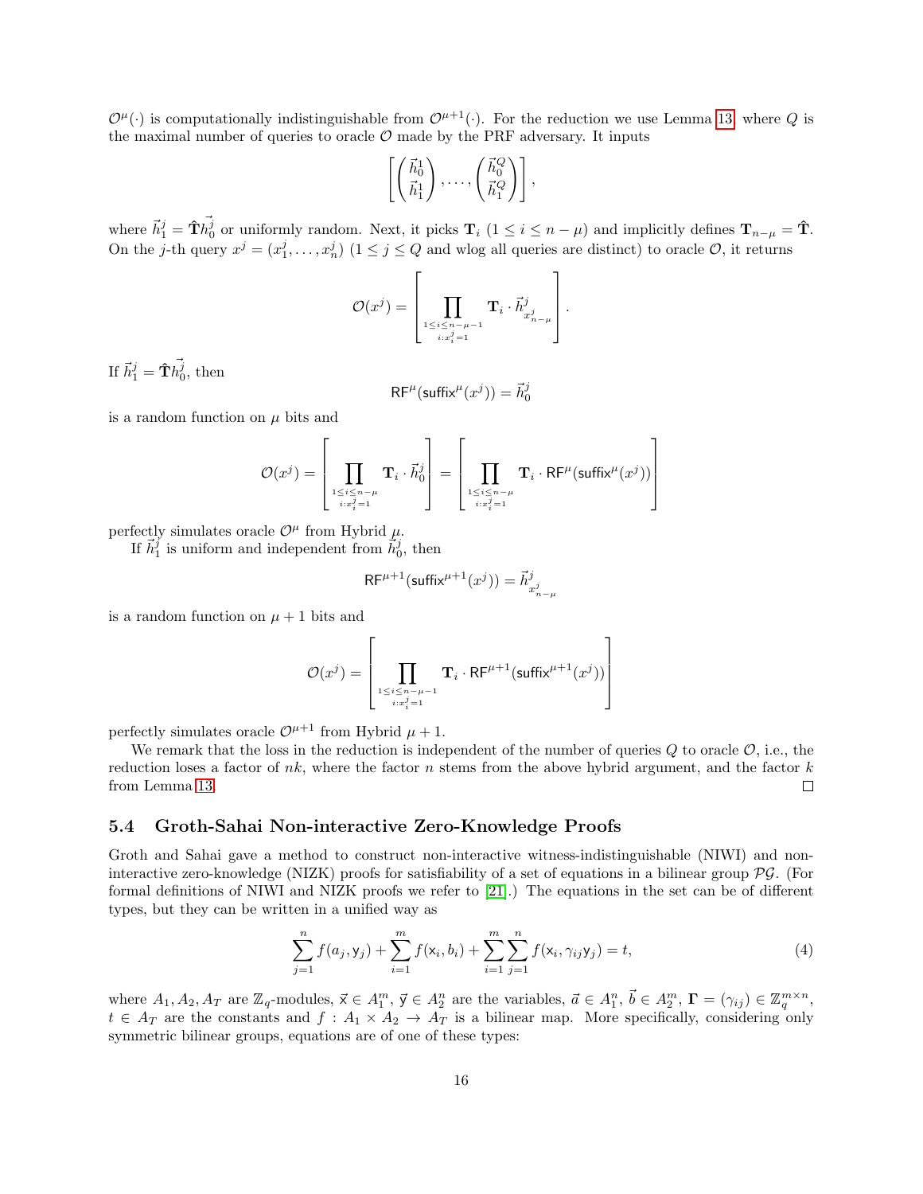$\mathcal{O}^\mu(\cdot)$ is computationally indistinguishable from $\mathcal{O}^{\mu+1}(\cdot)$. For the reduction we use Lemma 13 where $Q$ is the maximal number of queries to oracle $\mathcal{O}$ made by the PRF adversary. It inputs

$$\left[\begin{pmatrix}\vec{h}_0^1\\ \vec{h}_1^1\end{pmatrix}, \dots, \begin{pmatrix}\vec{h}_0^Q\\ \vec{h}_1^Q\end{pmatrix}\right],$$

where $\vec{h}_1^j = \hat{\mathbf{T}}\vec{h}_0^j$ or uniformly random. Next, it picks $\mathbf{T}_i$ ($1 \le i \le n-\mu$) and implicitly defines $\mathbf{T}_{n-\mu} = \hat{\mathbf{T}}$. On the $j$-th query $x^j = (x_1^j, \dots, x_n^j)$ ($1 \le j \le Q$ and wlog all queries are distinct) to oracle $\mathcal{O}$, it returns

$$\mathcal{O}(x^j) = \left[\prod_{\substack{1 \le i \le n-\mu-1\\ i: x_i^j = 1}} \mathbf{T}_i \cdot \vec{h}^j_{x^j_{n-\mu}}\right].$$

If $\vec{h}_1^j = \hat{\mathbf{T}}\vec{h}_0^j$, then

$$\mathsf{RF}^\mu(\mathsf{suffix}^\mu(x^j)) = \vec{h}_0^j$$

is a random function on $\mu$ bits and

$$\mathcal{O}(x^j) = \left[\prod_{\substack{1 \le i \le n-\mu\\ i: x_i^j = 1}} \mathbf{T}_i \cdot \vec{h}_0^j\right] = \left[\prod_{\substack{1 \le i \le n-\mu\\ i: x_i^j = 1}} \mathbf{T}_i \cdot \mathsf{RF}^\mu(\mathsf{suffix}^\mu(x^j))\right]$$

perfectly simulates oracle $\mathcal{O}^\mu$ from Hybrid $\mu$.

If $\vec{h}_1^j$ is uniform and independent from $\vec{h}_0^j$, then

$$\mathsf{RF}^{\mu+1}(\mathsf{suffix}^{\mu+1}(x^j)) = \vec{h}^j_{x^j_{n-\mu}}$$

is a random function on $\mu+1$ bits and

$$\mathcal{O}(x^j) = \left[\prod_{\substack{1 \le i \le n-\mu-1\\ i: x_i^j = 1}} \mathbf{T}_i \cdot \mathsf{RF}^{\mu+1}(\mathsf{suffix}^{\mu+1}(x^j))\right]$$

perfectly simulates oracle $\mathcal{O}^{\mu+1}$ from Hybrid $\mu+1$.

We remark that the loss in the reduction is independent of the number of queries $Q$ to oracle $\mathcal{O}$, i.e., the reduction loses a factor of $nk$, where the factor $n$ stems from the above hybrid argument, and the factor $k$ from Lemma 13. □

## 5.4 Groth-Sahai Non-interactive Zero-Knowledge Proofs

Groth and Sahai gave a method to construct non-interactive witness-indistinguishable (NIWI) and non-interactive zero-knowledge (NIZK) proofs for satisfiability of a set of equations in a bilinear group $\mathcal{PG}$. (For formal definitions of NIWI and NIZK proofs we refer to [21].) The equations in the set can be of different types, but they can be written in a unified way as

$$\sum_{j=1}^{n} f(a_j, \mathsf{y}_j) + \sum_{i=1}^{m} f(\mathsf{x}_i, b_i) + \sum_{i=1}^{m}\sum_{j=1}^{n} f(\mathsf{x}_i, \gamma_{ij}\mathsf{y}_j) = t, \tag{4}$$

where $A_1, A_2, A_T$ are $\mathbb{Z}_q$-modules, $\vec{\mathsf{x}} \in A_1^m$, $\vec{\mathsf{y}} \in A_2^n$ are the variables, $\vec{a} \in A_1^n$, $\vec{b} \in A_2^m$, $\mathbf{\Gamma} = (\gamma_{ij}) \in \mathbb{Z}_q^{m \times n}$, $t \in A_T$ are the constants and $f : A_1 \times A_2 \to A_T$ is a bilinear map. More specifically, considering only symmetric bilinear groups, equations are of one of these types: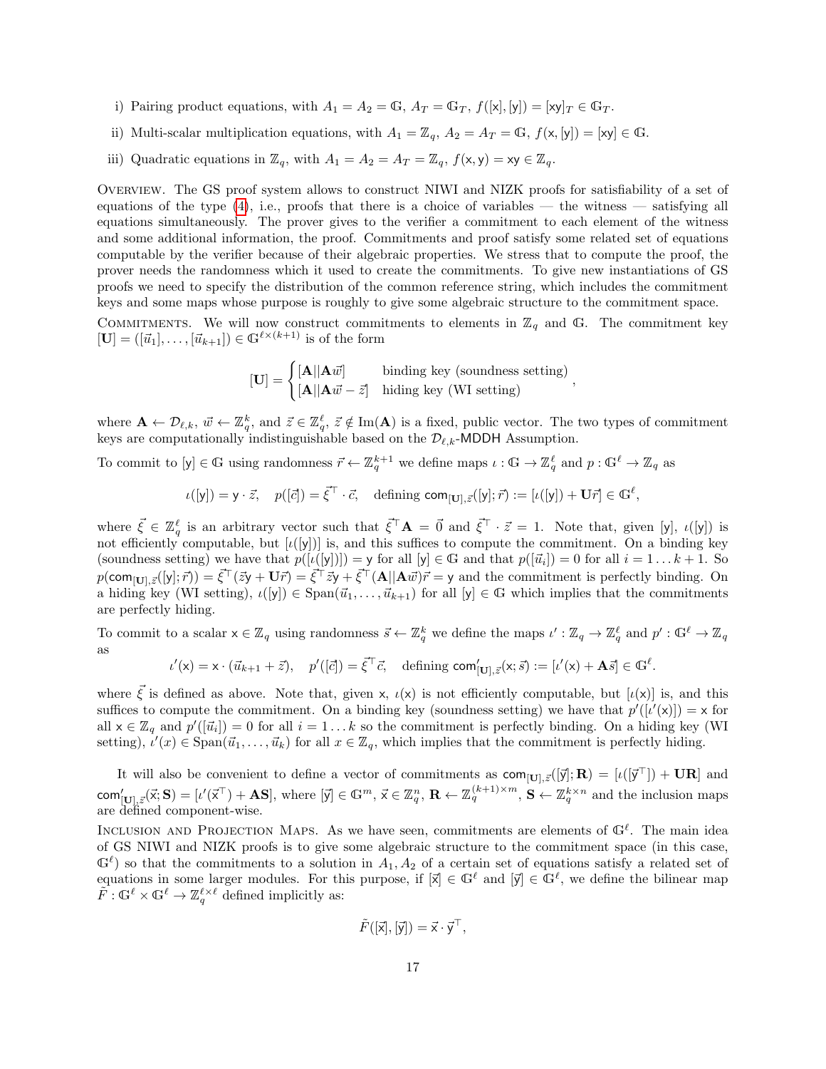i) Pairing product equations, with $A_1 = A_2 = \mathbb{G}$, $A_T = \mathbb{G}_T$, $f([\mathsf{x}], [\mathsf{y}]) = [\mathsf{xy}]_T \in \mathbb{G}_T$.

ii) Multi-scalar multiplication equations, with $A_1 = \mathbb{Z}_q$, $A_2 = A_T = \mathbb{G}$, $f(\mathsf{x}, [\mathsf{y}]) = [\mathsf{xy}] \in \mathbb{G}$.

iii) Quadratic equations in $\mathbb{Z}_q$, with $A_1 = A_2 = A_T = \mathbb{Z}_q$, $f(\mathsf{x}, \mathsf{y}) = \mathsf{xy} \in \mathbb{Z}_q$.

Overview. The GS proof system allows to construct NIWI and NIZK proofs for satisfiability of a set of equations of the type (4), i.e., proofs that there is a choice of variables — the witness — satisfying all equations simultaneously. The prover gives to the verifier a commitment to each element of the witness and some additional information, the proof. Commitments and proof satisfy some related set of equations computable by the verifier because of their algebraic properties. We stress that to compute the proof, the prover needs the randomness which it used to create the commitments. To give new instantiations of GS proofs we need to specify the distribution of the common reference string, which includes the commitment keys and some maps whose purpose is roughly to give some algebraic structure to the commitment space.

Commitments. We will now construct commitments to elements in $\mathbb{Z}_q$ and $\mathbb{G}$. The commitment key $[\mathbf{U}] = ([\vec{u}_1], \ldots, [\vec{u}_{k+1}]) \in \mathbb{G}^{\ell \times (k+1)}$ is of the form

$$[\mathbf{U}] = \begin{cases} [\mathbf{A}||\mathbf{A}\vec{w}] & \text{binding key (soundness setting)} \\ [\mathbf{A}||\mathbf{A}\vec{w} - \vec{z}] & \text{hiding key (WI setting)} \end{cases},$$

where $\mathbf{A} \leftarrow \mathcal{D}_{\ell,k}$, $\vec{w} \leftarrow \mathbb{Z}_q^k$, and $\vec{z} \in \mathbb{Z}_q^\ell$, $\vec{z} \notin \mathrm{Im}(\mathbf{A})$ is a fixed, public vector. The two types of commitment keys are computationally indistinguishable based on the $\mathcal{D}_{\ell,k}$-$\mathsf{MDDH}$ Assumption.

To commit to $[\mathsf{y}] \in \mathbb{G}$ using randomness $\vec{r} \leftarrow \mathbb{Z}_q^{k+1}$ we define maps $\iota : \mathbb{G} \to \mathbb{Z}_q^\ell$ and $p : \mathbb{G}^\ell \to \mathbb{Z}_q$ as

$$\iota([\mathsf{y}]) = \mathsf{y} \cdot \vec{z}, \quad p([\vec{c}]) = \vec{\xi}^\top \cdot \vec{c}, \quad \text{defining } \mathsf{com}_{[\mathbf{U}],\vec{z}}([\mathsf{y}]; \vec{r}) := [\iota([\mathsf{y}]) + \mathbf{U}\vec{r}] \in \mathbb{G}^\ell,$$

where $\vec{\xi} \in \mathbb{Z}_q^\ell$ is an arbitrary vector such that $\vec{\xi}^\top \mathbf{A} = \vec{0}$ and $\vec{\xi}^\top \cdot \vec{z} = 1$. Note that, given $[\mathsf{y}]$, $\iota([\mathsf{y}])$ is not efficiently computable, but $[\iota([\mathsf{y}])]$ is, and this suffices to compute the commitment. On a binding key (soundness setting) we have that $p([\iota([\mathsf{y}])]) = \mathsf{y}$ for all $[\mathsf{y}] \in \mathbb{G}$ and that $p([\vec{u}_i]) = 0$ for all $i = 1 \ldots k+1$. So $p(\mathsf{com}_{[\mathbf{U}],\vec{z}}([\mathsf{y}]; \vec{r})) = \vec{\xi}^\top(\vec{z}\mathsf{y} + \mathbf{U}\vec{r}) = \vec{\xi}^\top \vec{z}\mathsf{y} + \vec{\xi}^\top(\mathbf{A}||\mathbf{A}\vec{w})\vec{r} = \mathsf{y}$ and the commitment is perfectly binding. On a hiding key (WI setting), $\iota([\mathsf{y}]) \in \mathrm{Span}(\vec{u}_1, \ldots, \vec{u}_{k+1})$ for all $[\mathsf{y}] \in \mathbb{G}$ which implies that the commitments are perfectly hiding.

To commit to a scalar $\mathsf{x} \in \mathbb{Z}_q$ using randomness $\vec{s} \leftarrow \mathbb{Z}_q^k$ we define the maps $\iota' : \mathbb{Z}_q \to \mathbb{Z}_q^\ell$ and $p' : \mathbb{G}^\ell \to \mathbb{Z}_q$ as

$$\iota'(\mathsf{x}) = \mathsf{x} \cdot (\vec{u}_{k+1} + \vec{z}), \quad p'([\vec{c}]) = \vec{\xi}^\top \vec{c}, \quad \text{defining } \mathsf{com}'_{[\mathbf{U}],\vec{z}}(\mathsf{x}; \vec{s}) := [\iota'(\mathsf{x}) + \mathbf{A}\vec{s}] \in \mathbb{G}^\ell.$$

where $\vec{\xi}$ is defined as above. Note that, given $\mathsf{x}$, $\iota(\mathsf{x})$ is not efficiently computable, but $[\iota(\mathsf{x})]$ is, and this suffices to compute the commitment. On a binding key (soundness setting) we have that $p'([\iota'(\mathsf{x})]) = \mathsf{x}$ for all $\mathsf{x} \in \mathbb{Z}_q$ and $p'([\vec{u}_i]) = 0$ for all $i = 1 \ldots k$ so the commitment is perfectly binding. On a hiding key (WI setting), $\iota'(x) \in \mathrm{Span}(\vec{u}_1, \ldots, \vec{u}_k)$ for all $x \in \mathbb{Z}_q$, which implies that the commitment is perfectly hiding.

It will also be convenient to define a vector of commitments as $\mathsf{com}_{[\mathbf{U}],\vec{z}}([\vec{\mathsf{y}}]; \mathbf{R}) = [\iota([\vec{\mathsf{y}}^\top]) + \mathbf{U}\mathbf{R}]$ and $\mathsf{com}'_{[\mathbf{U}],\vec{z}}(\vec{\mathsf{x}}; \mathbf{S}) = [\iota'(\vec{\mathsf{x}}^\top) + \mathbf{A}\mathbf{S}]$, where $[\vec{\mathsf{y}}] \in \mathbb{G}^m$, $\vec{\mathsf{x}} \in \mathbb{Z}_q^n$, $\mathbf{R} \leftarrow \mathbb{Z}_q^{(k+1) \times m}$, $\mathbf{S} \leftarrow \mathbb{Z}_q^{k \times n}$ and the inclusion maps are defined component-wise.

Inclusion and Projection Maps. As we have seen, commitments are elements of $\mathbb{G}^\ell$. The main idea of GS NIWI and NIZK proofs is to give some algebraic structure to the commitment space (in this case, $\mathbb{G}^\ell$) so that the commitments to a solution in $A_1, A_2$ of a certain set of equations satisfy a related set of equations in some larger modules. For this purpose, if $[\vec{\mathsf{x}}] \in \mathbb{G}^\ell$ and $[\vec{\mathsf{y}}] \in \mathbb{G}^\ell$, we define the bilinear map $\tilde{F} : \mathbb{G}^\ell \times \mathbb{G}^\ell \to \mathbb{Z}_q^{\ell \times \ell}$ defined implicitly as:

$$\tilde{F}([\vec{\mathsf{x}}], [\vec{\mathsf{y}}]) = \vec{\mathsf{x}} \cdot \vec{\mathsf{y}}^\top,$$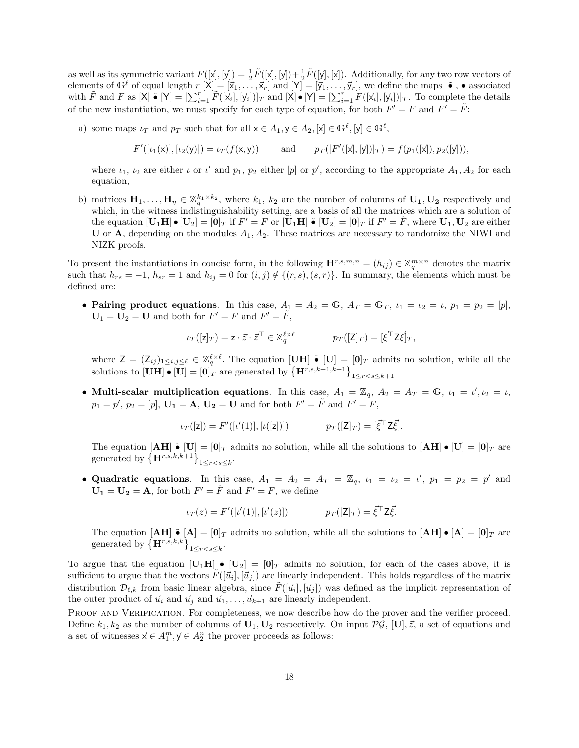as well as its symmetric variant $F([\vec{\mathsf{x}}],[\vec{\mathsf{y}}]) = \frac{1}{2}\tilde{F}([\vec{\mathsf{x}}],[\vec{\mathsf{y}}]) + \frac{1}{2}\tilde{F}([\vec{\mathsf{y}}],[\vec{\mathsf{x}}])$. Additionally, for any two row vectors of elements of $\mathbb{G}^\ell$ of equal length $r$ $[\mathsf{X}] = [\vec{\mathsf{x}}_1,\ldots,\vec{\mathsf{x}}_r]$ and $[\mathsf{Y}] = [\vec{\mathsf{y}}_1,\ldots,\vec{\mathsf{y}}_r]$, we define the maps $\tilde{\bullet}$, $\bullet$ associated with $\tilde{F}$ and $F$ as $[\mathsf{X}] \,\tilde{\bullet}\, [\mathsf{Y}] = [\sum_{i=1}^r \tilde{F}([\vec{\mathsf{x}}_i],[\vec{\mathsf{y}}_i])]_T$ and $[\mathsf{X}] \bullet [\mathsf{Y}] = [\sum_{i=1}^r F([\vec{\mathsf{x}}_i],[\vec{\mathsf{y}}_i])]_T$. To complete the details of the new instantiation, we must specify for each type of equation, for both $F' = F$ and $F' = \tilde{F}$:

a) some maps $\iota_T$ and $p_T$ such that for all $\mathsf{x} \in A_1, \mathsf{y} \in A_2, [\vec{\mathsf{x}}] \in \mathbb{G}^\ell, [\vec{\mathsf{y}}] \in \mathbb{G}^\ell$,

$$F'([\iota_1(\mathsf{x})],[\iota_2(\mathsf{y})]) = \iota_T(f(\mathsf{x},\mathsf{y})) \qquad \text{and} \qquad p_T([F'([\vec{\mathsf{x}}],[\vec{\mathsf{y}}])]_T) = f(p_1([\vec{\mathsf{x}}]), p_2([\vec{\mathsf{y}}])),$$

where $\iota_1$, $\iota_2$ are either $\iota$ or $\iota'$ and $p_1$, $p_2$ either $[p]$ or $p'$, according to the appropriate $A_1, A_2$ for each equation,

b) matrices $\mathbf{H}_1,\ldots,\mathbf{H}_\eta \in \mathbb{Z}_q^{k_1\times k_2}$, where $k_1$, $k_2$ are the number of columns of $\mathbf{U_1}, \mathbf{U_2}$ respectively and which, in the witness indistinguishability setting, are a basis of all the matrices which are a solution of the equation $[\mathbf{U_1H}] \bullet [\mathbf{U_2}] = [\mathbf{0}]_T$ if $F' = F$ or $[\mathbf{U_1H}] \,\tilde{\bullet}\, [\mathbf{U_2}] = [\mathbf{0}]_T$ if $F' = \tilde{F}$, where $\mathbf{U_1}, \mathbf{U_2}$ are either $\mathbf{U}$ or $\mathbf{A}$, depending on the modules $A_1, A_2$. These matrices are necessary to randomize the NIWI and NIZK proofs.

To present the instantiations in concise form, in the following $\mathbf{H}^{r,s,m,n} = (h_{ij}) \in \mathbb{Z}_q^{m\times n}$ denotes the matrix such that $h_{rs} = -1$, $h_{sr} = 1$ and $h_{ij} = 0$ for $(i,j) \notin \{(r,s),(s,r)\}$. In summary, the elements which must be defined are:

- **Pairing product equations**. In this case, $A_1 = A_2 = \mathbb{G}$, $A_T = \mathbb{G}_T$, $\iota_1 = \iota_2 = \iota$, $p_1 = p_2 = [p]$, $\mathbf{U}_1 = \mathbf{U}_2 = \mathbf{U}$ and both for $F' = F$ and $F' = \tilde{F}$,

$$\iota_T([\mathsf{z}]_T) = \mathsf{z}\cdot\vec{z}\cdot\vec{z}^\top \in \mathbb{Z}_q^{\ell\times\ell} \qquad\qquad p_T([\mathsf{Z}]_T) = [\vec{\xi}^\top \mathsf{Z}\vec{\xi}]_T,$$

where $\mathsf{Z} = (\mathsf{Z}_{ij})_{1\le i,j\le \ell} \in \mathbb{Z}_q^{\ell\times\ell}$. The equation $[\mathbf{UH}] \,\tilde{\bullet}\, [\mathbf{U}] = [\mathbf{0}]_T$ admits no solution, while all the solutions to $[\mathbf{UH}] \bullet [\mathbf{U}] = [\mathbf{0}]_T$ are generated by $\left\{\mathbf{H}^{r,s,k+1,k+1}\right\}_{1\le r<s\le k+1}$.

- **Multi-scalar multiplication equations**. In this case, $A_1 = \mathbb{Z}_q$, $A_2 = A_T = \mathbb{G}$, $\iota_1 = \iota', \iota_2 = \iota$, $p_1 = p'$, $p_2 = [p]$, $\mathbf{U_1} = \mathbf{A}$, $\mathbf{U_2} = \mathbf{U}$ and for both $F' = \tilde{F}$ and $F' = F$,

$$\iota_T([\mathsf{z}]) = F'([\iota'(1)],[\iota([\mathsf{z}])]) \qquad\qquad p_T([\mathsf{Z}]_T) = [\vec{\xi}^\top \mathsf{Z}\vec{\xi}].$$

The equation $[\mathbf{AH}] \,\tilde{\bullet}\, [\mathbf{U}] = [\mathbf{0}]_T$ admits no solution, while all the solutions to $[\mathbf{AH}] \bullet [\mathbf{U}] = [\mathbf{0}]_T$ are generated by $\left\{\mathbf{H}^{r,s,k,k+1}\right\}_{1\le r<s\le k}$.

- **Quadratic equations**. In this case, $A_1 = A_2 = A_T = \mathbb{Z}_q$, $\iota_1 = \iota_2 = \iota'$, $p_1 = p_2 = p'$ and $\mathbf{U_1} = \mathbf{U_2} = \mathbf{A}$, for both $F' = \tilde{F}$ and $F' = F$, we define

$$\iota_T(z) = F'([\iota'(1)],[\iota'(z)]) \qquad\qquad p_T([\mathsf{Z}]_T) = \vec{\xi}^\top \mathsf{Z}\vec{\xi}.$$

The equation $[\mathbf{AH}] \,\tilde{\bullet}\, [\mathbf{A}] = [\mathbf{0}]_T$ admits no solution, while all the solutions to $[\mathbf{AH}] \bullet [\mathbf{A}] = [\mathbf{0}]_T$ are generated by $\left\{\mathbf{H}^{r,s,k,k}\right\}_{1\le r<s\le k}$.

To argue that the equation $[\mathbf{U_1H}] \,\tilde{\bullet}\, [\mathbf{U_2}] = [\mathbf{0}]_T$ admits no solution, for each of the cases above, it is sufficient to argue that the vectors $\tilde{F}([\vec{u}_i],[\vec{u}_j])$ are linearly independent. This holds regardless of the matrix distribution $\mathcal{D}_{\ell,k}$ from basic linear algebra, since $\tilde{F}([\vec{u}_i],[\vec{u}_j])$ was defined as the implicit representation of the outer product of $\vec{u}_i$ and $\vec{u}_j$ and $\vec{u}_1,\ldots,\vec{u}_{k+1}$ are linearly independent.

Proof and Verification. For completeness, we now describe how do the prover and the verifier proceed. Define $k_1, k_2$ as the number of columns of $\mathbf{U}_1, \mathbf{U}_2$ respectively. On input $\mathcal{PG}$, $[\mathbf{U}], \vec{z}$, a set of equations and a set of witnesses $\vec{\mathsf{x}} \in A_1^m, \vec{\mathsf{y}} \in A_2^n$ the prover proceeds as follows: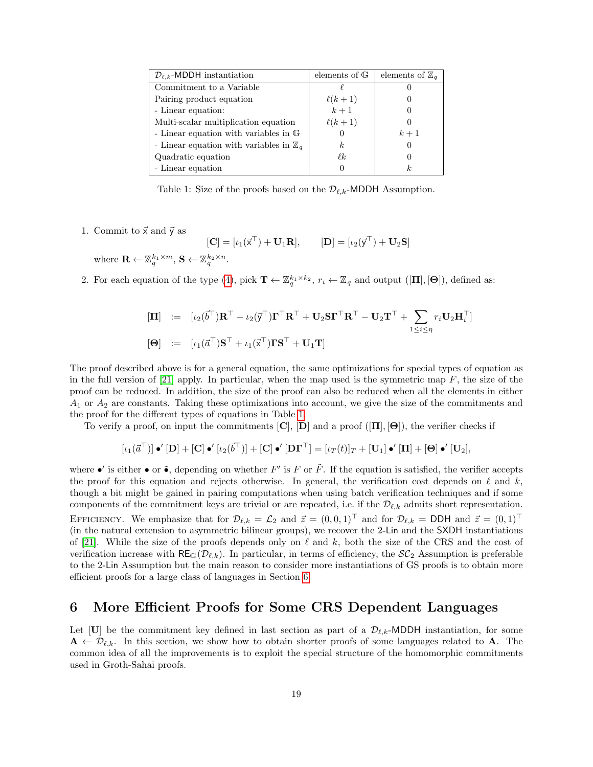| $\mathcal{D}_{\ell,k}$-MDDH instantiation | elements of $\mathbb{G}$ | elements of $\mathbb{Z}_q$ |
|---|---|---|
| Commitment to a Variable | $\ell$ | 0 |
| Pairing product equation | $\ell(k+1)$ | 0 |
| - Linear equation: | $k+1$ | 0 |
| Multi-scalar multiplication equation | $\ell(k+1)$ | 0 |
| - Linear equation with variables in $\mathbb{G}$ | 0 | $k+1$ |
| - Linear equation with variables in $\mathbb{Z}_q$ | $k$ | 0 |
| Quadratic equation | $\ell k$ | 0 |
| - Linear equation | 0 | $k$ |

Table 1: Size of the proofs based on the $\mathcal{D}_{\ell,k}$-MDDH Assumption.

1. Commit to $\vec{\mathsf{x}}$ and $\vec{\mathsf{y}}$ as

$$[\mathbf{C}] = [\iota_1(\vec{\mathsf{x}}^\top) + \mathbf{U}_1\mathbf{R}], \qquad [\mathbf{D}] = [\iota_2(\vec{\mathsf{y}}^\top) + \mathbf{U}_2\mathbf{S}]$$

where $\mathbf{R} \leftarrow \mathbb{Z}_q^{k_1 \times m}$, $\mathbf{S} \leftarrow \mathbb{Z}_q^{k_2 \times n}$.

2. For each equation of the type (4), pick $\mathbf{T} \leftarrow \mathbb{Z}_q^{k_1 \times k_2}$, $r_i \leftarrow \mathbb{Z}_q$ and output $([\mathbf{\Pi}], [\mathbf{\Theta}])$, defined as:

$$[\mathbf{\Pi}] \;:=\; [\iota_2(\vec{b}^\top)\mathbf{R}^\top + \iota_2(\vec{\mathsf{y}}^\top)\mathbf{\Gamma}^\top\mathbf{R}^\top + \mathbf{U}_2\mathbf{S}\mathbf{\Gamma}^\top\mathbf{R}^\top - \mathbf{U}_2\mathbf{T}^\top + \sum_{1 \le i \le \eta} r_i \mathbf{U}_2 \mathbf{H}_i^\top]$$

$$[\mathbf{\Theta}] \;:=\; [\iota_1(\vec{a}^\top)\mathbf{S}^\top + \iota_1(\vec{\mathsf{x}}^\top)\mathbf{\Gamma}\mathbf{S}^\top + \mathbf{U}_1\mathbf{T}]$$

The proof described above is for a general equation, the same optimizations for special types of equation as in the full version of [21] apply. In particular, when the map used is the symmetric map $F$, the size of the proof can be reduced. In addition, the size of the proof can also be reduced when all the elements in either $A_1$ or $A_2$ are constants. Taking these optimizations into account, we give the size of the commitments and the proof for the different types of equations in Table 1.

To verify a proof, on input the commitments $[\mathbf{C}]$, $[\mathbf{D}]$ and a proof $([\mathbf{\Pi}], [\mathbf{\Theta}])$, the verifier checks if

$$[\iota_1(\vec{a}^\top)] \bullet' [\mathbf{D}] + [\mathbf{C}] \bullet' [\iota_2(\vec{b}^\top)] + [\mathbf{C}] \bullet' [\mathbf{D}\mathbf{\Gamma}^\top] = [\iota_T(t)]_T + [\mathbf{U}_1] \bullet' [\mathbf{\Pi}] + [\mathbf{\Theta}] \bullet' [\mathbf{U}_2],$$

where $\bullet'$ is either $\bullet$ or $\tilde{\bullet}$, depending on whether $F'$ is $F$ or $\tilde{F}$. If the equation is satisfied, the verifier accepts the proof for this equation and rejects otherwise. In general, the verification cost depends on $\ell$ and $k$, though a bit might be gained in pairing computations when using batch verification techniques and if some components of the commitment keys are trivial or are repeated, i.e. if the $\mathcal{D}_{\ell,k}$ admits short representation.

Efficiency. We emphasize that for $\mathcal{D}_{\ell,k} = \mathcal{L}_2$ and $\vec{z} = (0,0,1)^\top$ and for $\mathcal{D}_{\ell,k} = \mathsf{DDH}$ and $\vec{z} = (0,1)^\top$ (in the natural extension to asymmetric bilinear groups), we recover the 2-Lin and the SXDH instantiations of [21]. While the size of the proofs depends only on $\ell$ and $k$, both the size of the CRS and the cost of verification increase with $\mathsf{RE}_{\mathbb{G}}(\mathcal{D}_{\ell,k})$. In particular, in terms of efficiency, the $\mathcal{SC}_2$ Assumption is preferable to the 2-Lin Assumption but the main reason to consider more instantiations of GS proofs is to obtain more efficient proofs for a large class of languages in Section 6.

# 6 More Efficient Proofs for Some CRS Dependent Languages

Let $[\mathbf{U}]$ be the commitment key defined in last section as part of a $\mathcal{D}_{\ell,k}$-MDDH instantiation, for some $\mathbf{A} \leftarrow \mathcal{D}_{\ell,k}$. In this section, we show how to obtain shorter proofs of some languages related to $\mathbf{A}$. The common idea of all the improvements is to exploit the special structure of the homomorphic commitments used in Groth-Sahai proofs.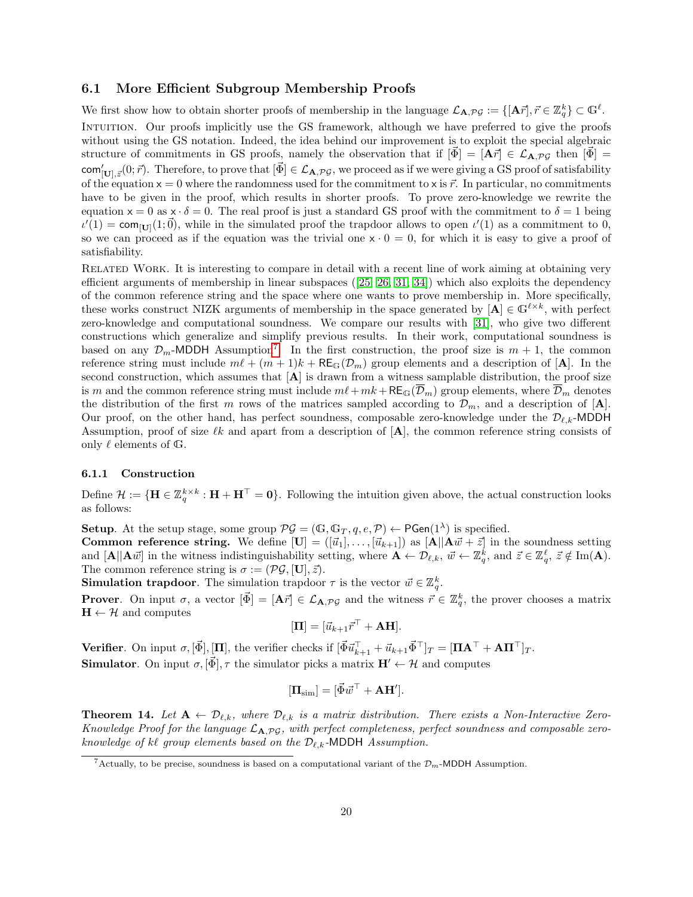### 6.1 More Efficient Subgroup Membership Proofs

We first show how to obtain shorter proofs of membership in the language $\mathcal{L}_{\mathbf{A},\mathcal{PG}} := \{[\mathbf{A}\vec{r}], \vec{r} \in \mathbb{Z}_q^k\} \subset \mathbb{G}^\ell$.

Intuition. Our proofs implicitly use the GS framework, although we have preferred to give the proofs without using the GS notation. Indeed, the idea behind our improvement is to exploit the special algebraic structure of commitments in GS proofs, namely the observation that if $[\vec{\Phi}] = [\mathbf{A}\vec{r}] \in \mathcal{L}_{\mathbf{A},\mathcal{PG}}$ then $[\vec{\Phi}] = \mathsf{com}'_{[\mathbf{U}],\vec{z}}(0; \vec{r})$. Therefore, to prove that $[\vec{\Phi}] \in \mathcal{L}_{\mathbf{A},\mathcal{PG}}$, we proceed as if we were giving a GS proof of satisfiability of the equation $\mathsf{x} = 0$ where the randomness used for the commitment to $\mathsf{x}$ is $\vec{r}$. In particular, no commitments have to be given in the proof, which results in shorter proofs. To prove zero-knowledge we rewrite the equation $\mathsf{x} = 0$ as $\mathsf{x} \cdot \delta = 0$. The real proof is just a standard GS proof with the commitment to $\delta = 1$ being $\iota'(1) = \mathsf{com}_{[\mathbf{U}]}(1; \vec{0})$, while in the simulated proof the trapdoor allows to open $\iota'(1)$ as a commitment to 0, so we can proceed as if the equation was the trivial one $\mathsf{x} \cdot 0 = 0$, for which it is easy to give a proof of satisfiability.

Related Work. It is interesting to compare in detail with a recent line of work aiming at obtaining very efficient arguments of membership in linear subspaces ([25, 26, 31, 34]) which also exploits the dependency of the common reference string and the space where one wants to prove membership in. More specifically, these works construct NIZK arguments of membership in the space generated by $[\mathbf{A}] \in \mathbb{G}^{\ell\times k}$, with perfect zero-knowledge and computational soundness. We compare our results with [31], who give two different constructions which generalize and simplify previous results. In their work, computational soundness is based on any $\mathcal{D}_m$-MDDH Assumption[7]. In the first construction, the proof size is $m+1$, the common reference string must include $m\ell + (m+1)k + \mathsf{RE}_{\mathbb{G}}(\mathcal{D}_m)$ group elements and a description of $[\mathbf{A}]$. In the second construction, which assumes that $[\mathbf{A}]$ is drawn from a witness samplable distribution, the proof size is $m$ and the common reference string must include $m\ell + mk + \mathsf{RE}_{\mathbb{G}}(\overline{\mathcal{D}}_m)$ group elements, where $\overline{\mathcal{D}}_m$ denotes the distribution of the first $m$ rows of the matrices sampled according to $\mathcal{D}_m$, and a description of $[\mathbf{A}]$. Our proof, on the other hand, has perfect soundness, composable zero-knowledge under the $\mathcal{D}_{\ell,k}$-MDDH Assumption, proof of size $\ell k$ and apart from a description of $[\mathbf{A}]$, the common reference string consists of only $\ell$ elements of $\mathbb{G}$.

#### 6.1.1 Construction

Define $\mathcal{H} := \{\mathbf{H} \in \mathbb{Z}_q^{k\times k} : \mathbf{H} + \mathbf{H}^\top = \mathbf{0}\}$. Following the intuition given above, the actual construction looks as follows:

**Setup**. At the setup stage, some group $\mathcal{PG} = (\mathbb{G}, \mathbb{G}_T, q, e, \mathcal{P}) \leftarrow \mathsf{PGen}(1^\lambda)$ is specified.

**Common reference string.** We define $[\mathbf{U}] = ([\vec{u}_1], \ldots, [\vec{u}_{k+1}])$ as $[\mathbf{A}||\mathbf{A}\vec{w} + \vec{z}]$ in the soundness setting and $[\mathbf{A}||\mathbf{A}\vec{w}]$ in the witness indistinguishability setting, where $\mathbf{A} \leftarrow \mathcal{D}_{\ell,k}$, $\vec{w} \leftarrow \mathbb{Z}_q^k$, and $\vec{z} \in \mathbb{Z}_q^\ell$, $\vec{z} \notin \mathrm{Im}(\mathbf{A})$. The common reference string is $\sigma := (\mathcal{PG}, [\mathbf{U}], \vec{z})$.

**Simulation trapdoor**. The simulation trapdoor $\tau$ is the vector $\vec{w} \in \mathbb{Z}_q^k$.

**Prover**. On input $\sigma$, a vector $[\vec{\Phi}] = [\mathbf{A}\vec{r}] \in \mathcal{L}_{\mathbf{A},\mathcal{PG}}$ and the witness $\vec{r} \in \mathbb{Z}_q^k$, the prover chooses a matrix $\mathbf{H} \leftarrow \mathcal{H}$ and computes

$$[\mathbf{\Pi}] = [\vec{u}_{k+1}\vec{r}^\top + \mathbf{A}\mathbf{H}].$$

**Verifier**. On input $\sigma, [\vec{\Phi}], [\mathbf{\Pi}]$, the verifier checks if $[\vec{\Phi}\vec{u}_{k+1}^\top + \vec{u}_{k+1}\vec{\Phi}^\top]_T = [\mathbf{\Pi}\mathbf{A}^\top + \mathbf{A}\mathbf{\Pi}^\top]_T$.

**Simulator**. On input $\sigma, [\vec{\Phi}], \tau$ the simulator picks a matrix $\mathbf{H}' \leftarrow \mathcal{H}$ and computes

$$[\mathbf{\Pi}_{\text{sim}}] = [\vec{\Phi}\vec{w}^\top + \mathbf{A}\mathbf{H}'].$$

**Theorem 14.** *Let $\mathbf{A} \leftarrow \mathcal{D}_{\ell,k}$, where $\mathcal{D}_{\ell,k}$ is a matrix distribution. There exists a Non-Interactive Zero-Knowledge Proof for the language $\mathcal{L}_{\mathbf{A},\mathcal{PG}}$, with perfect completeness, perfect soundness and composable zero-knowledge of $k\ell$ group elements based on the $\mathcal{D}_{\ell,k}$-MDDH Assumption.*

[7] Actually, to be precise, soundness is based on a computational variant of the $\mathcal{D}_m$-MDDH Assumption.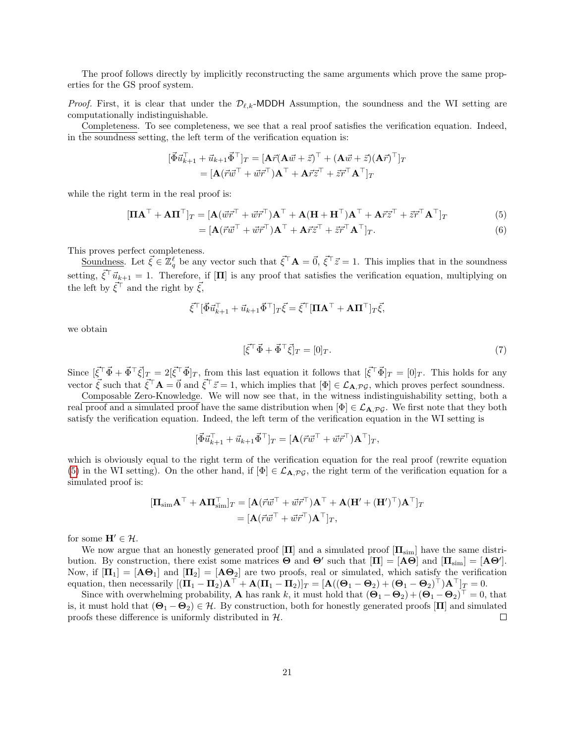The proof follows directly by implicitly reconstructing the same arguments which prove the same properties for the GS proof system.

*Proof.* First, it is clear that under the $\mathcal{D}_{\ell,k}$-MDDH Assumption, the soundness and the WI setting are computationally indistinguishable.

Completeness. To see completeness, we see that a real proof satisfies the verification equation. Indeed, in the soundness setting, the left term of the verification equation is:

$$
\begin{aligned}
[\vec{\Phi}\vec{u}_{k+1}^\top + \vec{u}_{k+1}\vec{\Phi}^\top]_T &= [\mathbf{A}\vec{r}(\mathbf{A}\vec{w} + \vec{z})^\top + (\mathbf{A}\vec{w} + \vec{z})(\mathbf{A}\vec{r})^\top]_T \\
&= [\mathbf{A}(\vec{r}\vec{w}^\top + \vec{w}\vec{r}^\top)\mathbf{A}^\top + \mathbf{A}\vec{r}\vec{z}^\top + \vec{z}\vec{r}^\top\mathbf{A}^\top]_T
\end{aligned}
$$

while the right term in the real proof is:

$$
\begin{aligned}
[\mathbf{\Pi}\mathbf{A}^\top + \mathbf{A}\mathbf{\Pi}^\top]_T &= [\mathbf{A}(\vec{w}\vec{r}^\top + \vec{w}\vec{r}^\top)\mathbf{A}^\top + \mathbf{A}(\mathbf{H} + \mathbf{H}^\top)\mathbf{A}^\top + \mathbf{A}\vec{r}\vec{z}^\top + \vec{z}\vec{r}^\top\mathbf{A}^\top]_T \qquad (5) \\
&= [\mathbf{A}(\vec{r}\vec{w}^\top + \vec{w}\vec{r}^\top)\mathbf{A}^\top + \mathbf{A}\vec{r}\vec{z}^\top + \vec{z}\vec{r}^\top\mathbf{A}^\top]_T. \qquad (6)
\end{aligned}
$$

This proves perfect completeness.

Soundness. Let $\vec{\xi} \in \mathbb{Z}_q^\ell$ be any vector such that $\vec{\xi}^\top\mathbf{A} = \vec{0}$, $\vec{\xi}^\top\vec{z} = 1$. This implies that in the soundness setting, $\vec{\xi}^\top\vec{u}_{k+1} = 1$. Therefore, if $[\mathbf{\Pi}]$ is any proof that satisfies the verification equation, multiplying on the left by $\vec{\xi}^\top$ and the right by $\vec{\xi}$,

$$
\vec{\xi}^\top[\vec{\Phi}\vec{u}_{k+1}^\top + \vec{u}_{k+1}\vec{\Phi}^\top]_T\vec{\xi} = \vec{\xi}^\top[\mathbf{\Pi}\mathbf{A}^\top + \mathbf{A}\mathbf{\Pi}^\top]_T\vec{\xi},
$$

we obtain

$$
[\vec{\xi}^\top\vec{\Phi} + \vec{\Phi}^\top\vec{\xi}]_T = [0]_T. \qquad (7)
$$

Since $[\vec{\xi}^\top\vec{\Phi} + \vec{\Phi}^\top\vec{\xi}]_T = 2[\vec{\xi}^\top\vec{\Phi}]_T$, from this last equation it follows that $[\vec{\xi}^\top\vec{\Phi}]_T = [0]_T$. This holds for any vector $\vec{\xi}$ such that $\vec{\xi}^\top\mathbf{A} = \vec{0}$ and $\vec{\xi}^\top\vec{z} = 1$, which implies that $[\Phi] \in \mathcal{L}_{\mathbf{A},\mathcal{PG}}$, which proves perfect soundness.

Composable Zero-Knowledge. We will now see that, in the witness indistinguishability setting, both a real proof and a simulated proof have the same distribution when $[\Phi] \in \mathcal{L}_{\mathbf{A},\mathcal{PG}}$. We first note that they both satisfy the verification equation. Indeed, the left term of the verification equation in the WI setting is

$$
[\vec{\Phi}\vec{u}_{k+1}^\top + \vec{u}_{k+1}\vec{\Phi}^\top]_T = [\mathbf{A}(\vec{r}\vec{w}^\top + \vec{w}\vec{r}^\top)\mathbf{A}^\top]_T,
$$

which is obviously equal to the right term of the verification equation for the real proof (rewrite equation (5) in the WI setting). On the other hand, if $[\Phi] \in \mathcal{L}_{\mathbf{A},\mathcal{PG}}$, the right term of the verification equation for a simulated proof is:

$$
\begin{aligned}
[\mathbf{\Pi}_{\text{sim}}\mathbf{A}^\top + \mathbf{A}\mathbf{\Pi}_{\text{sim}}^\top]_T &= [\mathbf{A}(\vec{r}\vec{w}^\top + \vec{w}\vec{r}^\top)\mathbf{A}^\top + \mathbf{A}(\mathbf{H}' + (\mathbf{H}')^\top)\mathbf{A}^\top]_T \\
&= [\mathbf{A}(\vec{r}\vec{w}^\top + \vec{w}\vec{r}^\top)\mathbf{A}^\top]_T,
\end{aligned}
$$

for some $\mathbf{H}' \in \mathcal{H}$.

We now argue that an honestly generated proof $[\mathbf{\Pi}]$ and a simulated proof $[\mathbf{\Pi}_{\text{sim}}]$ have the same distribution. By construction, there exist some matrices $\mathbf{\Theta}$ and $\mathbf{\Theta}'$ such that $[\mathbf{\Pi}] = [\mathbf{A}\mathbf{\Theta}]$ and $[\mathbf{\Pi}_{\text{sim}}] = [\mathbf{A}\mathbf{\Theta}']$. Now, if $[\mathbf{\Pi}_1] = [\mathbf{A}\mathbf{\Theta}_1]$ and $[\mathbf{\Pi}_2] = [\mathbf{A}\mathbf{\Theta}_2]$ are two proofs, real or simulated, which satisfy the verification equation, then necessarily $[(\mathbf{\Pi}_1 - \mathbf{\Pi}_2)\mathbf{A}^\top + \mathbf{A}(\mathbf{\Pi}_1 - \mathbf{\Pi}_2)]_T = [\mathbf{A}((\mathbf{\Theta}_1 - \mathbf{\Theta}_2) + (\mathbf{\Theta}_1 - \mathbf{\Theta}_2)^\top)\mathbf{A}^\top]_T = 0$.

Since with overwhelming probability, $\mathbf{A}$ has rank $k$, it must hold that $(\mathbf{\Theta}_1 - \mathbf{\Theta}_2) + (\mathbf{\Theta}_1 - \mathbf{\Theta}_2)^\top = 0$, that is, it must hold that $(\mathbf{\Theta}_1 - \mathbf{\Theta}_2) \in \mathcal{H}$. By construction, both for honestly generated proofs $[\mathbf{\Pi}]$ and simulated proofs these difference is uniformly distributed in $\mathcal{H}$. □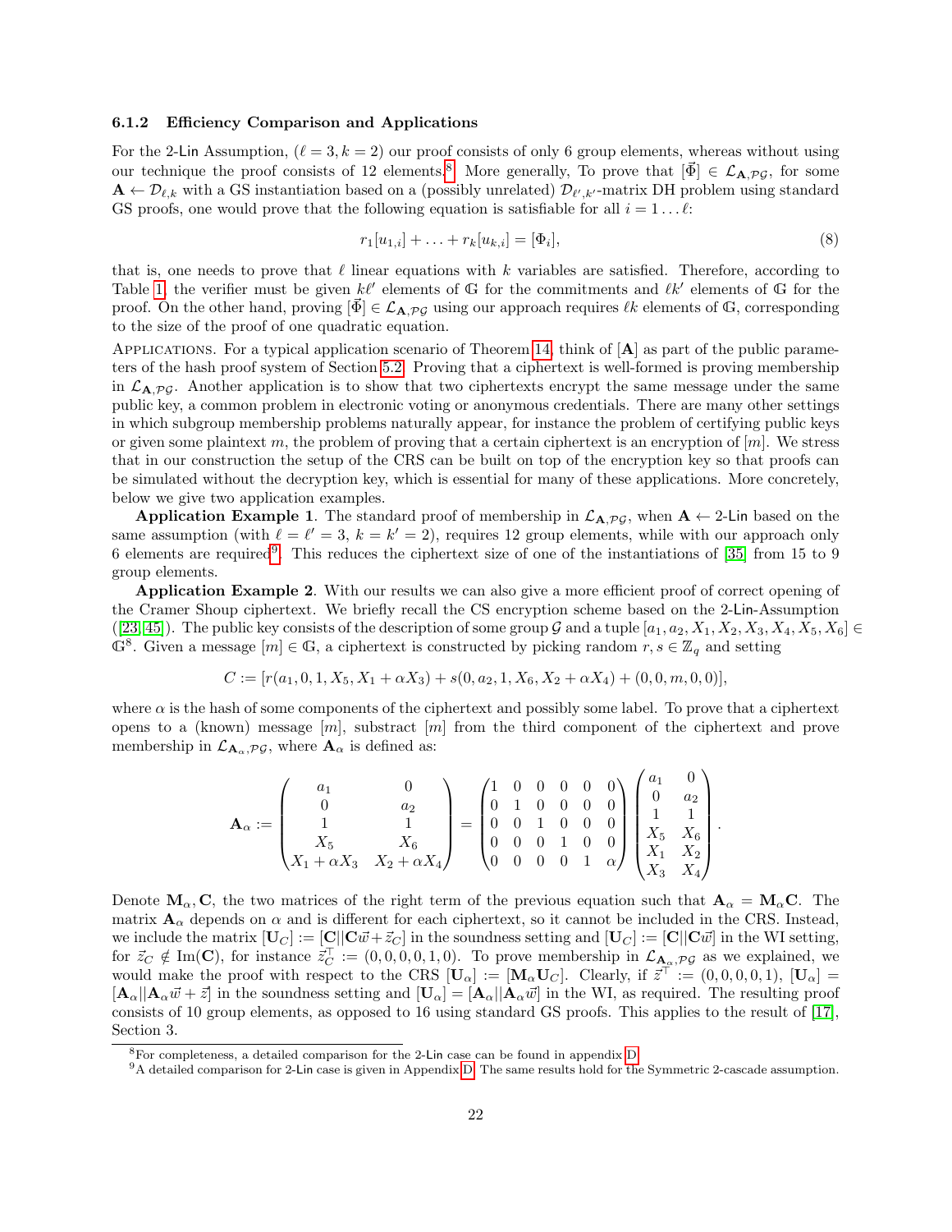#### 6.1.2 Efficiency Comparison and Applications

For the 2-Lin Assumption, $(\ell = 3, k = 2)$ our proof consists of only 6 group elements, whereas without using our technique the proof consists of 12 elements.[8] More generally, To prove that $[\vec{\Phi}] \in \mathcal{L}_{\mathbf{A},\mathcal{PG}}$, for some $\mathbf{A} \leftarrow \mathcal{D}_{\ell,k}$ with a GS instantiation based on a (possibly unrelated) $\mathcal{D}_{\ell',k'}$-matrix DH problem using standard GS proofs, one would prove that the following equation is satisfiable for all $i = 1 \ldots \ell$:

$$r_1[u_{1,i}] + \ldots + r_k[u_{k,i}] = [\Phi_i], \tag{8}$$

that is, one needs to prove that $\ell$ linear equations with $k$ variables are satisfied. Therefore, according to Table 1, the verifier must be given $k\ell'$ elements of $\mathbb{G}$ for the commitments and $\ell k'$ elements of $\mathbb{G}$ for the proof. On the other hand, proving $[\vec{\Phi}] \in \mathcal{L}_{\mathbf{A},\mathcal{PG}}$ using our approach requires $\ell k$ elements of $\mathbb{G}$, corresponding to the size of the proof of one quadratic equation.

Applications. For a typical application scenario of Theorem 14, think of $[\mathbf{A}]$ as part of the public parameters of the hash proof system of Section 5.2. Proving that a ciphertext is well-formed is proving membership in $\mathcal{L}_{\mathbf{A},\mathcal{PG}}$. Another application is to show that two ciphertexts encrypt the same message under the same public key, a common problem in electronic voting or anonymous credentials. There are many other settings in which subgroup membership problems naturally appear, for instance the problem of certifying public keys or given some plaintext $m$, the problem of proving that a certain ciphertext is an encryption of $[m]$. We stress that in our construction the setup of the CRS can be built on top of the encryption key so that proofs can be simulated without the decryption key, which is essential for many of these applications. More concretely, below we give two application examples.

**Application Example 1**. The standard proof of membership in $\mathcal{L}_{\mathbf{A},\mathcal{PG}}$, when $\mathbf{A} \leftarrow$ 2-Lin based on the same assumption (with $\ell = \ell' = 3$, $k = k' = 2$), requires 12 group elements, while with our approach only 6 elements are required[9]. This reduces the ciphertext size of one of the instantiations of [35] from 15 to 9 group elements.

**Application Example 2**. With our results we can also give a more efficient proof of correct opening of the Cramer Shoup ciphertext. We briefly recall the CS encryption scheme based on the 2-Lin-Assumption ([23, 45]). The public key consists of the description of some group $\mathcal{G}$ and a tuple $[a_1, a_2, X_1, X_2, X_3, X_4, X_5, X_6] \in \mathbb{G}^8$. Given a message $[m] \in \mathbb{G}$, a ciphertext is constructed by picking random $r, s \in \mathbb{Z}_q$ and setting

$$C := [r(a_1, 0, 1, X_5, X_1 + \alpha X_3) + s(0, a_2, 1, X_6, X_2 + \alpha X_4) + (0, 0, m, 0, 0)],$$

where $\alpha$ is the hash of some components of the ciphertext and possibly some label. To prove that a ciphertext opens to a (known) message $[m]$, substract $[m]$ from the third component of the ciphertext and prove membership in $\mathcal{L}_{\mathbf{A}_\alpha,\mathcal{PG}}$, where $\mathbf{A}_\alpha$ is defined as:

$$\mathbf{A}_\alpha := \begin{pmatrix} a_1 & 0 \\ 0 & a_2 \\ 1 & 1 \\ X_5 & X_6 \\ X_1 + \alpha X_3 & X_2 + \alpha X_4 \end{pmatrix} = \begin{pmatrix} 1 & 0 & 0 & 0 & 0 & 0 \\ 0 & 1 & 0 & 0 & 0 & 0 \\ 0 & 0 & 1 & 0 & 0 & 0 \\ 0 & 0 & 0 & 1 & 0 & 0 \\ 0 & 0 & 0 & 0 & 1 & \alpha \end{pmatrix} \begin{pmatrix} a_1 & 0 \\ 0 & a_2 \\ 1 & 1 \\ X_5 & X_6 \\ X_1 & X_2 \\ X_3 & X_4 \end{pmatrix}.$$

Denote $\mathbf{M}_\alpha, \mathbf{C}$, the two matrices of the right term of the previous equation such that $\mathbf{A}_\alpha = \mathbf{M}_\alpha \mathbf{C}$. The matrix $\mathbf{A}_\alpha$ depends on $\alpha$ and is different for each ciphertext, so it cannot be included in the CRS. Instead, we include the matrix $[\mathbf{U}_C] := [\mathbf{C}||\mathbf{C}\vec{w} + \vec{z}_C]$ in the soundness setting and $[\mathbf{U}_C] := [\mathbf{C}||\mathbf{C}\vec{w}]$ in the WI setting, for $\vec{z}_C \notin \mathrm{Im}(\mathbf{C})$, for instance $\vec{z}_C^\top := (0, 0, 0, 0, 1, 0)$. To prove membership in $\mathcal{L}_{\mathbf{A}_\alpha,\mathcal{PG}}$ as we explained, we would make the proof with respect to the CRS $[\mathbf{U}_\alpha] := [\mathbf{M}_\alpha \mathbf{U}_C]$. Clearly, if $\vec{z}^\top := (0, 0, 0, 0, 1)$, $[\mathbf{U}_\alpha] = [\mathbf{A}_\alpha||\mathbf{A}_\alpha\vec{w} + \vec{z}]$ in the soundness setting and $[\mathbf{U}_\alpha] = [\mathbf{A}_\alpha||\mathbf{A}_\alpha\vec{w}]$ in the WI, as required. The resulting proof consists of 10 group elements, as opposed to 16 using standard GS proofs. This applies to the result of [17], Section 3.

[8] For completeness, a detailed comparison for the 2-Lin case can be found in appendix D.

[9] A detailed comparison for 2-Lin case is given in Appendix D. The same results hold for the Symmetric 2-cascade assumption.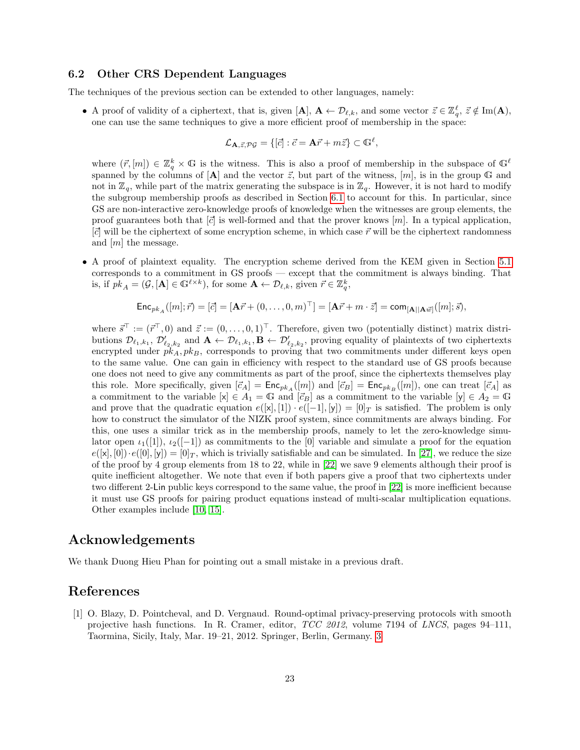### 6.2 Other CRS Dependent Languages

The techniques of the previous section can be extended to other languages, namely:

- A proof of validity of a ciphertext, that is, given $[\mathbf{A}]$, $\mathbf{A} \leftarrow \mathcal{D}_{\ell,k}$, and some vector $\vec{z} \in \mathbb{Z}_q^\ell$, $\vec{z} \notin \mathrm{Im}(\mathbf{A})$, one can use the same techniques to give a more efficient proof of membership in the space:

$$\mathcal{L}_{\mathbf{A},\vec{z},\mathcal{PG}} = \{[\vec{c}] : \vec{c} = \mathbf{A}\vec{r} + m\vec{z}\} \subset \mathbb{G}^\ell,$$

  where $(\vec{r}, [m]) \in \mathbb{Z}_q^k \times \mathbb{G}$ is the witness. This is also a proof of membership in the subspace of $\mathbb{G}^\ell$ spanned by the columns of $[\mathbf{A}]$ and the vector $\vec{z}$, but part of the witness, $[m]$, is in the group $\mathbb{G}$ and not in $\mathbb{Z}_q$, while part of the matrix generating the subspace is in $\mathbb{Z}_q$. However, it is not hard to modify the subgroup membership proofs as described in Section 6.1 to account for this. In particular, since GS are non-interactive zero-knowledge proofs of knowledge when the witnesses are group elements, the proof guarantees both that $[\vec{c}]$ is well-formed and that the prover knows $[m]$. In a typical application, $[\vec{c}]$ will be the ciphertext of some encryption scheme, in which case $\vec{r}$ will be the ciphertext randomness and $[m]$ the message.

- A proof of plaintext equality. The encryption scheme derived from the KEM given in Section 5.1 corresponds to a commitment in GS proofs — except that the commitment is always binding. That is, if $pk_A = (\mathcal{G}, [\mathbf{A}] \in \mathbb{G}^{\ell \times k})$, for some $\mathbf{A} \leftarrow \mathcal{D}_{\ell,k}$, given $\vec{r} \in \mathbb{Z}_q^k$,

$$\mathsf{Enc}_{pk_A}([m]; \vec{r}) = [\vec{c}] = [\mathbf{A}\vec{r} + (0, \ldots, 0, m)^\top] = [\mathbf{A}\vec{r} + m \cdot \vec{z}] = \mathsf{com}_{[\mathbf{A}||\mathbf{A}\vec{w}]}([m]; \vec{s}),$$

  where $\vec{s}^\top := (\vec{r}^\top, 0)$ and $\vec{z} := (0, \ldots, 0, 1)^\top$. Therefore, given two (potentially distinct) matrix distributions $\mathcal{D}_{\ell_1,k_1}$, $\mathcal{D}'_{\ell_2,k_2}$ and $\mathbf{A} \leftarrow \mathcal{D}_{\ell_1,k_1}, \mathbf{B} \leftarrow \mathcal{D}'_{\ell_2,k_2}$, proving equality of plaintexts of two ciphertexts encrypted under $pk_A, pk_B$, corresponds to proving that two commitments under different keys open to the same value. One can gain in efficiency with respect to the standard use of GS proofs because one does not need to give any commitments as part of the proof, since the ciphertexts themselves play this role. More specifically, given $[\vec{c}_A] = \mathsf{Enc}_{pk_A}([m])$ and $[\vec{c}_B] = \mathsf{Enc}_{pk_B}([m])$, one can treat $[\vec{c}_A]$ as a commitment to the variable $[\mathsf{x}] \in A_1 = \mathbb{G}$ and $[\vec{c}_B]$ as a commitment to the variable $[\mathsf{y}] \in A_2 = \mathbb{G}$ and prove that the quadratic equation $e([\mathsf{x}], [1]) \cdot e([-1], [\mathsf{y}]) = [0]_T$ is satisfied. The problem is only how to construct the simulator of the NIZK proof system, since commitments are always binding. For this, one uses a similar trick as in the membership proofs, namely to let the zero-knowledge simulator open $\iota_1([1])$, $\iota_2([-1])$ as commitments to the $[0]$ variable and simulate a proof for the equation $e([\mathsf{x}], [0]) \cdot e([0], [\mathsf{y}]) = [0]_T$, which is trivially satisfiable and can be simulated. In [27], we reduce the size of the proof by 4 group elements from 18 to 22, while in [22] we save 9 elements although their proof is quite inefficient altogether. We note that even if both papers give a proof that two ciphertexts under two different 2-Lin public keys correspond to the same value, the proof in [22] is more inefficient because it must use GS proofs for pairing product equations instead of multi-scalar multiplication equations. Other examples include [10, 15].

## Acknowledgements

We thank Duong Hieu Phan for pointing out a small mistake in a previous draft.

## References

[1] O. Blazy, D. Pointcheval, and D. Vergnaud. Round-optimal privacy-preserving protocols with smooth projective hash functions. In R. Cramer, editor, *TCC 2012*, volume 7194 of *LNCS*, pages 94–111, Taormina, Sicily, Italy, Mar. 19–21, 2012. Springer, Berlin, Germany. 3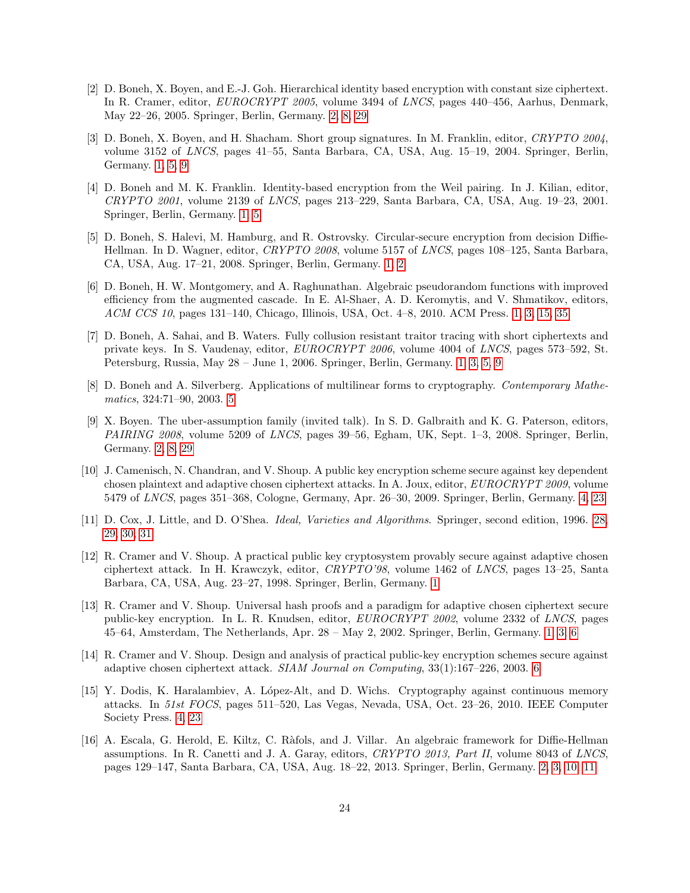[2] D. Boneh, X. Boyen, and E.-J. Goh. Hierarchical identity based encryption with constant size ciphertext. In R. Cramer, editor, *EUROCRYPT 2005*, volume 3494 of *LNCS*, pages 440–456, Aarhus, Denmark, May 22–26, 2005. Springer, Berlin, Germany. 2, 8, 29

[3] D. Boneh, X. Boyen, and H. Shacham. Short group signatures. In M. Franklin, editor, *CRYPTO 2004*, volume 3152 of *LNCS*, pages 41–55, Santa Barbara, CA, USA, Aug. 15–19, 2004. Springer, Berlin, Germany. 1, 5, 9

[4] D. Boneh and M. K. Franklin. Identity-based encryption from the Weil pairing. In J. Kilian, editor, *CRYPTO 2001*, volume 2139 of *LNCS*, pages 213–229, Santa Barbara, CA, USA, Aug. 19–23, 2001. Springer, Berlin, Germany. 1, 5

[5] D. Boneh, S. Halevi, M. Hamburg, and R. Ostrovsky. Circular-secure encryption from decision Diffie-Hellman. In D. Wagner, editor, *CRYPTO 2008*, volume 5157 of *LNCS*, pages 108–125, Santa Barbara, CA, USA, Aug. 17–21, 2008. Springer, Berlin, Germany. 1, 2

[6] D. Boneh, H. W. Montgomery, and A. Raghunathan. Algebraic pseudorandom functions with improved efficiency from the augmented cascade. In E. Al-Shaer, A. D. Keromytis, and V. Shmatikov, editors, *ACM CCS 10*, pages 131–140, Chicago, Illinois, USA, Oct. 4–8, 2010. ACM Press. 1, 3, 15, 35

[7] D. Boneh, A. Sahai, and B. Waters. Fully collusion resistant traitor tracing with short ciphertexts and private keys. In S. Vaudenay, editor, *EUROCRYPT 2006*, volume 4004 of *LNCS*, pages 573–592, St. Petersburg, Russia, May 28 – June 1, 2006. Springer, Berlin, Germany. 1, 3, 5, 9

[8] D. Boneh and A. Silverberg. Applications of multilinear forms to cryptography. *Contemporary Mathematics*, 324:71–90, 2003. 5

[9] X. Boyen. The uber-assumption family (invited talk). In S. D. Galbraith and K. G. Paterson, editors, *PAIRING 2008*, volume 5209 of *LNCS*, pages 39–56, Egham, UK, Sept. 1–3, 2008. Springer, Berlin, Germany. 2, 8, 29

[10] J. Camenisch, N. Chandran, and V. Shoup. A public key encryption scheme secure against key dependent chosen plaintext and adaptive chosen ciphertext attacks. In A. Joux, editor, *EUROCRYPT 2009*, volume 5479 of *LNCS*, pages 351–368, Cologne, Germany, Apr. 26–30, 2009. Springer, Berlin, Germany. 4, 23

[11] D. Cox, J. Little, and D. O'Shea. *Ideal, Varieties and Algorithms*. Springer, second edition, 1996. 28, 29, 30, 31

[12] R. Cramer and V. Shoup. A practical public key cryptosystem provably secure against adaptive chosen ciphertext attack. In H. Krawczyk, editor, *CRYPTO'98*, volume 1462 of *LNCS*, pages 13–25, Santa Barbara, CA, USA, Aug. 23–27, 1998. Springer, Berlin, Germany. 1

[13] R. Cramer and V. Shoup. Universal hash proofs and a paradigm for adaptive chosen ciphertext secure public-key encryption. In L. R. Knudsen, editor, *EUROCRYPT 2002*, volume 2332 of *LNCS*, pages 45–64, Amsterdam, The Netherlands, Apr. 28 – May 2, 2002. Springer, Berlin, Germany. 1, 3, 6

[14] R. Cramer and V. Shoup. Design and analysis of practical public-key encryption schemes secure against adaptive chosen ciphertext attack. *SIAM Journal on Computing*, 33(1):167–226, 2003. 6

[15] Y. Dodis, K. Haralambiev, A. López-Alt, and D. Wichs. Cryptography against continuous memory attacks. In *51st FOCS*, pages 511–520, Las Vegas, Nevada, USA, Oct. 23–26, 2010. IEEE Computer Society Press. 4, 23

[16] A. Escala, G. Herold, E. Kiltz, C. Ràfols, and J. Villar. An algebraic framework for Diffie-Hellman assumptions. In R. Canetti and J. A. Garay, editors, *CRYPTO 2013, Part II*, volume 8043 of *LNCS*, pages 129–147, Santa Barbara, CA, USA, Aug. 18–22, 2013. Springer, Berlin, Germany. 2, 3, 10, 11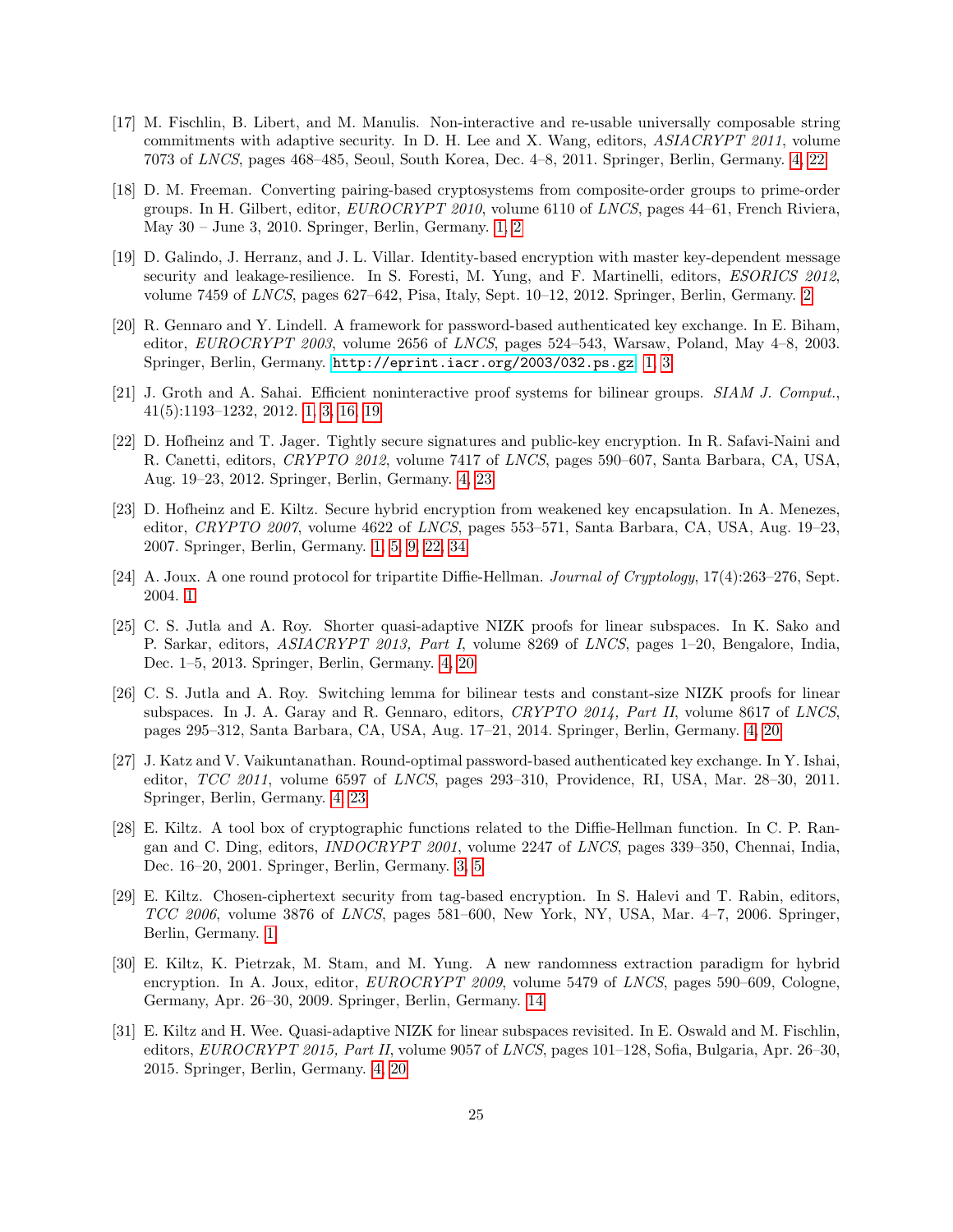[17] M. Fischlin, B. Libert, and M. Manulis. Non-interactive and re-usable universally composable string commitments with adaptive security. In D. H. Lee and X. Wang, editors, *ASIACRYPT 2011*, volume 7073 of *LNCS*, pages 468–485, Seoul, South Korea, Dec. 4–8, 2011. Springer, Berlin, Germany. 4, 22

[18] D. M. Freeman. Converting pairing-based cryptosystems from composite-order groups to prime-order groups. In H. Gilbert, editor, *EUROCRYPT 2010*, volume 6110 of *LNCS*, pages 44–61, French Riviera, May 30 – June 3, 2010. Springer, Berlin, Germany. 1, 2

[19] D. Galindo, J. Herranz, and J. L. Villar. Identity-based encryption with master key-dependent message security and leakage-resilience. In S. Foresti, M. Yung, and F. Martinelli, editors, *ESORICS 2012*, volume 7459 of *LNCS*, pages 627–642, Pisa, Italy, Sept. 10–12, 2012. Springer, Berlin, Germany. 2

[20] R. Gennaro and Y. Lindell. A framework for password-based authenticated key exchange. In E. Biham, editor, *EUROCRYPT 2003*, volume 2656 of *LNCS*, pages 524–543, Warsaw, Poland, May 4–8, 2003. Springer, Berlin, Germany. http://eprint.iacr.org/2003/032.ps.gz. 1, 3

[21] J. Groth and A. Sahai. Efficient noninteractive proof systems for bilinear groups. *SIAM J. Comput.*, 41(5):1193–1232, 2012. 1, 3, 16, 19

[22] D. Hofheinz and T. Jager. Tightly secure signatures and public-key encryption. In R. Safavi-Naini and R. Canetti, editors, *CRYPTO 2012*, volume 7417 of *LNCS*, pages 590–607, Santa Barbara, CA, USA, Aug. 19–23, 2012. Springer, Berlin, Germany. 4, 23

[23] D. Hofheinz and E. Kiltz. Secure hybrid encryption from weakened key encapsulation. In A. Menezes, editor, *CRYPTO 2007*, volume 4622 of *LNCS*, pages 553–571, Santa Barbara, CA, USA, Aug. 19–23, 2007. Springer, Berlin, Germany. 1, 5, 9, 22, 34

[24] A. Joux. A one round protocol for tripartite Diffie-Hellman. *Journal of Cryptology*, 17(4):263–276, Sept. 2004. 1

[25] C. S. Jutla and A. Roy. Shorter quasi-adaptive NIZK proofs for linear subspaces. In K. Sako and P. Sarkar, editors, *ASIACRYPT 2013, Part I*, volume 8269 of *LNCS*, pages 1–20, Bengalore, India, Dec. 1–5, 2013. Springer, Berlin, Germany. 4, 20

[26] C. S. Jutla and A. Roy. Switching lemma for bilinear tests and constant-size NIZK proofs for linear subspaces. In J. A. Garay and R. Gennaro, editors, *CRYPTO 2014, Part II*, volume 8617 of *LNCS*, pages 295–312, Santa Barbara, CA, USA, Aug. 17–21, 2014. Springer, Berlin, Germany. 4, 20

[27] J. Katz and V. Vaikuntanathan. Round-optimal password-based authenticated key exchange. In Y. Ishai, editor, *TCC 2011*, volume 6597 of *LNCS*, pages 293–310, Providence, RI, USA, Mar. 28–30, 2011. Springer, Berlin, Germany. 4, 23

[28] E. Kiltz. A tool box of cryptographic functions related to the Diffie-Hellman function. In C. P. Rangan and C. Ding, editors, *INDOCRYPT 2001*, volume 2247 of *LNCS*, pages 339–350, Chennai, India, Dec. 16–20, 2001. Springer, Berlin, Germany. 3, 5

[29] E. Kiltz. Chosen-ciphertext security from tag-based encryption. In S. Halevi and T. Rabin, editors, *TCC 2006*, volume 3876 of *LNCS*, pages 581–600, New York, NY, USA, Mar. 4–7, 2006. Springer, Berlin, Germany. 1

[30] E. Kiltz, K. Pietrzak, M. Stam, and M. Yung. A new randomness extraction paradigm for hybrid encryption. In A. Joux, editor, *EUROCRYPT 2009*, volume 5479 of *LNCS*, pages 590–609, Cologne, Germany, Apr. 26–30, 2009. Springer, Berlin, Germany. 14

[31] E. Kiltz and H. Wee. Quasi-adaptive NIZK for linear subspaces revisited. In E. Oswald and M. Fischlin, editors, *EUROCRYPT 2015, Part II*, volume 9057 of *LNCS*, pages 101–128, Sofia, Bulgaria, Apr. 26–30, 2015. Springer, Berlin, Germany. 4, 20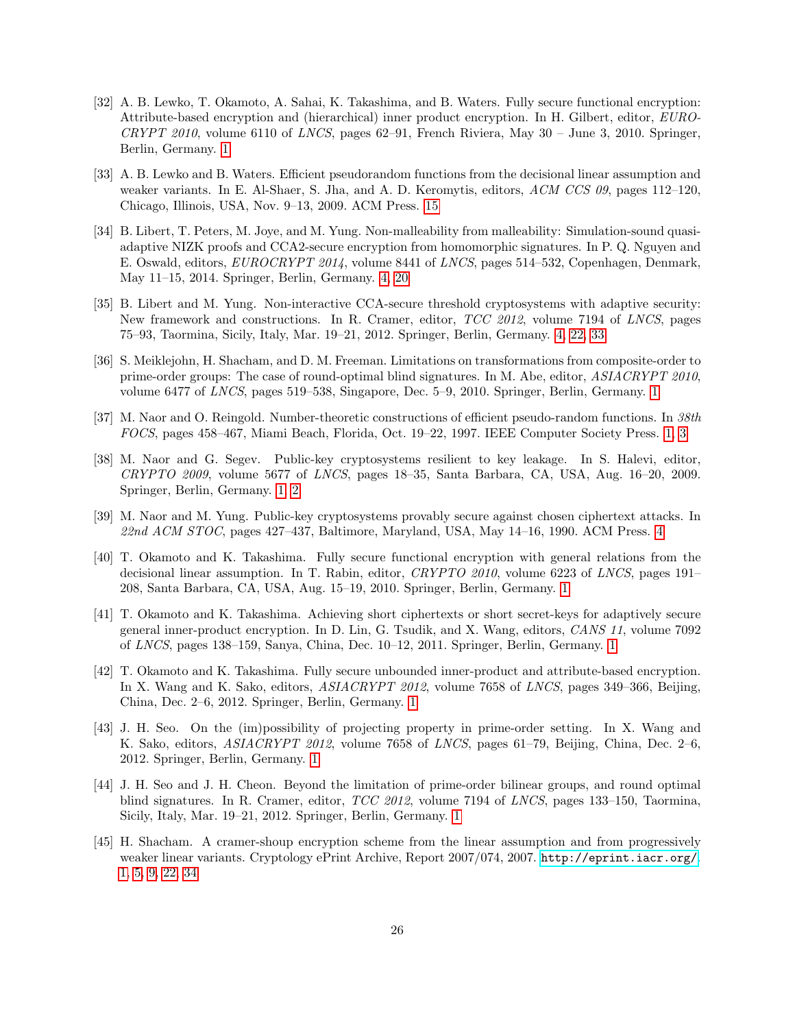[32] A. B. Lewko, T. Okamoto, A. Sahai, K. Takashima, and B. Waters. Fully secure functional encryption: Attribute-based encryption and (hierarchical) inner product encryption. In H. Gilbert, editor, *EUROCRYPT 2010*, volume 6110 of *LNCS*, pages 62–91, French Riviera, May 30 – June 3, 2010. Springer, Berlin, Germany. 1

[33] A. B. Lewko and B. Waters. Efficient pseudorandom functions from the decisional linear assumption and weaker variants. In E. Al-Shaer, S. Jha, and A. D. Keromytis, editors, *ACM CCS 09*, pages 112–120, Chicago, Illinois, USA, Nov. 9–13, 2009. ACM Press. 15

[34] B. Libert, T. Peters, M. Joye, and M. Yung. Non-malleability from malleability: Simulation-sound quasi-adaptive NIZK proofs and CCA2-secure encryption from homomorphic signatures. In P. Q. Nguyen and E. Oswald, editors, *EUROCRYPT 2014*, volume 8441 of *LNCS*, pages 514–532, Copenhagen, Denmark, May 11–15, 2014. Springer, Berlin, Germany. 4, 20

[35] B. Libert and M. Yung. Non-interactive CCA-secure threshold cryptosystems with adaptive security: New framework and constructions. In R. Cramer, editor, *TCC 2012*, volume 7194 of *LNCS*, pages 75–93, Taormina, Sicily, Italy, Mar. 19–21, 2012. Springer, Berlin, Germany. 4, 22, 33

[36] S. Meiklejohn, H. Shacham, and D. M. Freeman. Limitations on transformations from composite-order to prime-order groups: The case of round-optimal blind signatures. In M. Abe, editor, *ASIACRYPT 2010*, volume 6477 of *LNCS*, pages 519–538, Singapore, Dec. 5–9, 2010. Springer, Berlin, Germany. 1

[37] M. Naor and O. Reingold. Number-theoretic constructions of efficient pseudo-random functions. In *38th FOCS*, pages 458–467, Miami Beach, Florida, Oct. 19–22, 1997. IEEE Computer Society Press. 1, 3

[38] M. Naor and G. Segev. Public-key cryptosystems resilient to key leakage. In S. Halevi, editor, *CRYPTO 2009*, volume 5677 of *LNCS*, pages 18–35, Santa Barbara, CA, USA, Aug. 16–20, 2009. Springer, Berlin, Germany. 1, 2

[39] M. Naor and M. Yung. Public-key cryptosystems provably secure against chosen ciphertext attacks. In *22nd ACM STOC*, pages 427–437, Baltimore, Maryland, USA, May 14–16, 1990. ACM Press. 4

[40] T. Okamoto and K. Takashima. Fully secure functional encryption with general relations from the decisional linear assumption. In T. Rabin, editor, *CRYPTO 2010*, volume 6223 of *LNCS*, pages 191–208, Santa Barbara, CA, USA, Aug. 15–19, 2010. Springer, Berlin, Germany. 1

[41] T. Okamoto and K. Takashima. Achieving short ciphertexts or short secret-keys for adaptively secure general inner-product encryption. In D. Lin, G. Tsudik, and X. Wang, editors, *CANS 11*, volume 7092 of *LNCS*, pages 138–159, Sanya, China, Dec. 10–12, 2011. Springer, Berlin, Germany. 1

[42] T. Okamoto and K. Takashima. Fully secure unbounded inner-product and attribute-based encryption. In X. Wang and K. Sako, editors, *ASIACRYPT 2012*, volume 7658 of *LNCS*, pages 349–366, Beijing, China, Dec. 2–6, 2012. Springer, Berlin, Germany. 1

[43] J. H. Seo. On the (im)possibility of projecting property in prime-order setting. In X. Wang and K. Sako, editors, *ASIACRYPT 2012*, volume 7658 of *LNCS*, pages 61–79, Beijing, China, Dec. 2–6, 2012. Springer, Berlin, Germany. 1

[44] J. H. Seo and J. H. Cheon. Beyond the limitation of prime-order bilinear groups, and round optimal blind signatures. In R. Cramer, editor, *TCC 2012*, volume 7194 of *LNCS*, pages 133–150, Taormina, Sicily, Italy, Mar. 19–21, 2012. Springer, Berlin, Germany. 1

[45] H. Shacham. A cramer-shoup encryption scheme from the linear assumption and from progressively weaker linear variants. Cryptology ePrint Archive, Report 2007/074, 2007. http://eprint.iacr.org/. 1, 5, 9, 22, 34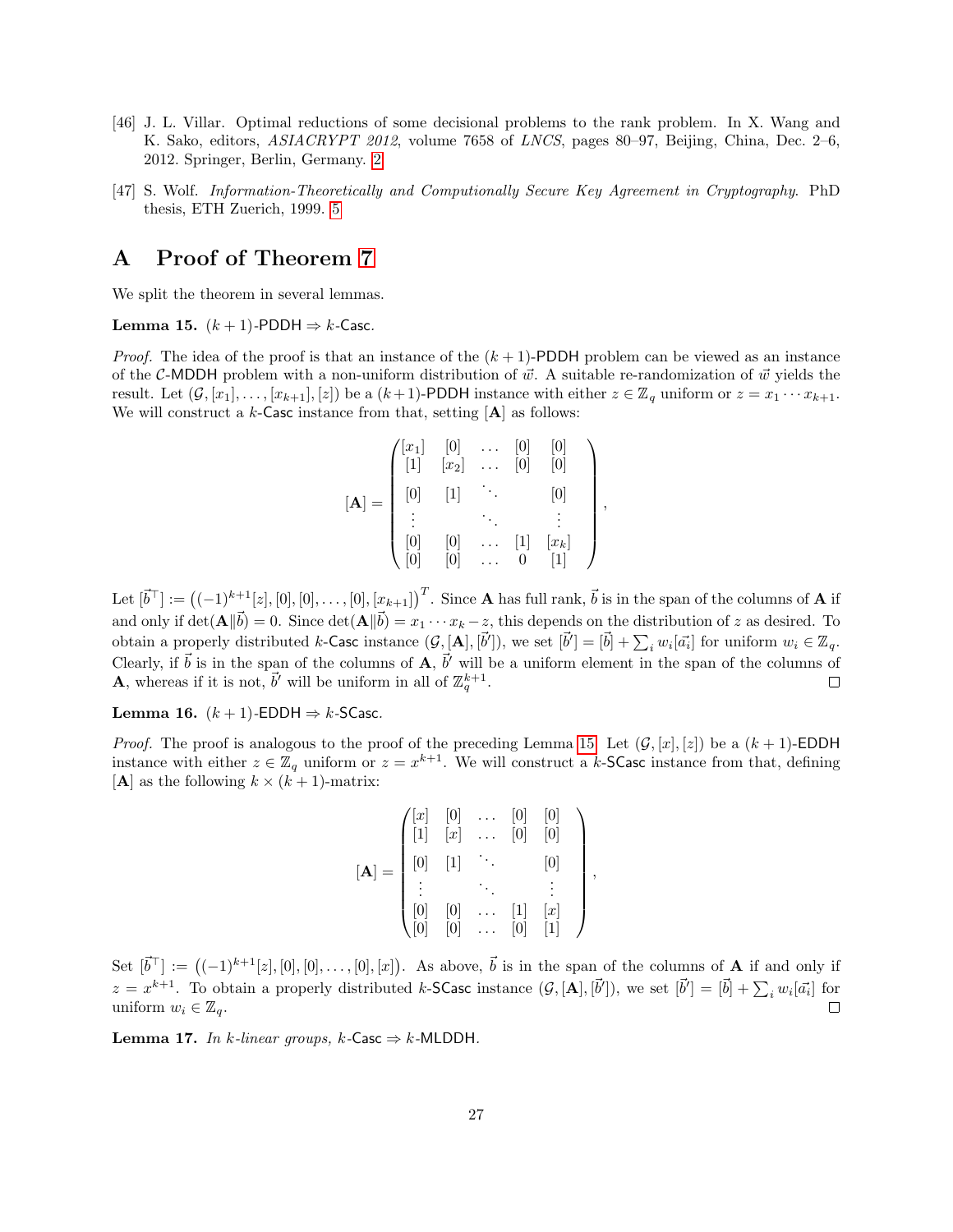[46] J. L. Villar. Optimal reductions of some decisional problems to the rank problem. In X. Wang and K. Sako, editors, *ASIACRYPT 2012*, volume 7658 of *LNCS*, pages 80–97, Beijing, China, Dec. 2–6, 2012. Springer, Berlin, Germany. 2

[47] S. Wolf. *Information-Theoretically and Computionally Secure Key Agreement in Cryptography*. PhD thesis, ETH Zuerich, 1999. 5

# A Proof of Theorem 7

We split the theorem in several lemmas.

**Lemma 15.** $(k+1)$-PDDH $\Rightarrow$ $k$-Casc.

*Proof.* The idea of the proof is that an instance of the $(k+1)$-PDDH problem can be viewed as an instance of the $\mathcal{C}$-MDDH problem with a non-uniform distribution of $\vec{w}$. A suitable re-randomization of $\vec{w}$ yields the result. Let $(\mathcal{G}, [x_1], \ldots, [x_{k+1}], [z])$ be a $(k+1)$-PDDH instance with either $z \in \mathbb{Z}_q$ uniform or $z = x_1 \cdots x_{k+1}$. We will construct a $k$-Casc instance from that, setting $[\mathbf{A}]$ as follows:

$$[\mathbf{A}] = \begin{pmatrix} [x_1] & [0] & \ldots & [0] & [0] \\ [1] & [x_2] & \ldots & [0] & [0] \\ [0] & [1] & \ddots & & [0] \\ \vdots & & \ddots & & \vdots \\ [0] & [0] & \ldots & [1] & [x_k] \\ [0] & [0] & \ldots & 0 & [1] \end{pmatrix},$$

Let $[\vec{b}^\top] := \left((-1)^{k+1}[z], [0], [0], \ldots, [0], [x_{k+1}]\right)^T$. Since $\mathbf{A}$ has full rank, $\vec{b}$ is in the span of the columns of $\mathbf{A}$ if and only if $\det(\mathbf{A}\|\vec{b}) = 0$. Since $\det(\mathbf{A}\|\vec{b}) = x_1 \cdots x_k - z$, this depends on the distribution of $z$ as desired. To obtain a properly distributed $k$-Casc instance $(\mathcal{G}, [\mathbf{A}], [\vec{b}'])$, we set $[\vec{b}'] = [\vec{b}] + \sum_i w_i[\vec{a_i}]$ for uniform $w_i \in \mathbb{Z}_q$. Clearly, if $\vec{b}$ is in the span of the columns of $\mathbf{A}$, $\vec{b}'$ will be a uniform element in the span of the columns of $\mathbf{A}$, whereas if it is not, $\vec{b}'$ will be uniform in all of $\mathbb{Z}_q^{k+1}$. $\square$

**Lemma 16.** $(k+1)$-EDDH $\Rightarrow$ $k$-SCasc.

*Proof.* The proof is analogous to the proof of the preceding Lemma 15. Let $(\mathcal{G}, [x], [z])$ be a $(k+1)$-EDDH instance with either $z \in \mathbb{Z}_q$ uniform or $z = x^{k+1}$. We will construct a $k$-SCasc instance from that, defining $[\mathbf{A}]$ as the following $k \times (k+1)$-matrix:

$$[\mathbf{A}] = \begin{pmatrix} [x] & [0] & \ldots & [0] & [0] \\ [1] & [x] & \ldots & [0] & [0] \\ [0] & [1] & \ddots & & [0] \\ \vdots & & \ddots & & \vdots \\ [0] & [0] & \ldots & [1] & [x] \\ [0] & [0] & \ldots & [0] & [1] \end{pmatrix},$$

Set $[\vec{b}^\top] := \left((-1)^{k+1}[z], [0], [0], \ldots, [0], [x]\right)$. As above, $\vec{b}$ is in the span of the columns of $\mathbf{A}$ if and only if $z = x^{k+1}$. To obtain a properly distributed $k$-SCasc instance $(\mathcal{G}, [\mathbf{A}], [\vec{b}'])$, we set $[\vec{b}'] = [\vec{b}] + \sum_i w_i[\vec{a_i}]$ for uniform $w_i \in \mathbb{Z}_q$. $\square$

**Lemma 17.** *In $k$-linear groups, $k$-Casc $\Rightarrow$ $k$-MLDDH.*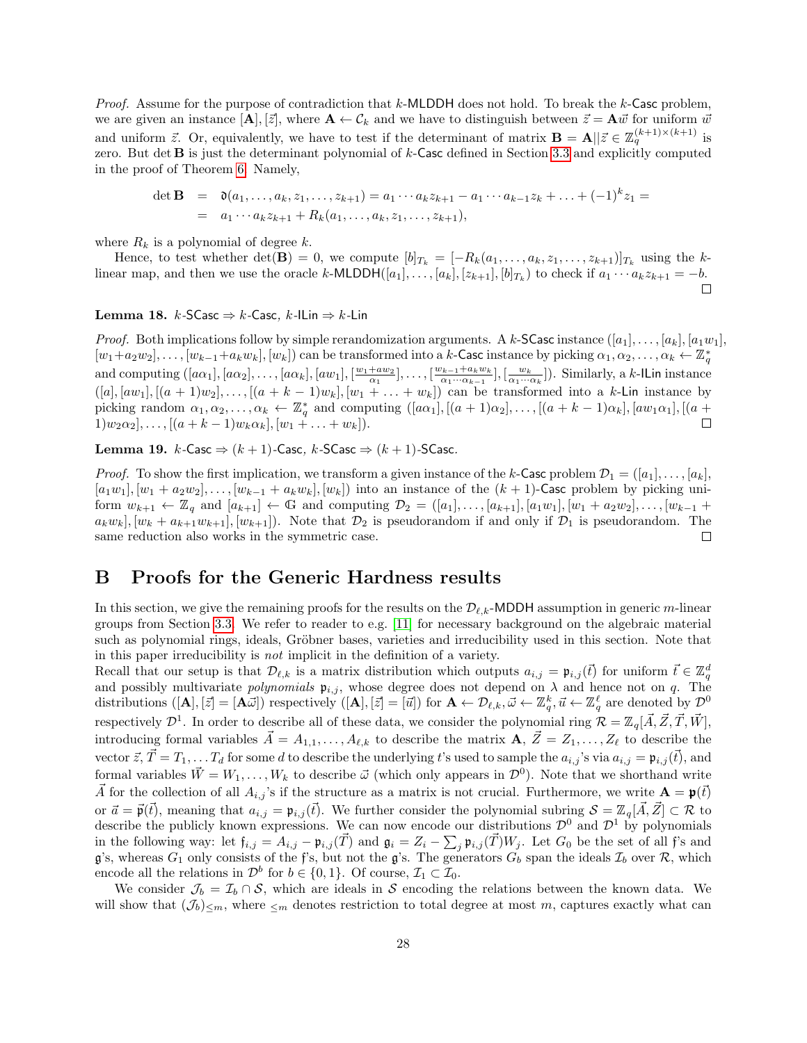*Proof.* Assume for the purpose of contradiction that $k$-MLDDH does not hold. To break the $k$-Casc problem, we are given an instance $[\mathbf{A}], [\vec{z}]$, where $\mathbf{A} \leftarrow \mathcal{C}_k$ and we have to distinguish between $\vec{z} = \mathbf{A}\vec{w}$ for uniform $\vec{w}$ and uniform $\vec{z}$. Or, equivalently, we have to test if the determinant of matrix $\mathbf{B} = \mathbf{A}||\vec{z} \in \mathbb{Z}_q^{(k+1)\times(k+1)}$ is zero. But $\det \mathbf{B}$ is just the determinant polynomial of $k$-Casc defined in Section 3.3 and explicitly computed in the proof of Theorem 6. Namely,

$$
\begin{aligned}
\det \mathbf{B} &= \mathfrak{d}(a_1, \ldots, a_k, z_1, \ldots, z_{k+1}) = a_1 \cdots a_k z_{k+1} - a_1 \cdots a_{k-1} z_k + \ldots + (-1)^k z_1 = \\
&= a_1 \cdots a_k z_{k+1} + R_k(a_1, \ldots, a_k, z_1, \ldots, z_{k+1}),
\end{aligned}
$$

where $R_k$ is a polynomial of degree $k$.

Hence, to test whether $\det(\mathbf{B}) = 0$, we compute $[b]_{T_k} = [-R_k(a_1, \ldots, a_k, z_1, \ldots, z_{k+1})]_{T_k}$ using the $k$-linear map, and then we use the oracle $k$-MLDDH$([a_1], \ldots, [a_k], [z_{k+1}], [b]_{T_k})$ to check if $a_1 \cdots a_k z_{k+1} = -b$. □

**Lemma 18.** *$k$-SCasc $\Rightarrow$ $k$-Casc, $k$-ILin $\Rightarrow$ $k$-Lin*

*Proof.* Both implications follow by simple rerandomization arguments. A $k$-SCasc instance $([a_1], \ldots, [a_k], [a_1 w_1], [w_1 + a_2 w_2], \ldots, [w_{k-1} + a_k w_k], [w_k])$ can be transformed into a $k$-Casc instance by picking $\alpha_1, \alpha_2, \ldots, \alpha_k \leftarrow \mathbb{Z}_q^*$ and computing $([a\alpha_1], [a\alpha_2], \ldots, [a\alpha_k], [aw_1], [\frac{w_1 + aw_2}{\alpha_1}], \ldots, [\frac{w_{k-1} + a_k w_k}{\alpha_1 \cdots \alpha_{k-1}}], [\frac{w_k}{\alpha_1 \cdots \alpha_k}])$. Similarly, a $k$-ILin instance $([a], [aw_1], [(a+1)w_2], \ldots, [(a+k-1)w_k], [w_1 + \ldots + w_k])$ can be transformed into a $k$-Lin instance by picking random $\alpha_1, \alpha_2, \ldots, \alpha_k \leftarrow \mathbb{Z}_q^*$ and computing $([a\alpha_1], [(a+1)\alpha_2], \ldots, [(a+k-1)\alpha_k], [aw_1\alpha_1], [(a+1)w_2\alpha_2], \ldots, [(a+k-1)w_k\alpha_k], [w_1 + \ldots + w_k])$. □

**Lemma 19.** *$k$-Casc $\Rightarrow$ $(k+1)$-Casc, $k$-SCasc $\Rightarrow$ $(k+1)$-SCasc.*

*Proof.* To show the first implication, we transform a given instance of the $k$-Casc problem $\mathcal{D}_1 = ([a_1], \ldots, [a_k], [a_1 w_1], [w_1 + a_2 w_2], \ldots, [w_{k-1} + a_k w_k], [w_k])$ into an instance of the $(k+1)$-Casc problem by picking uniform $w_{k+1} \leftarrow \mathbb{Z}_q$ and $[a_{k+1}] \leftarrow \mathbb{G}$ and computing $\mathcal{D}_2 = ([a_1], \ldots, [a_{k+1}], [a_1 w_1], [w_1 + a_2 w_2], \ldots, [w_{k-1} + a_k w_k], [w_k + a_{k+1} w_{k+1}], [w_{k+1}])$. Note that $\mathcal{D}_2$ is pseudorandom if and only if $\mathcal{D}_1$ is pseudorandom. The same reduction also works in the symmetric case. □

# B Proofs for the Generic Hardness results

In this section, we give the remaining proofs for the results on the $\mathcal{D}_{\ell,k}$-MDDH assumption in generic $m$-linear groups from Section 3.3. We refer to reader to e.g. [11] for necessary background on the algebraic material such as polynomial rings, ideals, Gröbner bases, varieties and irreducibility used in this section. Note that in this paper irreducibility is *not* implicit in the definition of a variety.

Recall that our setup is that $\mathcal{D}_{\ell,k}$ is a matrix distribution which outputs $a_{i,j} = \mathfrak{p}_{i,j}(\vec{t})$ for uniform $\vec{t} \in \mathbb{Z}_q^d$ and possibly multivariate *polynomials* $\mathfrak{p}_{i,j}$, whose degree does not depend on $\lambda$ and hence not on $q$. The distributions $([\mathbf{A}], [\vec{z}] = [\mathbf{A}\vec{\omega}])$ respectively $([\mathbf{A}], [\vec{z} = [\vec{u}])$ for $\mathbf{A} \leftarrow \mathcal{D}_{\ell,k}, \vec{\omega} \leftarrow \mathbb{Z}_q^k, \vec{u} \leftarrow \mathbb{Z}_q^\ell$ are denoted by $\mathcal{D}^0$ respectively $\mathcal{D}^1$. In order to describe all of these data, we consider the polynomial ring $\mathcal{R} = \mathbb{Z}_q[\vec{A}, \vec{Z}, \vec{T}, \vec{W}]$, introducing formal variables $\vec{A} = A_{1,1}, \ldots, A_{\ell,k}$ to describe the matrix $\mathbf{A}$, $\vec{Z} = Z_1, \ldots, Z_\ell$ to describe the vector $\vec{z}$, $\vec{T} = T_1, \ldots T_d$ for some $d$ to describe the underlying $t$'s used to sample the $a_{i,j}$'s via $a_{i,j} = \mathfrak{p}_{i,j}(\vec{t})$, and formal variables $\vec{W} = W_1, \ldots, W_k$ to describe $\vec{\omega}$ (which only appears in $\mathcal{D}^0$). Note that we shorthand write $\vec{A}$ for the collection of all $A_{i,j}$'s if the structure as a matrix is not crucial. Furthermore, we write $\mathbf{A} = \mathfrak{p}(\vec{t})$ or $\vec{a} = \vec{\mathfrak{p}}(\vec{t})$, meaning that $a_{i,j} = \mathfrak{p}_{i,j}(\vec{t})$. We further consider the polynomial subring $\mathcal{S} = \mathbb{Z}_q[\vec{A}, \vec{Z}] \subset \mathcal{R}$ to describe the publicly known expressions. We can now encode our distributions $\mathcal{D}^0$ and $\mathcal{D}^1$ by polynomials in the following way: let $\mathfrak{f}_{i,j} = A_{i,j} - \mathfrak{p}_{i,j}(\vec{T})$ and $\mathfrak{g}_i = Z_i - \sum_j \mathfrak{p}_{i,j}(\vec{T}) W_j$. Let $G_0$ be the set of all $\mathfrak{f}$'s and $\mathfrak{g}$'s, whereas $G_1$ only consists of the $\mathfrak{f}$'s, but not the $\mathfrak{g}$'s. The generators $G_b$ span the ideals $\mathcal{I}_b$ over $\mathcal{R}$, which encode all the relations in $\mathcal{D}^b$ for $b \in \{0, 1\}$. Of course, $\mathcal{I}_1 \subset \mathcal{I}_0$.

We consider $\mathcal{J}_b = \mathcal{I}_b \cap \mathcal{S}$, which are ideals in $\mathcal{S}$ encoding the relations between the known data. We will show that $(\mathcal{J}_b)_{\leq m}$, where $_{\leq m}$ denotes restriction to total degree at most $m$, captures exactly what can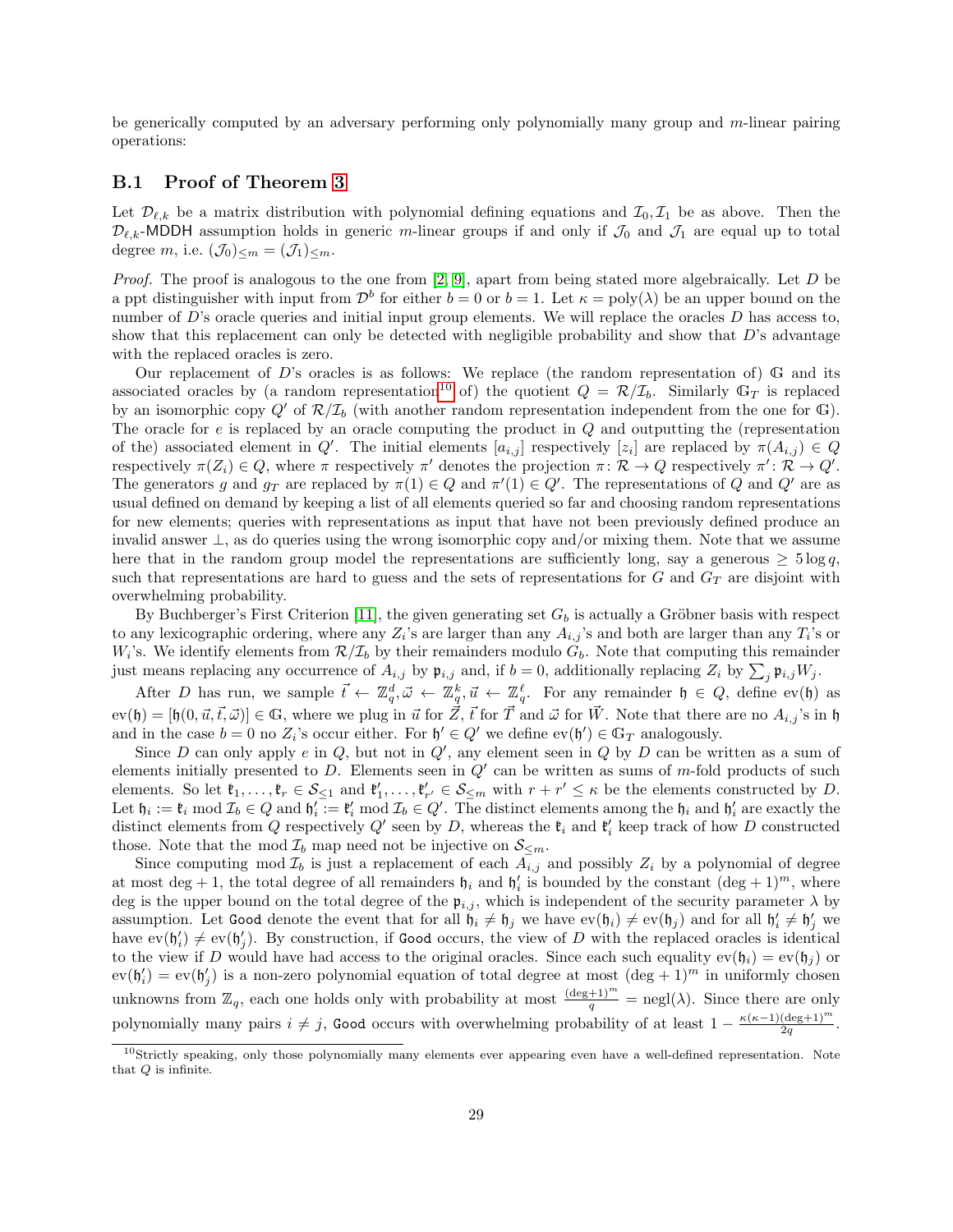be generically computed by an adversary performing only polynomially many group and $m$-linear pairing operations:

## B.1 Proof of Theorem 3

Let $\mathcal{D}_{\ell,k}$ be a matrix distribution with polynomial defining equations and $\mathcal{I}_0, \mathcal{I}_1$ be as above. Then the $\mathcal{D}_{\ell,k}$-MDDH assumption holds in generic $m$-linear groups if and only if $\mathcal{J}_0$ and $\mathcal{J}_1$ are equal up to total degree $m$, i.e. $(\mathcal{J}_0)_{\leq m} = (\mathcal{J}_1)_{\leq m}$.

*Proof.* The proof is analogous to the one from [2, 9], apart from being stated more algebraically. Let $D$ be a ppt distinguisher with input from $\mathcal{D}^b$ for either $b = 0$ or $b = 1$. Let $\kappa = \mathrm{poly}(\lambda)$ be an upper bound on the number of $D$'s oracle queries and initial input group elements. We will replace the oracles $D$ has access to, show that this replacement can only be detected with negligible probability and show that $D$'s advantage with the replaced oracles is zero.

Our replacement of $D$'s oracles is as follows: We replace (the random representation of) $\mathbb{G}$ and its associated oracles by (a random representation[10] of) the quotient $Q = \mathcal{R}/\mathcal{I}_b$. Similarly $\mathbb{G}_T$ is replaced by an isomorphic copy $Q'$ of $\mathcal{R}/\mathcal{I}_b$ (with another random representation independent from the one for $\mathbb{G}$). The oracle for $e$ is replaced by an oracle computing the product in $Q$ and outputting the (representation of the) associated element in $Q'$. The initial elements $[a_{i,j}]$ respectively $[z_i]$ are replaced by $\pi(A_{i,j}) \in Q$ respectively $\pi(Z_i) \in Q$, where $\pi$ respectively $\pi'$ denotes the projection $\pi \colon \mathcal{R} \to Q$ respectively $\pi' \colon \mathcal{R} \to Q'$. The generators $g$ and $g_T$ are replaced by $\pi(1) \in Q$ and $\pi'(1) \in Q'$. The representations of $Q$ and $Q'$ are as usual defined on demand by keeping a list of all elements queried so far and choosing random representations for new elements; queries with representations as input that have not been previously defined produce an invalid answer $\perp$, as do queries using the wrong isomorphic copy and/or mixing them. Note that we assume here that in the random group model the representations are sufficiently long, say a generous $\geq 5 \log q$, such that representations are hard to guess and the sets of representations for $G$ and $G_T$ are disjoint with overwhelming probability.

By Buchberger's First Criterion [11], the given generating set $G_b$ is actually a Gröbner basis with respect to any lexicographic ordering, where any $Z_i$'s are larger than any $A_{i,j}$'s and both are larger than any $T_i$'s or $W_i$'s. We identify elements from $\mathcal{R}/\mathcal{I}_b$ by their remainders modulo $G_b$. Note that computing this remainder just means replacing any occurrence of $A_{i,j}$ by $\mathfrak{p}_{i,j}$ and, if $b = 0$, additionally replacing $Z_i$ by $\sum_j \mathfrak{p}_{i,j} W_j$.

After $D$ has run, we sample $\vec{t} \leftarrow \mathbb{Z}_q^d, \vec{\omega} \leftarrow \mathbb{Z}_q^k, \vec{u} \leftarrow \mathbb{Z}_q^\ell$. For any remainder $\mathfrak{h} \in Q$, define $\mathrm{ev}(\mathfrak{h})$ as $\mathrm{ev}(\mathfrak{h}) = [\mathfrak{h}(0, \vec{u}, \vec{t}, \vec{\omega})] \in \mathbb{G}$, where we plug in $\vec{u}$ for $\vec{Z}$, $\vec{t}$ for $\vec{T}$ and $\vec{\omega}$ for $\vec{W}$. Note that there are no $A_{i,j}$'s in $\mathfrak{h}$ and in the case $b = 0$ no $Z_i$'s occur either. For $\mathfrak{h}' \in Q'$ we define $\mathrm{ev}(\mathfrak{h}') \in \mathbb{G}_T$ analogously.

Since $D$ can only apply $e$ in $Q$, but not in $Q'$, any element seen in $Q$ by $D$ can be written as a sum of elements initially presented to $D$. Elements seen in $Q'$ can be written as sums of $m$-fold products of such elements. So let $\mathfrak{k}_1, \ldots, \mathfrak{k}_r \in \mathcal{S}_{\leq 1}$ and $\mathfrak{k}'_1, \ldots, \mathfrak{k}'_{r'} \in \mathcal{S}_{\leq m}$ with $r + r' \leq \kappa$ be the elements constructed by $D$. Let $\mathfrak{h}_i := \mathfrak{k}_i \bmod \mathcal{I}_b \in Q$ and $\mathfrak{h}'_i := \mathfrak{k}'_i \bmod \mathcal{I}_b \in Q'$. The distinct elements among the $\mathfrak{h}_i$ and $\mathfrak{h}'_i$ are exactly the distinct elements from $Q$ respectively $Q'$ seen by $D$, whereas the $\mathfrak{k}_i$ and $\mathfrak{k}'_i$ keep track of how $D$ constructed those. Note that the mod $\mathcal{I}_b$ map need not be injective on $\mathcal{S}_{\leq m}$.

Since computing mod $\mathcal{I}_b$ is just a replacement of each $A_{i,j}$ and possibly $Z_i$ by a polynomial of degree at most $\deg + 1$, the total degree of all remainders $\mathfrak{h}_i$ and $\mathfrak{h}'_i$ is bounded by the constant $(\deg + 1)^m$, where deg is the upper bound on the total degree of the $\mathfrak{p}_{i,j}$, which is independent of the security parameter $\lambda$ by assumption. Let $\mathtt{Good}$ denote the event that for all $\mathfrak{h}_i \neq \mathfrak{h}_j$ we have $\mathrm{ev}(\mathfrak{h}_i) \neq \mathrm{ev}(\mathfrak{h}_j)$ and for all $\mathfrak{h}'_i \neq \mathfrak{h}'_j$ we have $\mathrm{ev}(\mathfrak{h}'_i) \neq \mathrm{ev}(\mathfrak{h}'_j)$. By construction, if $\mathtt{Good}$ occurs, the view of $D$ with the replaced oracles is identical to the view if $D$ would have had access to the original oracles. Since each such equality $\mathrm{ev}(\mathfrak{h}_i) = \mathrm{ev}(\mathfrak{h}_j)$ or $\mathrm{ev}(\mathfrak{h}'_i) = \mathrm{ev}(\mathfrak{h}'_j)$ is a non-zero polynomial equation of total degree at most $(\deg + 1)^m$ in uniformly chosen unknowns from $\mathbb{Z}_q$, each one holds only with probability at most $\frac{(\deg+1)^m}{q} = \mathrm{negl}(\lambda)$. Since there are only polynomially many pairs $i \neq j$, $\mathtt{Good}$ occurs with overwhelming probability of at least $1 - \frac{\kappa(\kappa-1)(\deg+1)^m}{2q}$.

[10] Strictly speaking, only those polynomially many elements ever appearing even have a well-defined representation. Note that $Q$ is infinite.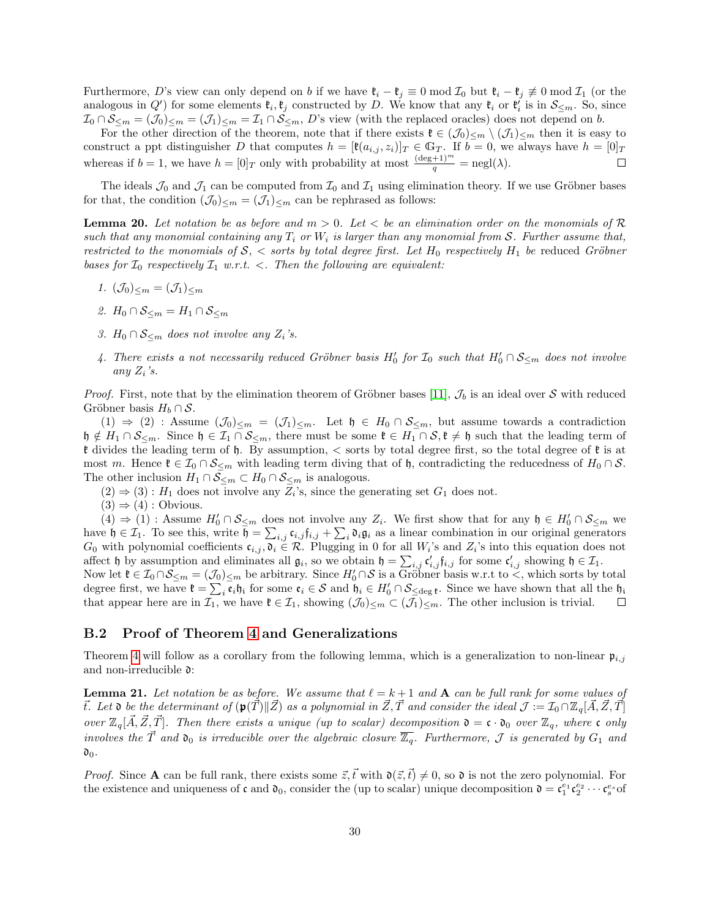Furthermore, $D$'s view can only depend on $b$ if we have $\mathfrak{k}_i - \mathfrak{k}_j \equiv 0 \bmod \mathcal{I}_0$ but $\mathfrak{k}_i - \mathfrak{k}_j \not\equiv 0 \bmod \mathcal{I}_1$ (or the analogous in $Q'$) for some elements $\mathfrak{k}_i, \mathfrak{k}_j$ constructed by $D$. We know that any $\mathfrak{k}_i$ or $\mathfrak{k}'_i$ is in $\mathcal{S}_{\leq m}$. So, since $\mathcal{I}_0 \cap \mathcal{S}_{\leq m} = (\mathcal{J}_0)_{\leq m} = (\mathcal{J}_1)_{\leq m} = \mathcal{I}_1 \cap \mathcal{S}_{\leq m}$, $D$'s view (with the replaced oracles) does not depend on $b$.

For the other direction of the theorem, note that if there exists $\mathfrak{k} \in (\mathcal{J}_0)_{\leq m} \setminus (\mathcal{J}_1)_{\leq m}$ then it is easy to construct a ppt distinguisher $D$ that computes $h = [\mathfrak{k}(a_{i,j}, z_i)]_T \in \mathbb{G}_T$. If $b = 0$, we always have $h = [0]_T$ whereas if $b = 1$, we have $h = [0]_T$ only with probability at most $\frac{(\deg +1)^m}{q} = \mathrm{negl}(\lambda)$. $\square$

The ideals $\mathcal{J}_0$ and $\mathcal{J}_1$ can be computed from $\mathcal{I}_0$ and $\mathcal{I}_1$ using elimination theory. If we use Gröbner bases for that, the condition $(\mathcal{J}_0)_{\leq m} = (\mathcal{J}_1)_{\leq m}$ can be rephrased as follows:

**Lemma 20.** *Let notation be as before and $m > 0$. Let $<$ be an elimination order on the monomials of $\mathcal{R}$ such that any monomial containing any $T_i$ or $W_i$ is larger than any monomial from $\mathcal{S}$. Further assume that, restricted to the monomials of $\mathcal{S}$, $<$ sorts by total degree first. Let $H_0$ respectively $H_1$ be reduced Gröbner bases for $\mathcal{I}_0$ respectively $\mathcal{I}_1$ w.r.t. $<$. Then the following are equivalent:*

1. *$(\mathcal{J}_0)_{\leq m} = (\mathcal{J}_1)_{\leq m}$*
2. *$H_0 \cap \mathcal{S}_{\leq m} = H_1 \cap \mathcal{S}_{\leq m}$*
3. *$H_0 \cap \mathcal{S}_{\leq m}$ does not involve any $Z_i$'s.*
4. *There exists a not necessarily reduced Gröbner basis $H'_0$ for $\mathcal{I}_0$ such that $H'_0 \cap \mathcal{S}_{\leq m}$ does not involve any $Z_i$'s.*

*Proof.* First, note that by the elimination theorem of Gröbner bases [11], $\mathcal{J}_b$ is an ideal over $\mathcal{S}$ with reduced Gröbner basis $H_b \cap \mathcal{S}$.

(1) $\Rightarrow$ (2) : Assume $(\mathcal{J}_0)_{\leq m} = (\mathcal{J}_1)_{\leq m}$. Let $\mathfrak{h} \in H_0 \cap \mathcal{S}_{\leq m}$, but assume towards a contradiction $\mathfrak{h} \notin H_1 \cap \mathcal{S}_{\leq m}$. Since $\mathfrak{h} \in \mathcal{I}_1 \cap \mathcal{S}_{\leq m}$, there must be some $\mathfrak{k} \in H_1 \cap \mathcal{S}, \mathfrak{k} \neq \mathfrak{h}$ such that the leading term of $\mathfrak{k}$ divides the leading term of $\mathfrak{h}$. By assumption, $<$ sorts by total degree first, so the total degree of $\mathfrak{k}$ is at most $m$. Hence $\mathfrak{k} \in \mathcal{I}_0 \cap \mathcal{S}_{\leq m}$ with leading term diving that of $\mathfrak{h}$, contradicting the reducedness of $H_0 \cap \mathcal{S}$. The other inclusion $H_1 \cap \mathcal{S}_{\leq m} \subset H_0 \cap \mathcal{S}_{\leq m}$ is analogous.

(2) $\Rightarrow$ (3) : $H_1$ does not involve any $Z_i$'s, since the generating set $G_1$ does not.

(3) $\Rightarrow$ (4) : Obvious.

(4) $\Rightarrow$ (1) : Assume $H'_0 \cap \mathcal{S}_{\leq m}$ does not involve any $Z_i$. We first show that for any $\mathfrak{h} \in H'_0 \cap \mathcal{S}_{\leq m}$ we have $\mathfrak{h} \in \mathcal{I}_1$. To see this, write $\mathfrak{h} = \sum_{i,j} \mathfrak{c}_{i,j}\mathfrak{f}_{i,j} + \sum_i \mathfrak{d}_i \mathfrak{g}_i$ as a linear combination in our original generators $G_0$ with polynomial coefficients $\mathfrak{c}_{i,j}, \mathfrak{d}_i \in \mathcal{R}$. Plugging in 0 for all $W_i$'s and $Z_i$'s into this equation does not affect $\mathfrak{h}$ by assumption and eliminates all $\mathfrak{g}_i$, so we obtain $\mathfrak{h} = \sum_{i,j} \mathfrak{c}'_{i,j}\mathfrak{f}_{i,j}$ for some $\mathfrak{c}'_{i,j}$ showing $\mathfrak{h} \in \mathcal{I}_1$.
Now let $\mathfrak{k} \in \mathcal{I}_0 \cap \mathcal{S}_{\leq m} = (\mathcal{J}_0)_{\leq m}$ be arbitrary. Since $H'_0 \cap \mathcal{S}$ is a Gröbner basis w.r.t to $<$, which sorts by total degree first, we have $\mathfrak{k} = \sum_i \mathfrak{e}_i \mathfrak{h}_i$ for some $\mathfrak{e}_i \in \mathcal{S}$ and $\mathfrak{h}_i \in H'_0 \cap \mathcal{S}_{\leq \deg \mathfrak{k}}$. Since we have shown that all the $\mathfrak{h}_i$ that appear here are in $\mathcal{I}_1$, we have $\mathfrak{k} \in \mathcal{I}_1$, showing $(\mathcal{J}_0)_{\leq m} \subset (\mathcal{J}_1)_{\leq m}$. The other inclusion is trivial. $\square$

### B.2 Proof of Theorem 4 and Generalizations

Theorem 4 will follow as a corollary from the following lemma, which is a generalization to non-linear $\mathfrak{p}_{i,j}$ and non-irreducible $\mathfrak{d}$:

**Lemma 21.** *Let notation be as before. We assume that $\ell = k + 1$ and $\mathbf{A}$ can be full rank for some values of $\vec{t}$. Let $\mathfrak{d}$ be the determinant of $(\mathfrak{p}(\vec{T}) \| \vec{Z})$ as a polynomial in $\vec{Z}, \vec{T}$ and consider the ideal $\mathcal{J} := \mathcal{I}_0 \cap \mathbb{Z}_q[\vec{A}, \vec{Z}, \vec{T}]$ over $\mathbb{Z}_q[\vec{A}, \vec{Z}, \vec{T}]$. Then there exists a unique (up to scalar) decomposition $\mathfrak{d} = \mathfrak{c} \cdot \mathfrak{d}_0$ over $\mathbb{Z}_q$, where $\mathfrak{c}$ only involves the $\vec{T}$ and $\mathfrak{d}_0$ is irreducible over the algebraic closure $\overline{\mathbb{Z}_q}$. Furthermore, $\mathcal{J}$ is generated by $G_1$ and $\mathfrak{d}_0$.*

*Proof.* Since $\mathbf{A}$ can be full rank, there exists some $\vec{z}, \vec{t}$ with $\mathfrak{d}(\vec{z}, \vec{t}) \neq 0$, so $\mathfrak{d}$ is not the zero polynomial. For the existence and uniqueness of $\mathfrak{c}$ and $\mathfrak{d}_0$, consider the (up to scalar) unique decomposition $\mathfrak{d} = \mathfrak{c}_1^{e_1}\mathfrak{c}_2^{e_2} \cdots \mathfrak{c}_s^{e_s}$ of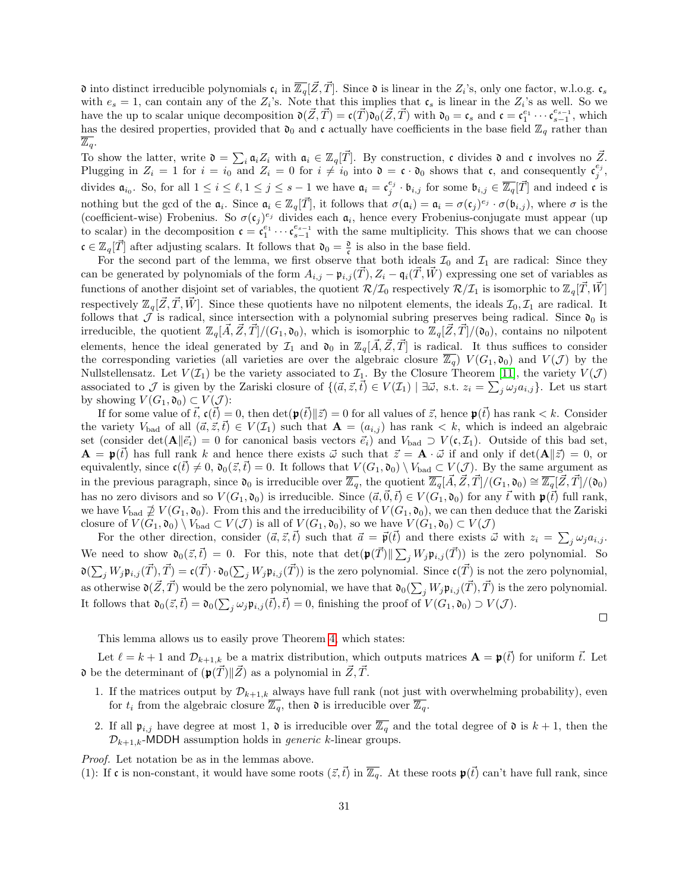$\mathfrak{d}$ into distinct irreducible polynomials $\mathfrak{c}_i$ in $\overline{\mathbb{Z}_q}[\vec{Z},\vec{T}]$. Since $\mathfrak{d}$ is linear in the $Z_i$'s, only one factor, w.l.o.g. $\mathfrak{c}_s$ with $e_s = 1$, can contain any of the $Z_i$'s. Note that this implies that $\mathfrak{c}_s$ is linear in the $Z_i$'s as well. So we have the up to scalar unique decomposition $\mathfrak{d}(\vec{Z},\vec{T}) = \mathfrak{c}(\vec{T})\mathfrak{d}_0(\vec{Z},\vec{T})$ with $\mathfrak{d}_0 = \mathfrak{c}_s$ and $\mathfrak{c} = \mathfrak{c}_1^{e_1}\cdots\mathfrak{c}_{s-1}^{e_{s-1}}$, which has the desired properties, provided that $\mathfrak{d}_0$ and $\mathfrak{c}$ actually have coefficients in the base field $\mathbb{Z}_q$ rather than $\overline{\mathbb{Z}_q}$.

To show the latter, write $\mathfrak{d} = \sum_i \mathfrak{a}_i Z_i$ with $\mathfrak{a}_i \in \mathbb{Z}_q[\vec{T}]$. By construction, $\mathfrak{c}$ divides $\mathfrak{d}$ and $\mathfrak{c}$ involves no $\vec{Z}$. Plugging in $Z_i = 1$ for $i = i_0$ and $Z_i = 0$ for $i \neq i_0$ into $\mathfrak{d} = \mathfrak{c}\cdot\mathfrak{d}_0$ shows that $\mathfrak{c}$, and consequently $\mathfrak{c}_j^{e_j}$, divides $\mathfrak{a}_{i_0}$. So, for all $1 \le i \le \ell, 1 \le j \le s-1$ we have $\mathfrak{a}_i = \mathfrak{c}_j^{e_j}\cdot\mathfrak{b}_{i,j}$ for some $\mathfrak{b}_{i,j} \in \overline{\mathbb{Z}_q}[\vec{T}]$ and indeed $\mathfrak{c}$ is nothing but the gcd of the $\mathfrak{a}_i$. Since $\mathfrak{a}_i \in \mathbb{Z}_q[\vec{T}]$, it follows that $\sigma(\mathfrak{a}_i) = \mathfrak{a}_i = \sigma(\mathfrak{c}_j)^{e_j}\cdot\sigma(\mathfrak{b}_{i,j})$, where $\sigma$ is the (coefficient-wise) Frobenius. So $\sigma(\mathfrak{c}_j)^{e_j}$ divides each $\mathfrak{a}_i$, hence every Frobenius-conjugate must appear (up to scalar) in the decomposition $\mathfrak{c} = \mathfrak{c}_1^{e_1}\cdots\mathfrak{c}_{s-1}^{e_{s-1}}$ with the same multiplicity. This shows that we can choose $\mathfrak{c} \in \mathbb{Z}_q[\vec{T}]$ after adjusting scalars. It follows that $\mathfrak{d}_0 = \frac{\mathfrak{d}}{\mathfrak{c}}$ is also in the base field.

For the second part of the lemma, we first observe that both ideals $\mathcal{I}_0$ and $\mathcal{I}_1$ are radical: Since they can be generated by polynomials of the form $A_{i,j} - \mathfrak{p}_{i,j}(\vec{T}), Z_i - \mathfrak{q}_i(\vec{T},\vec{W})$ expressing one set of variables as functions of another disjoint set of variables, the quotient $\mathcal{R}/\mathcal{I}_0$ respectively $\mathcal{R}/\mathcal{I}_1$ is isomorphic to $\mathbb{Z}_q[\vec{T},\vec{W}]$ respectively $\mathbb{Z}_q[\vec{Z},\vec{T},\vec{W}]$. Since these quotients have no nilpotent elements, the ideals $\mathcal{I}_0,\mathcal{I}_1$ are radical. It follows that $\mathcal{J}$ is radical, since intersection with a polynomial subring preserves being radical. Since $\mathfrak{d}_0$ is irreducible, the quotient $\mathbb{Z}_q[\vec{A},\vec{Z},\vec{T}]/(G_1,\mathfrak{d}_0)$, which is isomorphic to $\mathbb{Z}_q[\vec{Z},\vec{T}]/(\mathfrak{d}_0)$, contains no nilpotent elements, hence the ideal generated by $\mathcal{I}_1$ and $\mathfrak{d}_0$ in $\mathbb{Z}_q[\vec{A},\vec{Z},\vec{T}]$ is radical. It thus suffices to consider the corresponding varieties (all varieties are over the algebraic closure $\overline{\mathbb{Z}_q}$) $V(G_1,\mathfrak{d}_0)$ and $V(\mathcal{J})$ by the Nullstellensatz. Let $V(\mathcal{I}_1)$ be the variety associated to $\mathcal{I}_1$. By the Closure Theorem [11], the variety $V(\mathcal{J})$ associated to $\mathcal{J}$ is given by the Zariski closure of $\{(\vec{a},\vec{z},\vec{t}) \in V(\mathcal{I}_1) \mid \exists\vec{\omega}, \text{ s.t. } z_i = \sum_j \omega_j a_{i,j}\}$. Let us start by showing $V(G_1,\mathfrak{d}_0) \subset V(\mathcal{J})$:

If for some value of $\vec{t}$, $\mathfrak{c}(\vec{t}) = 0$, then $\det(\mathfrak{p}(\vec{t})\|\vec{z}) = 0$ for all values of $\vec{z}$, hence $\mathfrak{p}(\vec{t})$ has rank $< k$. Consider the variety $V_{\text{bad}}$ of all $(\vec{a},\vec{z},\vec{t}) \in V(\mathcal{I}_1)$ such that $\mathbf{A} = (a_{i,j})$ has rank $< k$, which is indeed an algebraic set (consider $\det(\mathbf{A}\|\vec{e}_i) = 0$ for canonical basis vectors $\vec{e}_i$) and $V_{\text{bad}} \supset V(\mathfrak{c},\mathcal{I}_1)$. Outside of this bad set, $\mathbf{A} = \mathfrak{p}(\vec{t})$ has full rank $k$ and hence there exists $\vec{\omega}$ such that $\vec{z} = \mathbf{A}\cdot\vec{\omega}$ if and only if $\det(\mathbf{A}\|\vec{z}) = 0$, or equivalently, since $\mathfrak{c}(\vec{t}) \neq 0$, $\mathfrak{d}_0(\vec{z},\vec{t}) = 0$. It follows that $V(G_1,\mathfrak{d}_0)\setminus V_{\text{bad}} \subset V(\mathcal{J})$. By the same argument as in the previous paragraph, since $\mathfrak{d}_0$ is irreducible over $\overline{\mathbb{Z}_q}$, the quotient $\overline{\mathbb{Z}_q}[\vec{A},\vec{Z},\vec{T}]/(G_1,\mathfrak{d}_0) \cong \overline{\mathbb{Z}_q}[\vec{Z},\vec{T}]/(\mathfrak{d}_0)$ has no zero divisors and so $V(G_1,\mathfrak{d}_0)$ is irreducible. Since $(\vec{a},\vec{0},\vec{t}) \in V(G_1,\mathfrak{d}_0)$ for any $\vec{t}$ with $\mathfrak{p}(\vec{t})$ full rank, we have $V_{\text{bad}} \not\supseteq V(G_1,\mathfrak{d}_0)$. From this and the irreducibility of $V(G_1,\mathfrak{d}_0)$, we can then deduce that the Zariski closure of $V(G_1,\mathfrak{d}_0)\setminus V_{\text{bad}} \subset V(\mathcal{J})$ is all of $V(G_1,\mathfrak{d}_0)$, so we have $V(G_1,\mathfrak{d}_0) \subset V(\mathcal{J})$

For the other direction, consider $(\vec{a},\vec{z},\vec{t})$ such that $\vec{a} = \vec{\mathfrak{p}}(\vec{t})$ and there exists $\vec{\omega}$ with $z_i = \sum_j \omega_j a_{i,j}$. We need to show $\mathfrak{d}_0(\vec{z},\vec{t}) = 0$. For this, note that $\det(\mathfrak{p}(\vec{T})\|\sum_j W_j\mathfrak{p}_{i,j}(\vec{T}))$ is the zero polynomial. So $\mathfrak{d}(\sum_j W_j\mathfrak{p}_{i,j}(\vec{T}),\vec{T}) = \mathfrak{c}(\vec{T})\cdot\mathfrak{d}_0(\sum_j W_j\mathfrak{p}_{i,j}(\vec{T}))$ is the zero polynomial. Since $\mathfrak{c}(\vec{T})$ is not the zero polynomial, as otherwise $\mathfrak{d}(\vec{Z},\vec{T})$ would be the zero polynomial, we have that $\mathfrak{d}_0(\sum_j W_j\mathfrak{p}_{i,j}(\vec{T}),\vec{T})$ is the zero polynomial. It follows that $\mathfrak{d}_0(\vec{z},\vec{t}) = \mathfrak{d}_0(\sum_j \omega_j\mathfrak{p}_{i,j}(\vec{t}),\vec{t}) = 0$, finishing the proof of $V(G_1,\mathfrak{d}_0) \supset V(\mathcal{J})$.

□

This lemma allows us to easily prove Theorem 4, which states:

Let $\ell = k+1$ and $\mathcal{D}_{k+1,k}$ be a matrix distribution, which outputs matrices $\mathbf{A} = \mathfrak{p}(\vec{t})$ for uniform $\vec{t}$. Let $\mathfrak{d}$ be the determinant of $(\mathfrak{p}(\vec{T})\|\vec{Z})$ as a polynomial in $\vec{Z},\vec{T}$.

1. If the matrices output by $\mathcal{D}_{k+1,k}$ always have full rank (not just with overwhelming probability), even for $t_i$ from the algebraic closure $\overline{\mathbb{Z}_q}$, then $\mathfrak{d}$ is irreducible over $\overline{\mathbb{Z}_q}$.
2. If all $\mathfrak{p}_{i,j}$ have degree at most 1, $\mathfrak{d}$ is irreducible over $\overline{\mathbb{Z}_q}$ and the total degree of $\mathfrak{d}$ is $k+1$, then the $\mathcal{D}_{k+1,k}$-MDDH assumption holds in *generic* $k$-linear groups.

*Proof.* Let notation be as in the lemmas above.
(1): If $\mathfrak{c}$ is non-constant, it would have some roots $(\vec{z},\vec{t})$ in $\overline{\mathbb{Z}_q}$. At these roots $\mathfrak{p}(\vec{t})$ can't have full rank, since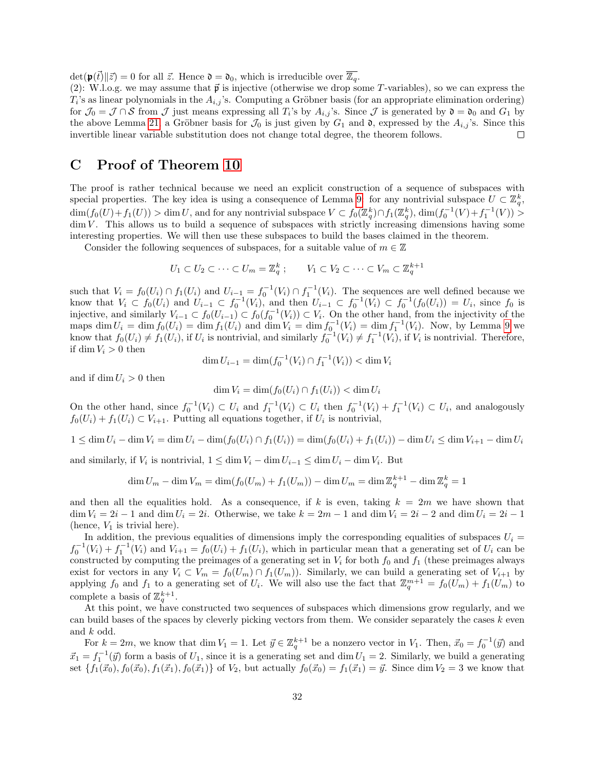$\det(\mathfrak{p}(\vec{t})\|\vec{z}) = 0$ for all $\vec{z}$. Hence $\mathfrak{d} = \mathfrak{d}_0$, which is irreducible over $\overline{\mathbb{Z}_q}$.

(2): W.l.o.g. we may assume that $\vec{\mathfrak{p}}$ is injective (otherwise we drop some $T$-variables), so we can express the $T_i$'s as linear polynomials in the $A_{i,j}$'s. Computing a Gröbner basis (for an appropriate elimination ordering) for $\mathcal{J}_0 = \mathcal{J} \cap \mathcal{S}$ from $\mathcal{J}$ just means expressing all $T_i$'s by $A_{i,j}$'s. Since $\mathcal{J}$ is generated by $\mathfrak{d} = \mathfrak{d}_0$ and $G_1$ by the above Lemma 21, a Gröbner basis for $\mathcal{J}_0$ is just given by $G_1$ and $\mathfrak{d}$, expressed by the $A_{i,j}$'s. Since this invertible linear variable substitution does not change total degree, the theorem follows. □

## C Proof of Theorem 10

The proof is rather technical because we need an explicit construction of a sequence of subspaces with special properties. The key idea is using a consequence of Lemma 9: for any nontrivial subspace $U \subset \mathbb{Z}_q^k$, $\dim(f_0(U) + f_1(U)) > \dim U$, and for any nontrivial subspace $V \subset f_0(\mathbb{Z}_q^k) \cap f_1(\mathbb{Z}_q^k)$, $\dim(f_0^{-1}(V) + f_1^{-1}(V)) > \dim V$. This allows us to build a sequence of subspaces with strictly increasing dimensions having some interesting properties. We will then use these subspaces to build the bases claimed in the theorem.

Consider the following sequences of subspaces, for a suitable value of $m \in \mathbb{Z}$

$$U_1 \subset U_2 \subset \cdots \subset U_m = \mathbb{Z}_q^k\,; \qquad V_1 \subset V_2 \subset \cdots \subset V_m \subset \mathbb{Z}_q^{k+1}$$

such that $V_i = f_0(U_i) \cap f_1(U_i)$ and $U_{i-1} = f_0^{-1}(V_i) \cap f_1^{-1}(V_i)$. The sequences are well defined because we know that $V_i \subset f_0(U_i)$ and $U_{i-1} \subset f_0^{-1}(V_i)$, and then $U_{i-1} \subset f_0^{-1}(V_i) \subset f_0^{-1}(f_0(U_i)) = U_i$, since $f_0$ is injective, and similarly $V_{i-1} \subset f_0(U_{i-1}) \subset f_0(f_0^{-1}(V_i)) \subset V_i$. On the other hand, from the injectivity of the maps $\dim U_i = \dim f_0(U_i) = \dim f_1(U_i)$ and $\dim V_i = \dim f_0^{-1}(V_i) = \dim f_1^{-1}(V_i)$. Now, by Lemma 9 we know that $f_0(U_i) \neq f_1(U_i)$, if $U_i$ is nontrivial, and similarly $f_0^{-1}(V_i) \neq f_1^{-1}(V_i)$, if $V_i$ is nontrivial. Therefore, if $\dim V_i > 0$ then

$$\dim U_{i-1} = \dim(f_0^{-1}(V_i) \cap f_1^{-1}(V_i)) < \dim V_i$$

and if $\dim U_i > 0$ then

$$\dim V_i = \dim(f_0(U_i) \cap f_1(U_i)) < \dim U_i$$

On the other hand, since $f_0^{-1}(V_i) \subset U_i$ and $f_1^{-1}(V_i) \subset U_i$ then $f_0^{-1}(V_i) + f_1^{-1}(V_i) \subset U_i$, and analogously $f_0(U_i) + f_1(U_i) \subset V_{i+1}$. Putting all equations together, if $U_i$ is nontrivial,

$$1 \le \dim U_i - \dim V_i = \dim U_i - \dim(f_0(U_i) \cap f_1(U_i)) = \dim(f_0(U_i) + f_1(U_i)) - \dim U_i \le \dim V_{i+1} - \dim U_i$$

and similarly, if $V_i$ is nontrivial, $1 \le \dim V_i - \dim U_{i-1} \le \dim U_i - \dim V_i$. But

$$\dim U_m - \dim V_m = \dim(f_0(U_m) + f_1(U_m)) - \dim U_m = \dim \mathbb{Z}_q^{k+1} - \dim \mathbb{Z}_q^k = 1$$

and then all the equalities hold. As a consequence, if $k$ is even, taking $k = 2m$ we have shown that $\dim V_i = 2i - 1$ and $\dim U_i = 2i$. Otherwise, we take $k = 2m - 1$ and $\dim V_i = 2i - 2$ and $\dim U_i = 2i - 1$ (hence, $V_1$ is trivial here).

In addition, the previous equalities of dimensions imply the corresponding equalities of subspaces $U_i = f_0^{-1}(V_i) + f_1^{-1}(V_i)$ and $V_{i+1} = f_0(U_i) + f_1(U_i)$, which in particular mean that a generating set of $U_i$ can be constructed by computing the preimages of a generating set in $V_i$ for both $f_0$ and $f_1$ (these preimages always exist for vectors in any $V_i \subset V_m = f_0(U_m) \cap f_1(U_m)$). Similarly, we can build a generating set of $V_{i+1}$ by applying $f_0$ and $f_1$ to a generating set of $U_i$. We will also use the fact that $\mathbb{Z}_q^{m+1} = f_0(U_m) + f_1(U_m)$ to complete a basis of $\mathbb{Z}_q^{k+1}$.

At this point, we have constructed two sequences of subspaces which dimensions grow regularly, and we can build bases of the spaces by cleverly picking vectors from them. We consider separately the cases $k$ even and $k$ odd.

For $k = 2m$, we know that $\dim V_1 = 1$. Let $\vec{y} \in \mathbb{Z}_q^{k+1}$ be a nonzero vector in $V_1$. Then, $\vec{x}_0 = f_0^{-1}(\vec{y})$ and $\vec{x}_1 = f_1^{-1}(\vec{y})$ form a basis of $U_1$, since it is a generating set and $\dim U_1 = 2$. Similarly, we build a generating set $\{f_1(\vec{x}_0), f_0(\vec{x}_0), f_1(\vec{x}_1), f_0(\vec{x}_1)\}$ of $V_2$, but actually $f_0(\vec{x}_0) = f_1(\vec{x}_1) = \vec{y}$. Since $\dim V_2 = 3$ we know that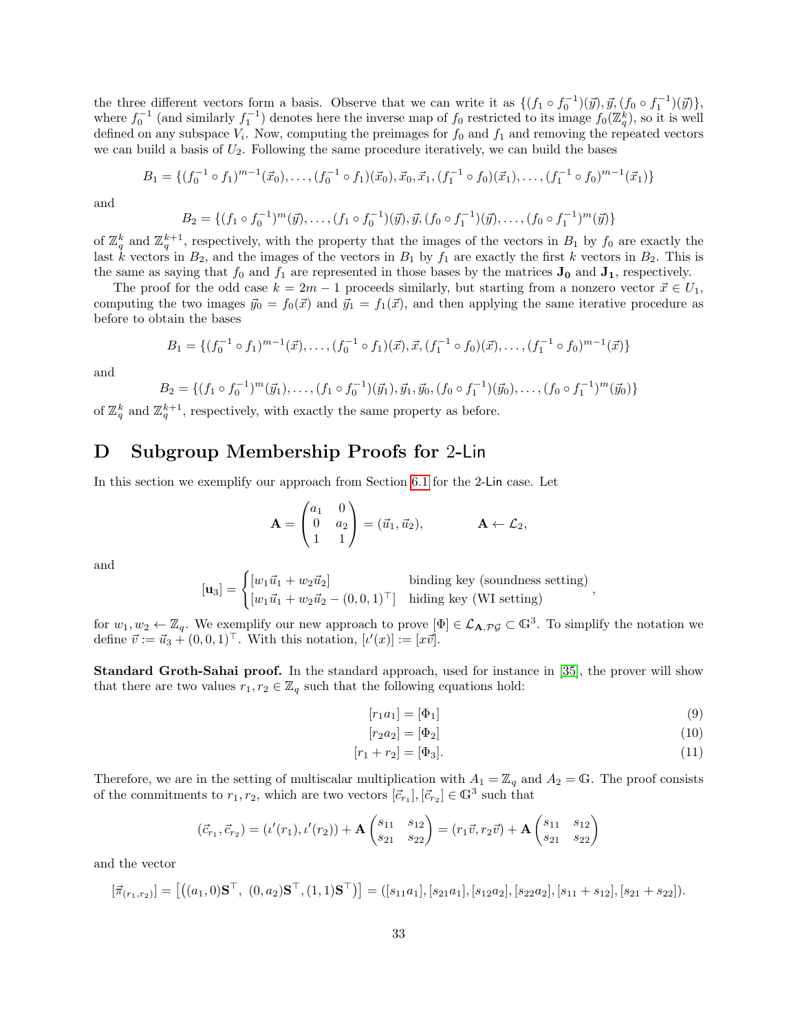the three different vectors form a basis. Observe that we can write it as $\{(f_1 \circ f_0^{-1})(\vec{y}), \vec{y}, (f_0 \circ f_1^{-1})(\vec{y})\}$, where $f_0^{-1}$ (and similarly $f_1^{-1}$) denotes here the inverse map of $f_0$ restricted to its image $f_0(\mathbb{Z}_q^k)$, so it is well defined on any subspace $V_i$. Now, computing the preimages for $f_0$ and $f_1$ and removing the repeated vectors we can build a basis of $U_2$. Following the same procedure iteratively, we can build the bases

$$B_1 = \{(f_0^{-1} \circ f_1)^{m-1}(\vec{x}_0), \ldots, (f_0^{-1} \circ f_1)(\vec{x}_0), \vec{x}_0, \vec{x}_1, (f_1^{-1} \circ f_0)(\vec{x}_1), \ldots, (f_1^{-1} \circ f_0)^{m-1}(\vec{x}_1)\}$$

and

$$B_2 = \{(f_1 \circ f_0^{-1})^m(\vec{y}), \ldots, (f_1 \circ f_0^{-1})(\vec{y}), \vec{y}, (f_0 \circ f_1^{-1})(\vec{y}), \ldots, (f_0 \circ f_1^{-1})^m(\vec{y})\}$$

of $\mathbb{Z}_q^k$ and $\mathbb{Z}_q^{k+1}$, respectively, with the property that the images of the vectors in $B_1$ by $f_0$ are exactly the last $k$ vectors in $B_2$, and the images of the vectors in $B_1$ by $f_1$ are exactly the first $k$ vectors in $B_2$. This is the same as saying that $f_0$ and $f_1$ are represented in those bases by the matrices $\mathbf{J_0}$ and $\mathbf{J_1}$, respectively.

The proof for the odd case $k = 2m-1$ proceeds similarly, but starting from a nonzero vector $\vec{x} \in U_1$, computing the two images $\vec{y}_0 = f_0(\vec{x})$ and $\vec{y}_1 = f_1(\vec{x})$, and then applying the same iterative procedure as before to obtain the bases

$$B_1 = \{(f_0^{-1} \circ f_1)^{m-1}(\vec{x}), \ldots, (f_0^{-1} \circ f_1)(\vec{x}), \vec{x}, (f_1^{-1} \circ f_0)(\vec{x}), \ldots, (f_1^{-1} \circ f_0)^{m-1}(\vec{x})\}$$

and

$$B_2 = \{(f_1 \circ f_0^{-1})^m(\vec{y}_1), \ldots, (f_1 \circ f_0^{-1})(\vec{y}_1), \vec{y}_1, \vec{y}_0, (f_0 \circ f_1^{-1})(\vec{y}_0), \ldots, (f_0 \circ f_1^{-1})^m(\vec{y}_0)\}$$

of $\mathbb{Z}_q^k$ and $\mathbb{Z}_q^{k+1}$, respectively, with exactly the same property as before.

## D Subgroup Membership Proofs for 2-Lin

In this section we exemplify our approach from Section 6.1 for the 2-Lin case. Let

$$\mathbf{A} = \begin{pmatrix} a_1 & 0 \\ 0 & a_2 \\ 1 & 1 \end{pmatrix} = (\vec{u}_1, \vec{u}_2), \qquad \mathbf{A} \leftarrow \mathcal{L}_2,$$

and

$$[\mathbf{u}_3] = \begin{cases} [w_1\vec{u}_1 + w_2\vec{u}_2] & \text{binding key (soundness setting)} \\ [w_1\vec{u}_1 + w_2\vec{u}_2 - (0,0,1)^\top] & \text{hiding key (WI setting)} \end{cases},$$

for $w_1, w_2 \leftarrow \mathbb{Z}_q$. We exemplify our new approach to prove $[\Phi] \in \mathcal{L}_{\mathbf{A},\mathcal{PG}} \subset \mathbb{G}^3$. To simplify the notation we define $\vec{v} := \vec{u}_3 + (0,0,1)^\top$. With this notation, $[\iota'(x)] := [x\vec{v}]$.

**Standard Groth-Sahai proof.** In the standard approach, used for instance in [35], the prover will show that there are two values $r_1, r_2 \in \mathbb{Z}_q$ such that the following equations hold:

$$[r_1 a_1] = [\Phi_1] \tag{9}$$

$$[r_2 a_2] = [\Phi_2] \tag{10}$$

$$[r_1 + r_2] = [\Phi_3]. \tag{11}$$

Therefore, we are in the setting of multiscalar multiplication with $A_1 = \mathbb{Z}_q$ and $A_2 = \mathbb{G}$. The proof consists of the commitments to $r_1, r_2$, which are two vectors $[\vec{c}_{r_1}], [\vec{c}_{r_2}] \in \mathbb{G}^3$ such that

$$(\vec{c}_{r_1}, \vec{c}_{r_2}) = (\iota'(r_1), \iota'(r_2)) + \mathbf{A}\begin{pmatrix} s_{11} & s_{12} \\ s_{21} & s_{22} \end{pmatrix} = (r_1\vec{v}, r_2\vec{v}) + \mathbf{A}\begin{pmatrix} s_{11} & s_{12} \\ s_{21} & s_{22} \end{pmatrix}$$

and the vector

$$[\vec{\pi}_{(r_1,r_2)}] = \left[\left((a_1, 0)\mathbf{S}^\top,\ (0, a_2)\mathbf{S}^\top, (1,1)\mathbf{S}^\top\right)\right] = ([s_{11}a_1], [s_{21}a_1], [s_{12}a_2], [s_{22}a_2], [s_{11} + s_{12}], [s_{21} + s_{22}]).$$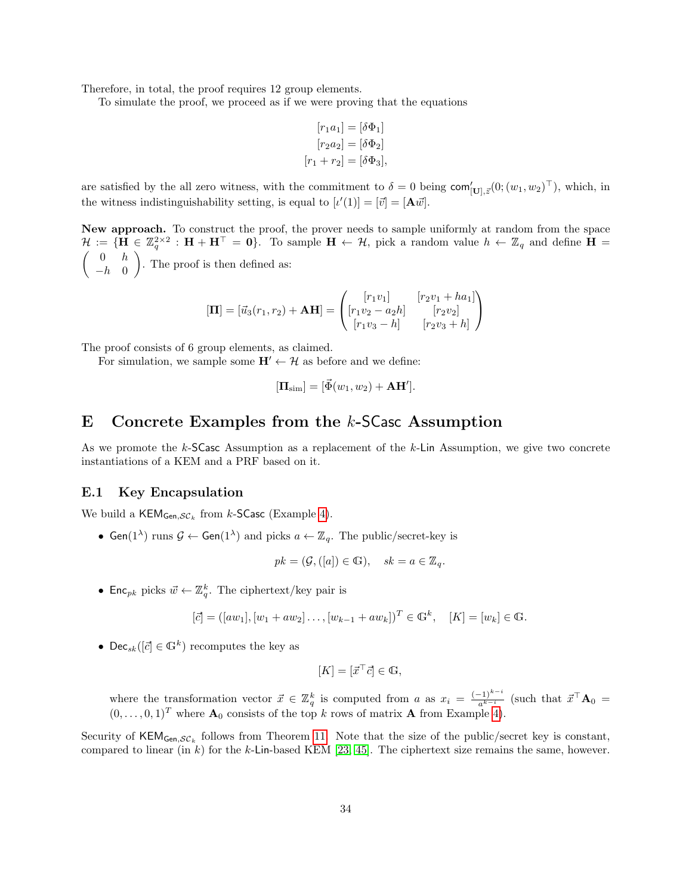Therefore, in total, the proof requires 12 group elements.

To simulate the proof, we proceed as if we were proving that the equations

$$[r_1 a_1] = [\delta \Phi_1]$$
$$[r_2 a_2] = [\delta \Phi_2]$$
$$[r_1 + r_2] = [\delta \Phi_3],$$

are satisfied by the all zero witness, with the commitment to $\delta = 0$ being $\mathsf{com}'_{[\mathbf{U}],\vec{z}}(0; (w_1, w_2)^\top)$, which, in the witness indistinguishability setting, is equal to $[\iota'(1)] = [\vec{v}] = [\mathbf{A}\vec{w}]$.

**New approach.** To construct the proof, the prover needs to sample uniformly at random from the space $\mathcal{H} := \{\mathbf{H} \in \mathbb{Z}_q^{2\times 2} : \mathbf{H} + \mathbf{H}^\top = \mathbf{0}\}$. To sample $\mathbf{H} \leftarrow \mathcal{H}$, pick a random value $h \leftarrow \mathbb{Z}_q$ and define $\mathbf{H} = \begin{pmatrix} 0 & h \\ -h & 0 \end{pmatrix}$. The proof is then defined as:

$$[\mathbf{\Pi}] = [\vec{u}_3(r_1, r_2) + \mathbf{A}\mathbf{H}] = \begin{pmatrix} [r_1 v_1] & [r_2 v_1 + h a_1] \\ [r_1 v_2 - a_2 h] & [r_2 v_2] \\ [r_1 v_3 - h] & [r_2 v_3 + h] \end{pmatrix}$$

The proof consists of 6 group elements, as claimed.

For simulation, we sample some $\mathbf{H}' \leftarrow \mathcal{H}$ as before and we define:

$$[\mathbf{\Pi}_{\text{sim}}] = [\vec{\Phi}(w_1, w_2) + \mathbf{A}\mathbf{H}'].$$

# E Concrete Examples from the $k$-SCasc Assumption

As we promote the $k$-SCasc Assumption as a replacement of the $k$-Lin Assumption, we give two concrete instantiations of a KEM and a PRF based on it.

## E.1 Key Encapsulation

We build a $\mathsf{KEM}_{\mathsf{Gen},\mathcal{SC}_k}$ from $k$-SCasc (Example 4).

- $\mathsf{Gen}(1^\lambda)$ runs $\mathcal{G} \leftarrow \mathsf{Gen}(1^\lambda)$ and picks $a \leftarrow \mathbb{Z}_q$. The public/secret-key is

$$pk = (\mathcal{G}, ([a]) \in \mathbb{G}), \quad sk = a \in \mathbb{Z}_q.$$

- $\mathsf{Enc}_{pk}$ picks $\vec{w} \leftarrow \mathbb{Z}_q^k$. The ciphertext/key pair is

$$[\vec{c}] = ([aw_1], [w_1 + aw_2] \ldots, [w_{k-1} + aw_k])^T \in \mathbb{G}^k, \quad [K] = [w_k] \in \mathbb{G}.$$

- $\mathsf{Dec}_{sk}([\vec{c}] \in \mathbb{G}^k)$ recomputes the key as

$$[K] = [\vec{x}^\top \vec{c}] \in \mathbb{G},$$

where the transformation vector $\vec{x} \in \mathbb{Z}_q^k$ is computed from $a$ as $x_i = \frac{(-1)^{k-i}}{a^{k-i}}$ (such that $\vec{x}^\top \mathbf{A}_0 = (0, \ldots, 0, 1)^T$ where $\mathbf{A}_0$ consists of the top $k$ rows of matrix $\mathbf{A}$ from Example 4).

Security of $\mathsf{KEM}_{\mathsf{Gen},\mathcal{SC}_k}$ follows from Theorem 11. Note that the size of the public/secret key is constant, compared to linear (in $k$) for the $k$-Lin-based KEM [23, 45]. The ciphertext size remains the same, however.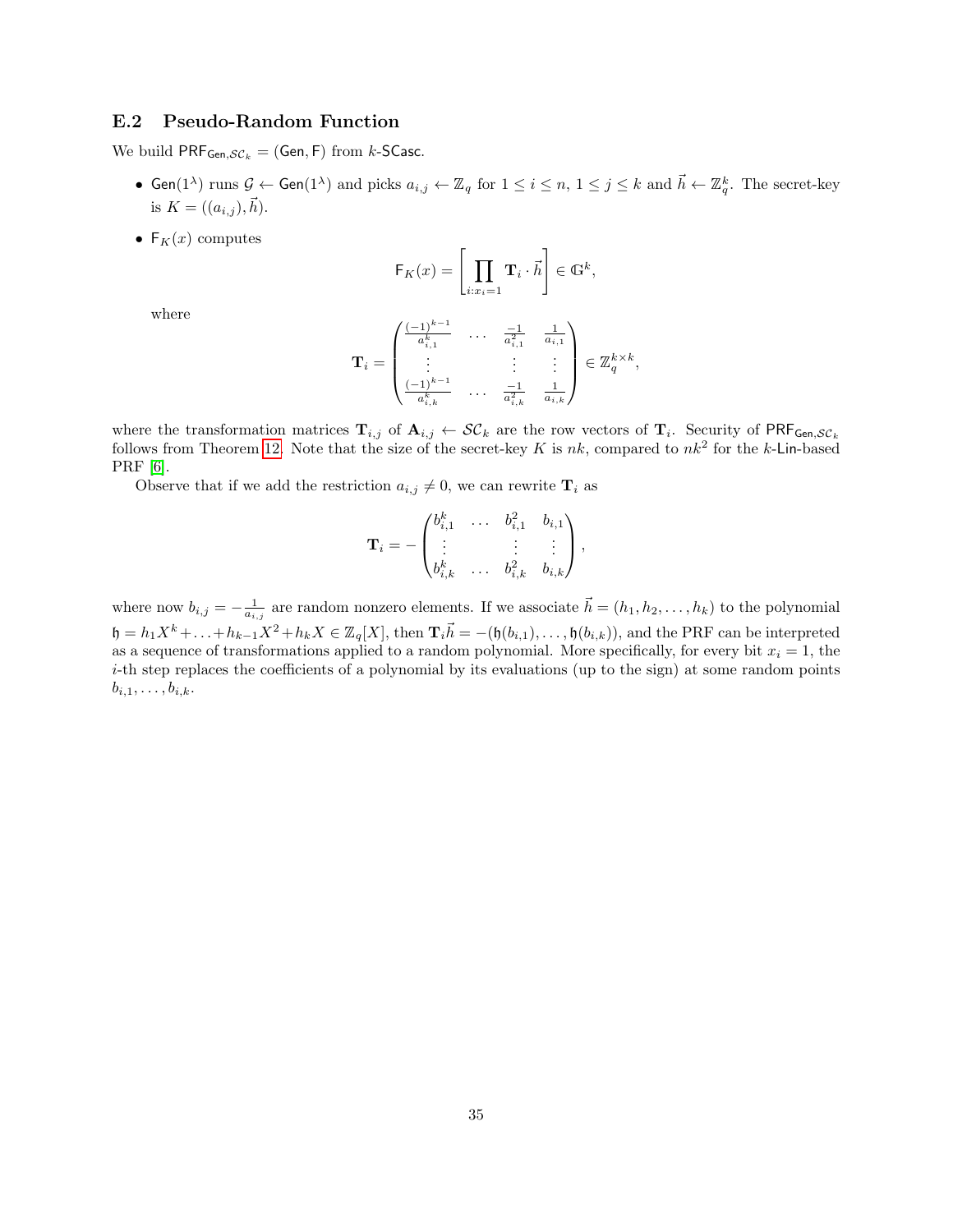## E.2 Pseudo-Random Function

We build $\mathsf{PRF}_{\mathsf{Gen},\mathcal{SC}_k} = (\mathsf{Gen}, \mathsf{F})$ from $k$-$\mathsf{SCasc}$.

- $\mathsf{Gen}(1^\lambda)$ runs $\mathcal{G} \leftarrow \mathsf{Gen}(1^\lambda)$ and picks $a_{i,j} \leftarrow \mathbb{Z}_q$ for $1 \leq i \leq n$, $1 \leq j \leq k$ and $\vec{h} \leftarrow \mathbb{Z}_q^k$. The secret-key is $K = ((a_{i,j}), \vec{h})$.
- $\mathsf{F}_K(x)$ computes

$$\mathsf{F}_K(x) = \left[ \prod_{i : x_i = 1} \mathbf{T}_i \cdot \vec{h} \right] \in \mathbb{G}^k,$$

where

$$\mathbf{T}_i = \begin{pmatrix} \frac{(-1)^{k-1}}{a_{i,1}^k} & \cdots & \frac{-1}{a_{i,1}^2} & \frac{1}{a_{i,1}} \\ \vdots & & \vdots & \vdots \\ \frac{(-1)^{k-1}}{a_{i,k}^k} & \cdots & \frac{-1}{a_{i,k}^2} & \frac{1}{a_{i,k}} \end{pmatrix} \in \mathbb{Z}_q^{k \times k},$$

where the transformation matrices $\mathbf{T}_{i,j}$ of $\mathbf{A}_{i,j} \leftarrow \mathcal{SC}_k$ are the row vectors of $\mathbf{T}_i$. Security of $\mathsf{PRF}_{\mathsf{Gen},\mathcal{SC}_k}$ follows from Theorem 12. Note that the size of the secret-key $K$ is $nk$, compared to $nk^2$ for the $k$-$\mathsf{Lin}$-based PRF [6].

Observe that if we add the restriction $a_{i,j} \neq 0$, we can rewrite $\mathbf{T}_i$ as

$$\mathbf{T}_i = - \begin{pmatrix} b_{i,1}^k & \cdots & b_{i,1}^2 & b_{i,1} \\ \vdots & & \vdots & \vdots \\ b_{i,k}^k & \cdots & b_{i,k}^2 & b_{i,k} \end{pmatrix},$$

where now $b_{i,j} = -\frac{1}{a_{i,j}}$ are random nonzero elements. If we associate $\vec{h} = (h_1, h_2, \ldots, h_k)$ to the polynomial $\mathfrak{h} = h_1 X^k + \ldots + h_{k-1} X^2 + h_k X \in \mathbb{Z}_q[X]$, then $\mathbf{T}_i \vec{h} = -(\mathfrak{h}(b_{i,1}), \ldots, \mathfrak{h}(b_{i,k}))$, and the PRF can be interpreted as a sequence of transformations applied to a random polynomial. More specifically, for every bit $x_i = 1$, the $i$-th step replaces the coefficients of a polynomial by its evaluations (up to the sign) at some random points $b_{i,1}, \ldots, b_{i,k}$.